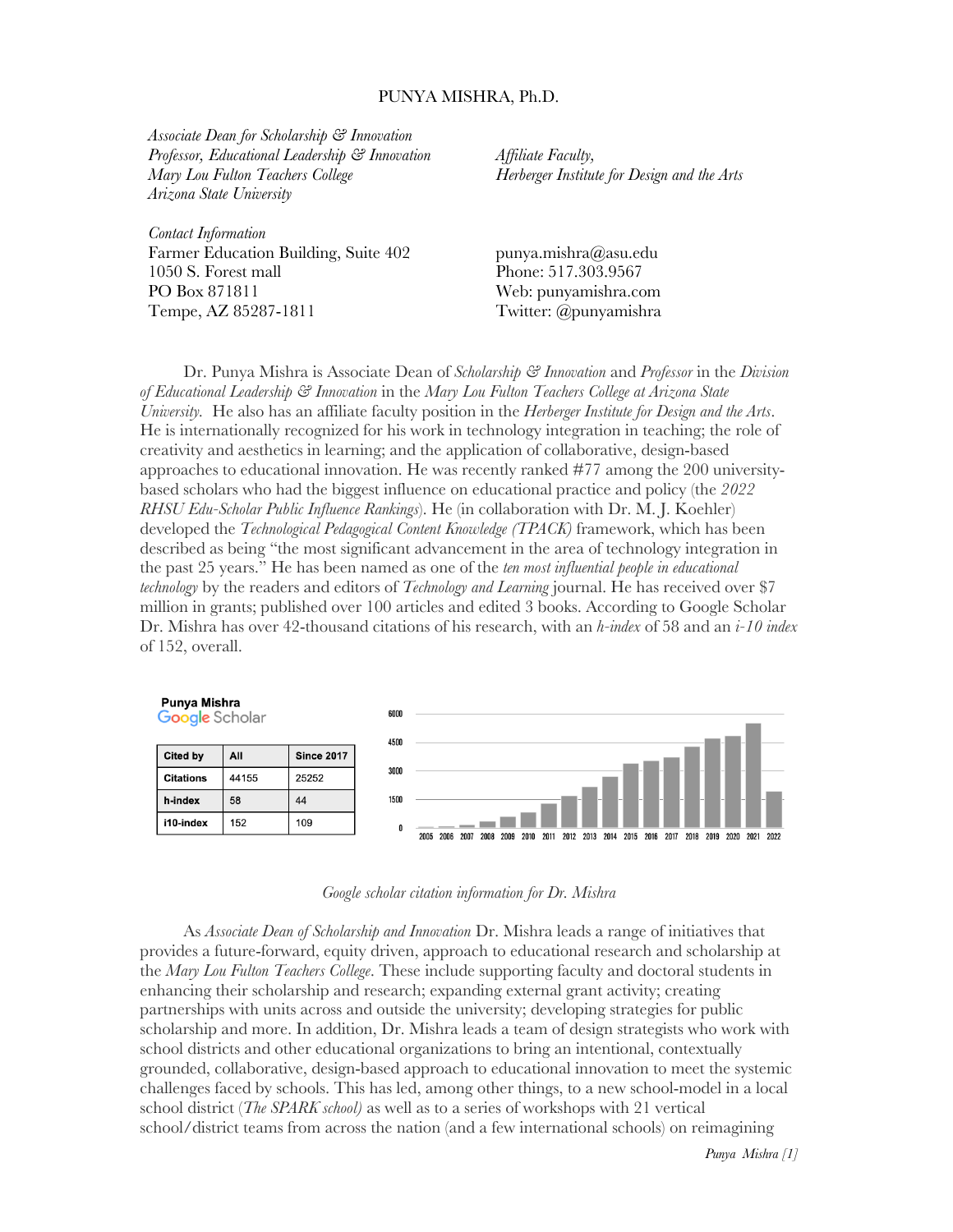# PUNYA MISHRA, Ph.D.

*Associate Dean for Scholarship & Innovation*
*Professor, Educational Leadership & Innovation*
*Mary Lou Fulton Teachers College*
*Arizona State University*

*Affiliate Faculty,*
*Herberger Institute for Design and the Arts*

*Contact Information*
Farmer Education Building, Suite 402
1050 S. Forest mall
PO Box 871811
Tempe, AZ 85287-1811

punya.mishra@asu.edu
Phone: 517.303.9567
Web: punyamishra.com
Twitter: @punyamishra

Dr. Punya Mishra is Associate Dean of *Scholarship & Innovation* and *Professor* in the *Division of Educational Leadership & Innovation* in the *Mary Lou Fulton Teachers College at Arizona State University*. He also has an affiliate faculty position in the *Herberger Institute for Design and the Arts*. He is internationally recognized for his work in technology integration in teaching; the role of creativity and aesthetics in learning; and the application of collaborative, design-based approaches to educational innovation. He was recently ranked #77 among the 200 university-based scholars who had the biggest influence on educational practice and policy (the *2022 RHSU Edu-Scholar Public Influence Rankings*). He (in collaboration with Dr. M. J. Koehler) developed the *Technological Pedagogical Content Knowledge (TPACK)* framework, which has been described as being "the most significant advancement in the area of technology integration in the past 25 years." He has been named as one of the *ten most influential people in educational technology* by the readers and editors of *Technology and Learning* journal. He has received over $7 million in grants; published over 100 articles and edited 3 books. According to Google Scholar Dr. Mishra has over 42-thousand citations of his research, with an *h-index* of 58 and an *i-10 index* of 152, overall.

**Punya Mishra**
Google Scholar

| Cited by | All | Since 2017 |
|---|---|---|
| Citations | 44155 | 25252 |
| h-index | 58 | 44 |
| i10-index | 152 | 109 |

*Google scholar citation information for Dr. Mishra*

As *Associate Dean of Scholarship and Innovation* Dr. Mishra leads a range of initiatives that provides a future-forward, equity driven, approach to educational research and scholarship at the *Mary Lou Fulton Teachers College*. These include supporting faculty and doctoral students in enhancing their scholarship and research; expanding external grant activity; creating partnerships with units across and outside the university; developing strategies for public scholarship and more. In addition, Dr. Mishra leads a team of design strategists who work with school districts and other educational organizations to bring an intentional, contextually grounded, collaborative, design-based approach to educational innovation to meet the systemic challenges faced by schools. This has led, among other things, to a new school-model in a local school district (*The SPARK school)* as well as to a series of workshops with 21 vertical school/district teams from across the nation (and a few international schools) on reimagining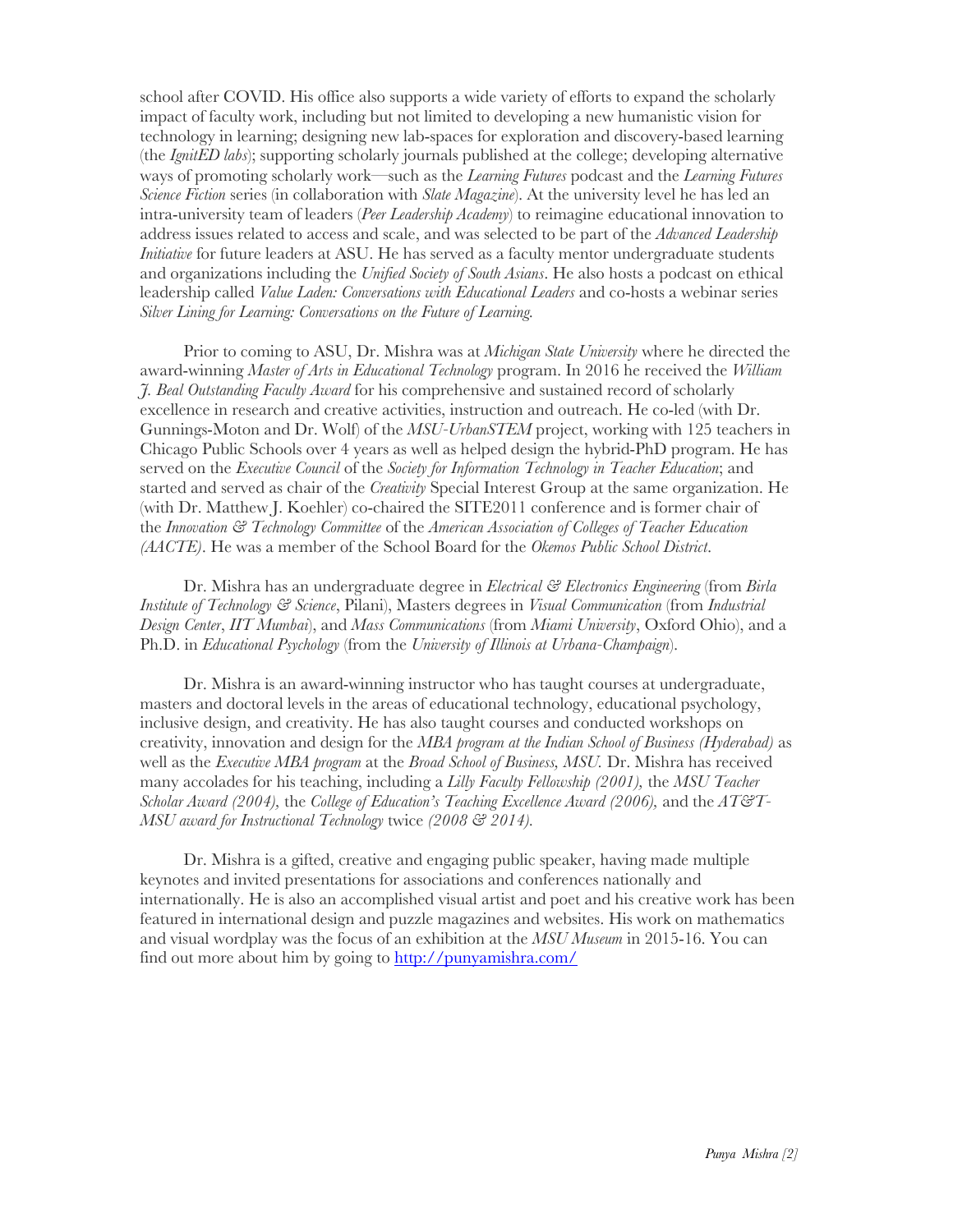school after COVID. His office also supports a wide variety of efforts to expand the scholarly impact of faculty work, including but not limited to developing a new humanistic vision for technology in learning; designing new lab-spaces for exploration and discovery-based learning (the *IgnitED labs*); supporting scholarly journals published at the college; developing alternative ways of promoting scholarly work—such as the *Learning Futures* podcast and the *Learning Futures Science Fiction* series (in collaboration with *Slate Magazine*). At the university level he has led an intra-university team of leaders (*Peer Leadership Academy*) to reimagine educational innovation to address issues related to access and scale, and was selected to be part of the *Advanced Leadership Initiative* for future leaders at ASU. He has served as a faculty mentor undergraduate students and organizations including the *Unified Society of South Asians*. He also hosts a podcast on ethical leadership called *Value Laden: Conversations with Educational Leaders* and co-hosts a webinar series *Silver Lining for Learning: Conversations on the Future of Learning.*

Prior to coming to ASU, Dr. Mishra was at *Michigan State University* where he directed the award-winning *Master of Arts in Educational Technology* program. In 2016 he received the *William J. Beal Outstanding Faculty Award* for his comprehensive and sustained record of scholarly excellence in research and creative activities, instruction and outreach. He co-led (with Dr. Gunnings-Moton and Dr. Wolf) of the *MSU-UrbanSTEM* project, working with 125 teachers in Chicago Public Schools over 4 years as well as helped design the hybrid-PhD program. He has served on the *Executive Council* of the *Society for Information Technology in Teacher Education*; and started and served as chair of the *Creativity* Special Interest Group at the same organization. He (with Dr. Matthew J. Koehler) co-chaired the SITE2011 conference and is former chair of the *Innovation & Technology Committee* of the *American Association of Colleges of Teacher Education (AACTE)*. He was a member of the School Board for the *Okemos Public School District*.

Dr. Mishra has an undergraduate degree in *Electrical & Electronics Engineering* (from *Birla Institute of Technology & Science*, Pilani), Masters degrees in *Visual Communication* (from *Industrial Design Center*, *IIT Mumbai*), and *Mass Communications* (from *Miami University*, Oxford Ohio), and a Ph.D. in *Educational Psychology* (from the *University of Illinois at Urbana-Champaign*).

Dr. Mishra is an award-winning instructor who has taught courses at undergraduate, masters and doctoral levels in the areas of educational technology, educational psychology, inclusive design, and creativity. He has also taught courses and conducted workshops on creativity, innovation and design for the *MBA program at the Indian School of Business (Hyderabad)* as well as the *Executive MBA program* at the *Broad School of Business, MSU.* Dr. Mishra has received many accolades for his teaching, including a *Lilly Faculty Fellowship (2001),* the *MSU Teacher Scholar Award (2004),* the *College of Education's Teaching Excellence Award (2006),* and the *AT&T-MSU award for Instructional Technology* twice *(2008 & 2014).*

Dr. Mishra is a gifted, creative and engaging public speaker, having made multiple keynotes and invited presentations for associations and conferences nationally and internationally. He is also an accomplished visual artist and poet and his creative work has been featured in international design and puzzle magazines and websites. His work on mathematics and visual wordplay was the focus of an exhibition at the *MSU Museum* in 2015-16. You can find out more about him by going to http://punyamishra.com/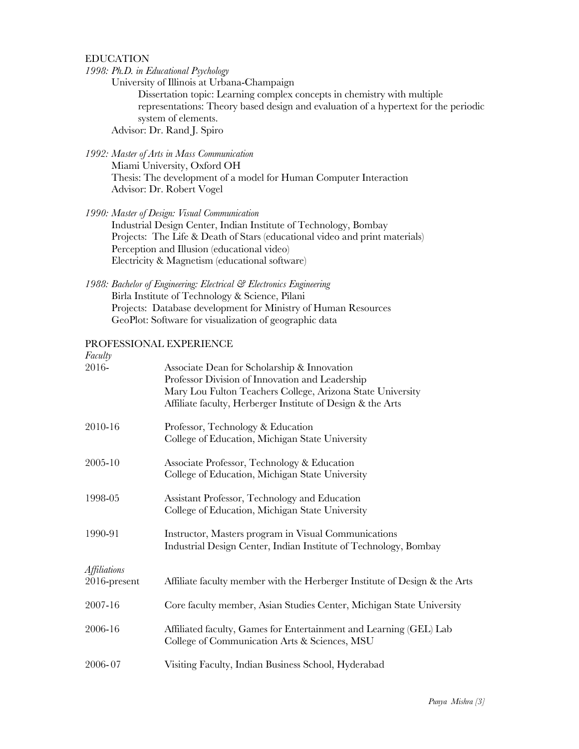## EDUCATION

*1998: Ph.D. in Educational Psychology*

University of Illinois at Urbana-Champaign

Dissertation topic: Learning complex concepts in chemistry with multiple representations: Theory based design and evaluation of a hypertext for the periodic system of elements.

Advisor: Dr. Rand J. Spiro

*1992: Master of Arts in Mass Communication*

Miami University, Oxford OH

Thesis: The development of a model for Human Computer Interaction

Advisor: Dr. Robert Vogel

*1990: Master of Design: Visual Communication*

Industrial Design Center, Indian Institute of Technology, Bombay

Projects: The Life & Death of Stars (educational video and print materials)

Perception and Illusion (educational video)

Electricity & Magnetism (educational software)

*1988: Bachelor of Engineering: Electrical & Electronics Engineering*

Birla Institute of Technology & Science, Pilani

Projects: Database development for Ministry of Human Resources

GeoPlot: Software for visualization of geographic data

## PROFESSIONAL EXPERIENCE

*Faculty*

| | |
|---|---|
| 2016- | Associate Dean for Scholarship & Innovation<br>Professor Division of Innovation and Leadership<br>Mary Lou Fulton Teachers College, Arizona State University<br>Affiliate faculty, Herberger Institute of Design & the Arts |
| 2010-16 | Professor, Technology & Education<br>College of Education, Michigan State University |
| 2005-10 | Associate Professor, Technology & Education<br>College of Education, Michigan State University |
| 1998-05 | Assistant Professor, Technology and Education<br>College of Education, Michigan State University |
| 1990-91 | Instructor, Masters program in Visual Communications<br>Industrial Design Center, Indian Institute of Technology, Bombay |

*Affiliations*

| | |
|---|---|
| 2016-present | Affiliate faculty member with the Herberger Institute of Design & the Arts |
| 2007-16 | Core faculty member, Asian Studies Center, Michigan State University |
| 2006-16 | Affiliated faculty, Games for Entertainment and Learning (GEL) Lab<br>College of Communication Arts & Sciences, MSU |
| 2006-07 | Visiting Faculty, Indian Business School, Hyderabad |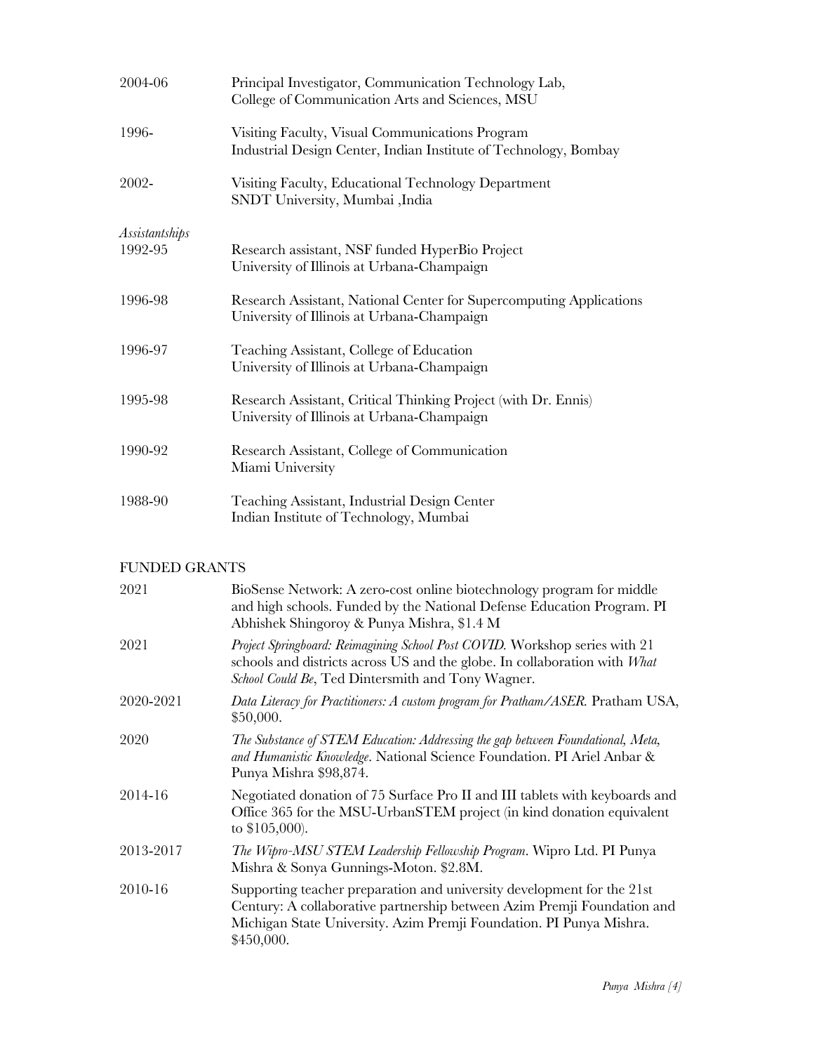2004-06 Principal Investigator, Communication Technology Lab,
College of Communication Arts and Sciences, MSU

1996- Visiting Faculty, Visual Communications Program
Industrial Design Center, Indian Institute of Technology, Bombay

2002- Visiting Faculty, Educational Technology Department
SNDT University, Mumbai ,India

*Assistantships*

1992-95 Research assistant, NSF funded HyperBio Project
University of Illinois at Urbana-Champaign

1996-98 Research Assistant, National Center for Supercomputing Applications
University of Illinois at Urbana-Champaign

1996-97 Teaching Assistant, College of Education
University of Illinois at Urbana-Champaign

1995-98 Research Assistant, Critical Thinking Project (with Dr. Ennis)
University of Illinois at Urbana-Champaign

1990-92 Research Assistant, College of Communication
Miami University

1988-90 Teaching Assistant, Industrial Design Center
Indian Institute of Technology, Mumbai

## FUNDED GRANTS

2021 BioSense Network: A zero-cost online biotechnology program for middle and high schools. Funded by the National Defense Education Program. PI Abhishek Shingoroy & Punya Mishra, $1.4 M

2021 *Project Springboard: Reimagining School Post COVID.* Workshop series with 21 schools and districts across US and the globe. In collaboration with *What School Could Be*, Ted Dintersmith and Tony Wagner.

2020-2021 *Data Literacy for Practitioners: A custom program for Pratham/ASER.* Pratham USA, $50,000.

2020 *The Substance of STEM Education: Addressing the gap between Foundational, Meta, and Humanistic Knowledge*. National Science Foundation. PI Ariel Anbar & Punya Mishra $98,874.

2014-16 Negotiated donation of 75 Surface Pro II and III tablets with keyboards and Office 365 for the MSU-UrbanSTEM project (in kind donation equivalent to $105,000).

2013-2017 *The Wipro-MSU STEM Leadership Fellowship Program*. Wipro Ltd. PI Punya Mishra & Sonya Gunnings-Moton. $2.8M.

2010-16 Supporting teacher preparation and university development for the 21st Century: A collaborative partnership between Azim Premji Foundation and Michigan State University. Azim Premji Foundation. PI Punya Mishra. $450,000.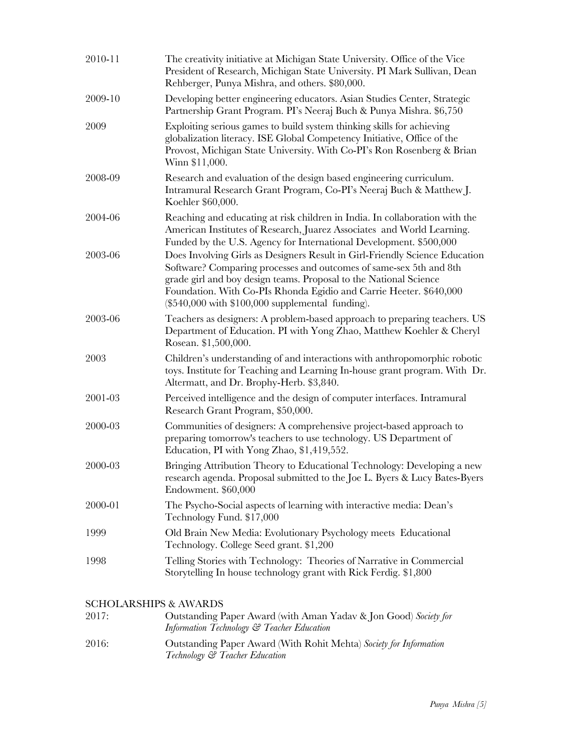| | |
|---|---|
| 2010-11 | The creativity initiative at Michigan State University. Office of the Vice President of Research, Michigan State University. PI Mark Sullivan, Dean Rehberger, Punya Mishra, and others. $80,000. |
| 2009-10 | Developing better engineering educators. Asian Studies Center, Strategic Partnership Grant Program. PI's Neeraj Buch & Punya Mishra. $6,750 |
| 2009 | Exploiting serious games to build system thinking skills for achieving globalization literacy. ISE Global Competency Initiative, Office of the Provost, Michigan State University. With Co-PI's Ron Rosenberg & Brian Winn $11,000. |
| 2008-09 | Research and evaluation of the design based engineering curriculum. Intramural Research Grant Program, Co-PI's Neeraj Buch & Matthew J. Koehler $60,000. |
| 2004-06 | Reaching and educating at risk children in India. In collaboration with the American Institutes of Research, Juarez Associates and World Learning. Funded by the U.S. Agency for International Development. $500,000 |
| 2003-06 | Does Involving Girls as Designers Result in Girl-Friendly Science Education Software? Comparing processes and outcomes of same-sex 5th and 8th grade girl and boy design teams. Proposal to the National Science Foundation. With Co-PIs Rhonda Egidio and Carrie Heeter. $640,000 ($540,000 with $100,000 supplemental funding). |
| 2003-06 | Teachers as designers: A problem-based approach to preparing teachers. US Department of Education. PI with Yong Zhao, Matthew Koehler & Cheryl Rosean. $1,500,000. |
| 2003 | Children's understanding of and interactions with anthropomorphic robotic toys. Institute for Teaching and Learning In-house grant program. With Dr. Altermatt, and Dr. Brophy-Herb. $3,840. |
| 2001-03 | Perceived intelligence and the design of computer interfaces. Intramural Research Grant Program, $50,000. |
| 2000-03 | Communities of designers: A comprehensive project-based approach to preparing tomorrow's teachers to use technology. US Department of Education, PI with Yong Zhao, $1,419,552. |
| 2000-03 | Bringing Attribution Theory to Educational Technology: Developing a new research agenda. Proposal submitted to the Joe L. Byers & Lucy Bates-Byers Endowment. $60,000 |
| 2000-01 | The Psycho-Social aspects of learning with interactive media: Dean's Technology Fund. $17,000 |
| 1999 | Old Brain New Media: Evolutionary Psychology meets Educational Technology. College Seed grant. $1,200 |
| 1998 | Telling Stories with Technology: Theories of Narrative in Commercial Storytelling In house technology grant with Rick Ferdig. $1,800 |

## SCHOLARSHIPS & AWARDS

| | |
|---|---|
| 2017: | Outstanding Paper Award (with Aman Yadav & Jon Good) *Society for Information Technology & Teacher Education* |
| 2016: | Outstanding Paper Award (With Rohit Mehta) *Society for Information Technology & Teacher Education* |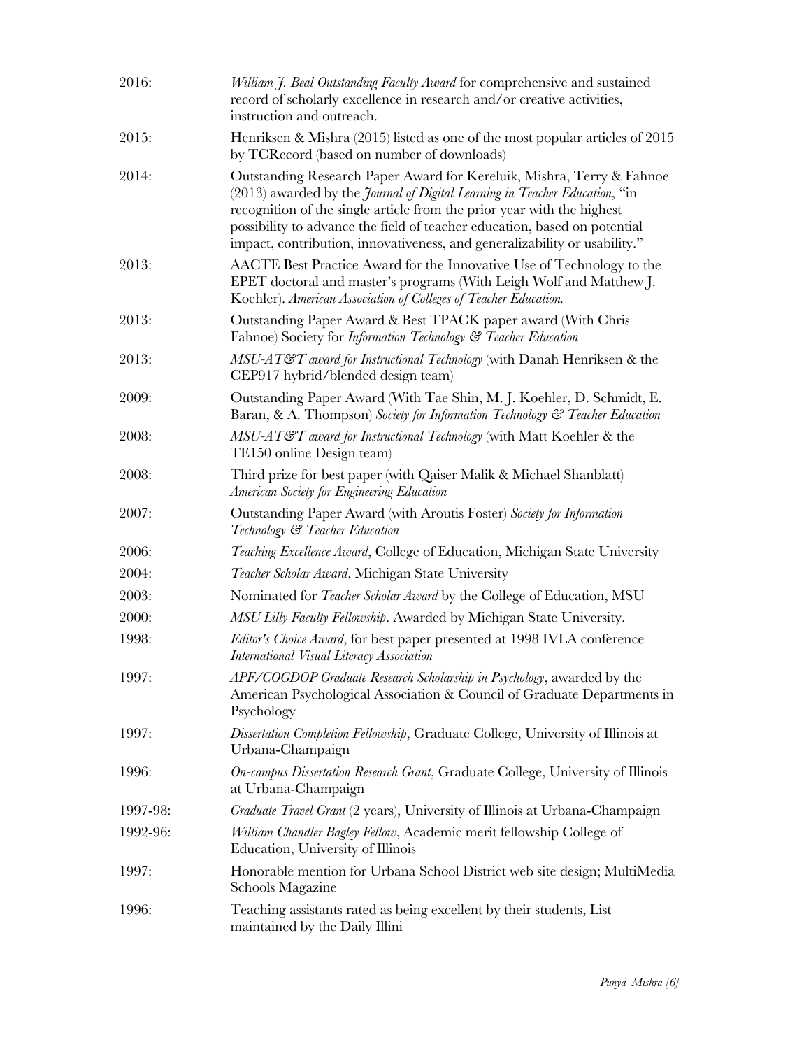2016: *William J. Beal Outstanding Faculty Award* for comprehensive and sustained record of scholarly excellence in research and/or creative activities, instruction and outreach.

2015: Henriksen & Mishra (2015) listed as one of the most popular articles of 2015 by TCRecord (based on number of downloads)

2014: Outstanding Research Paper Award for Kereluik, Mishra, Terry & Fahnoe (2013) awarded by the *Journal of Digital Learning in Teacher Education*, "in recognition of the single article from the prior year with the highest possibility to advance the field of teacher education, based on potential impact, contribution, innovativeness, and generalizability or usability."

2013: AACTE Best Practice Award for the Innovative Use of Technology to the EPET doctoral and master's programs (With Leigh Wolf and Matthew J. Koehler). *American Association of Colleges of Teacher Education.*

2013: Outstanding Paper Award & Best TPACK paper award (With Chris Fahnoe) Society for *Information Technology & Teacher Education*

2013: *MSU-AT&T award for Instructional Technology* (with Danah Henriksen & the CEP917 hybrid/blended design team)

2009: Outstanding Paper Award (With Tae Shin, M. J. Koehler, D. Schmidt, E. Baran, & A. Thompson) *Society for Information Technology & Teacher Education*

2008: *MSU-AT&T award for Instructional Technology* (with Matt Koehler & the TE150 online Design team)

2008: Third prize for best paper (with Qaiser Malik & Michael Shanblatt) *American Society for Engineering Education*

2007: Outstanding Paper Award (with Aroutis Foster) *Society for Information Technology & Teacher Education*

2006: *Teaching Excellence Award*, College of Education, Michigan State University

2004: *Teacher Scholar Award*, Michigan State University

2003: Nominated for *Teacher Scholar Award* by the College of Education, MSU

2000: *MSU Lilly Faculty Fellowship*. Awarded by Michigan State University.

1998: *Editor's Choice Award*, for best paper presented at 1998 IVLA conference *International Visual Literacy Association*

1997: *APF/COGDOP Graduate Research Scholarship in Psychology*, awarded by the American Psychological Association & Council of Graduate Departments in Psychology

1997: *Dissertation Completion Fellowship*, Graduate College, University of Illinois at Urbana-Champaign

1996: *On-campus Dissertation Research Grant*, Graduate College, University of Illinois at Urbana-Champaign

1997-98: *Graduate Travel Grant* (2 years), University of Illinois at Urbana-Champaign

1992-96: *William Chandler Bagley Fellow*, Academic merit fellowship College of Education, University of Illinois

1997: Honorable mention for Urbana School District web site design; MultiMedia Schools Magazine

1996: Teaching assistants rated as being excellent by their students, List maintained by the Daily Illini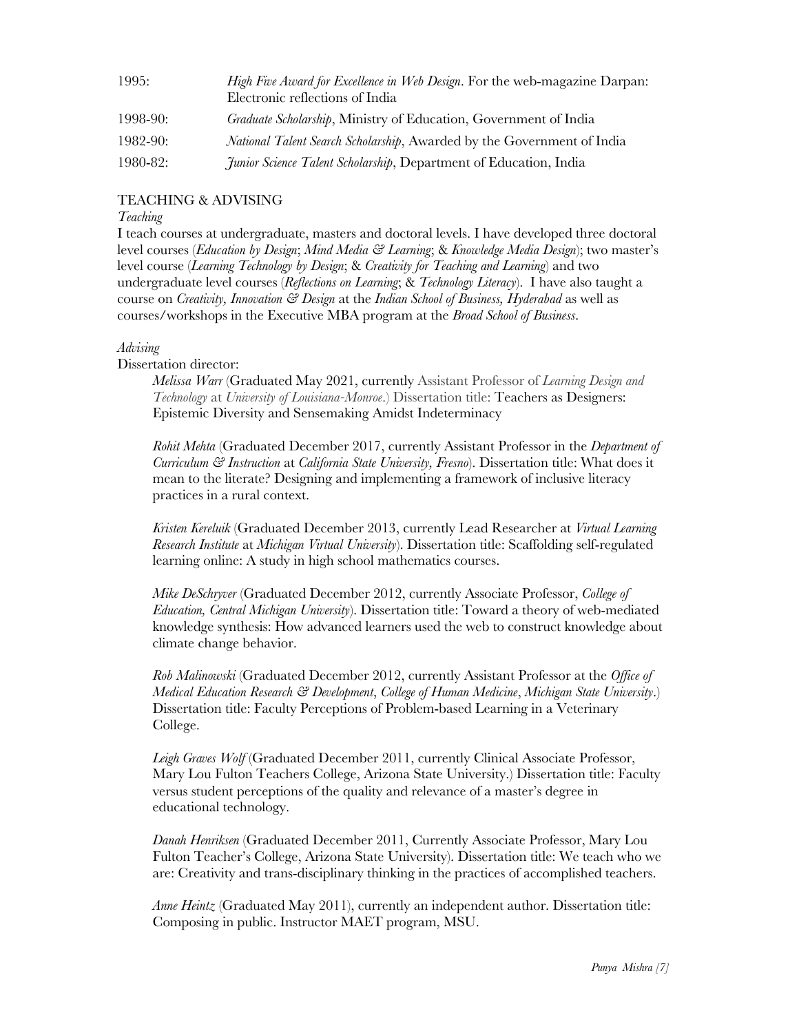| | |
|---|---|
| 1995: | *High Five Award for Excellence in Web Design*. For the web-magazine Darpan: Electronic reflections of India |
| 1998-90: | *Graduate Scholarship*, Ministry of Education, Government of India |
| 1982-90: | *National Talent Search Scholarship*, Awarded by the Government of India |
| 1980-82: | *Junior Science Talent Scholarship*, Department of Education, India |

## TEACHING & ADVISING

*Teaching*

I teach courses at undergraduate, masters and doctoral levels. I have developed three doctoral level courses (*Education by Design*; *Mind Media & Learning*; & *Knowledge Media Design*); two master's level course (*Learning Technology by Design*; & *Creativity for Teaching and Learning*) and two undergraduate level courses (*Reflections on Learning*; & *Technology Literacy*). I have also taught a course on *Creativity, Innovation & Design* at the *Indian School of Business, Hyderabad* as well as courses/workshops in the Executive MBA program at the *Broad School of Business*.

*Advising*

Dissertation director:

*Melissa Warr* (Graduated May 2021, currently Assistant Professor of *Learning Design and Technology* at *University of Louisiana-Monroe*.) Dissertation title: Teachers as Designers: Epistemic Diversity and Sensemaking Amidst Indeterminacy

*Rohit Mehta* (Graduated December 2017, currently Assistant Professor in the *Department of Curriculum & Instruction* at *California State University, Fresno*). Dissertation title: What does it mean to the literate? Designing and implementing a framework of inclusive literacy practices in a rural context.

*Kristen Kereluik* (Graduated December 2013, currently Lead Researcher at *Virtual Learning Research Institute* at *Michigan Virtual University*). Dissertation title: Scaffolding self-regulated learning online: A study in high school mathematics courses.

*Mike DeSchryver* (Graduated December 2012, currently Associate Professor, *College of Education, Central Michigan University*). Dissertation title: Toward a theory of web-mediated knowledge synthesis: How advanced learners used the web to construct knowledge about climate change behavior.

*Rob Malinowski* (Graduated December 2012, currently Assistant Professor at the *Office of Medical Education Research & Development*, *College of Human Medicine*, *Michigan State University*.) Dissertation title: Faculty Perceptions of Problem-based Learning in a Veterinary College.

*Leigh Graves Wolf* (Graduated December 2011, currently Clinical Associate Professor, Mary Lou Fulton Teachers College, Arizona State University.) Dissertation title: Faculty versus student perceptions of the quality and relevance of a master's degree in educational technology.

*Danah Henriksen* (Graduated December 2011, Currently Associate Professor, Mary Lou Fulton Teacher's College, Arizona State University). Dissertation title: We teach who we are: Creativity and trans-disciplinary thinking in the practices of accomplished teachers.

*Anne Heintz* (Graduated May 2011), currently an independent author. Dissertation title: Composing in public. Instructor MAET program, MSU.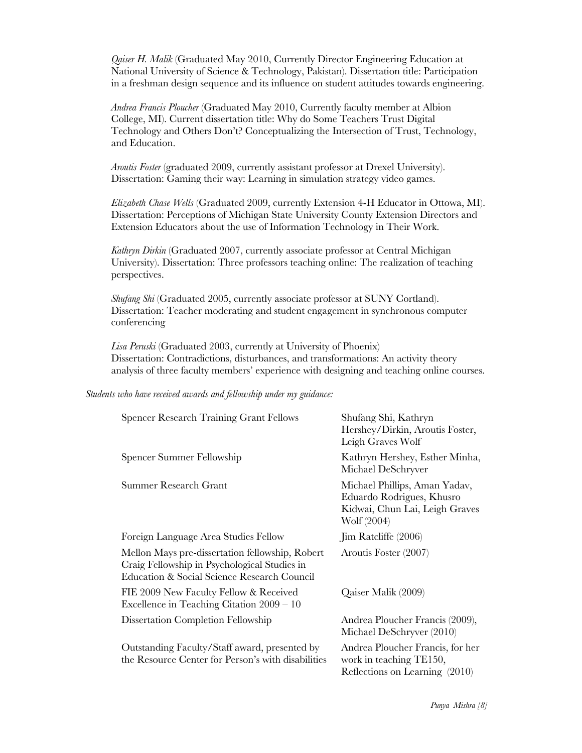*Qaiser H. Malik* (Graduated May 2010, Currently Director Engineering Education at National University of Science & Technology, Pakistan). Dissertation title: Participation in a freshman design sequence and its influence on student attitudes towards engineering.

*Andrea Francis Ploucher* (Graduated May 2010, Currently faculty member at Albion College, MI). Current dissertation title: Why do Some Teachers Trust Digital Technology and Others Don't? Conceptualizing the Intersection of Trust, Technology, and Education.

*Aroutis Foster* (graduated 2009, currently assistant professor at Drexel University). Dissertation: Gaming their way: Learning in simulation strategy video games.

*Elizabeth Chase Wells* (Graduated 2009, currently Extension 4-H Educator in Ottowa, MI). Dissertation: Perceptions of Michigan State University County Extension Directors and Extension Educators about the use of Information Technology in Their Work.

*Kathryn Dirkin* (Graduated 2007, currently associate professor at Central Michigan University). Dissertation: Three professors teaching online: The realization of teaching perspectives.

*Shufang Shi* (Graduated 2005, currently associate professor at SUNY Cortland). Dissertation: Teacher moderating and student engagement in synchronous computer conferencing

*Lisa Peruski* (Graduated 2003, currently at University of Phoenix) Dissertation: Contradictions, disturbances, and transformations: An activity theory analysis of three faculty members' experience with designing and teaching online courses.

*Students who have received awards and fellowship under my guidance:*

| Award | Students |
|---|---|
| Spencer Research Training Grant Fellows | Shufang Shi, Kathryn Hershey/Dirkin, Aroutis Foster, Leigh Graves Wolf |
| Spencer Summer Fellowship | Kathryn Hershey, Esther Minha, Michael DeSchryver |
| Summer Research Grant | Michael Phillips, Aman Yadav, Eduardo Rodrigues, Khusro Kidwai, Chun Lai, Leigh Graves Wolf (2004) |
| Foreign Language Area Studies Fellow | Jim Ratcliffe (2006) |
| Mellon Mays pre-dissertation fellowship, Robert Craig Fellowship in Psychological Studies in Education & Social Science Research Council | Aroutis Foster (2007) |
| FIE 2009 New Faculty Fellow & Received Excellence in Teaching Citation 2009 – 10 | Qaiser Malik (2009) |
| Dissertation Completion Fellowship | Andrea Ploucher Francis (2009), Michael DeSchryver (2010) |
| Outstanding Faculty/Staff award, presented by the Resource Center for Person's with disabilities | Andrea Ploucher Francis, for her work in teaching TE150, Reflections on Learning (2010) |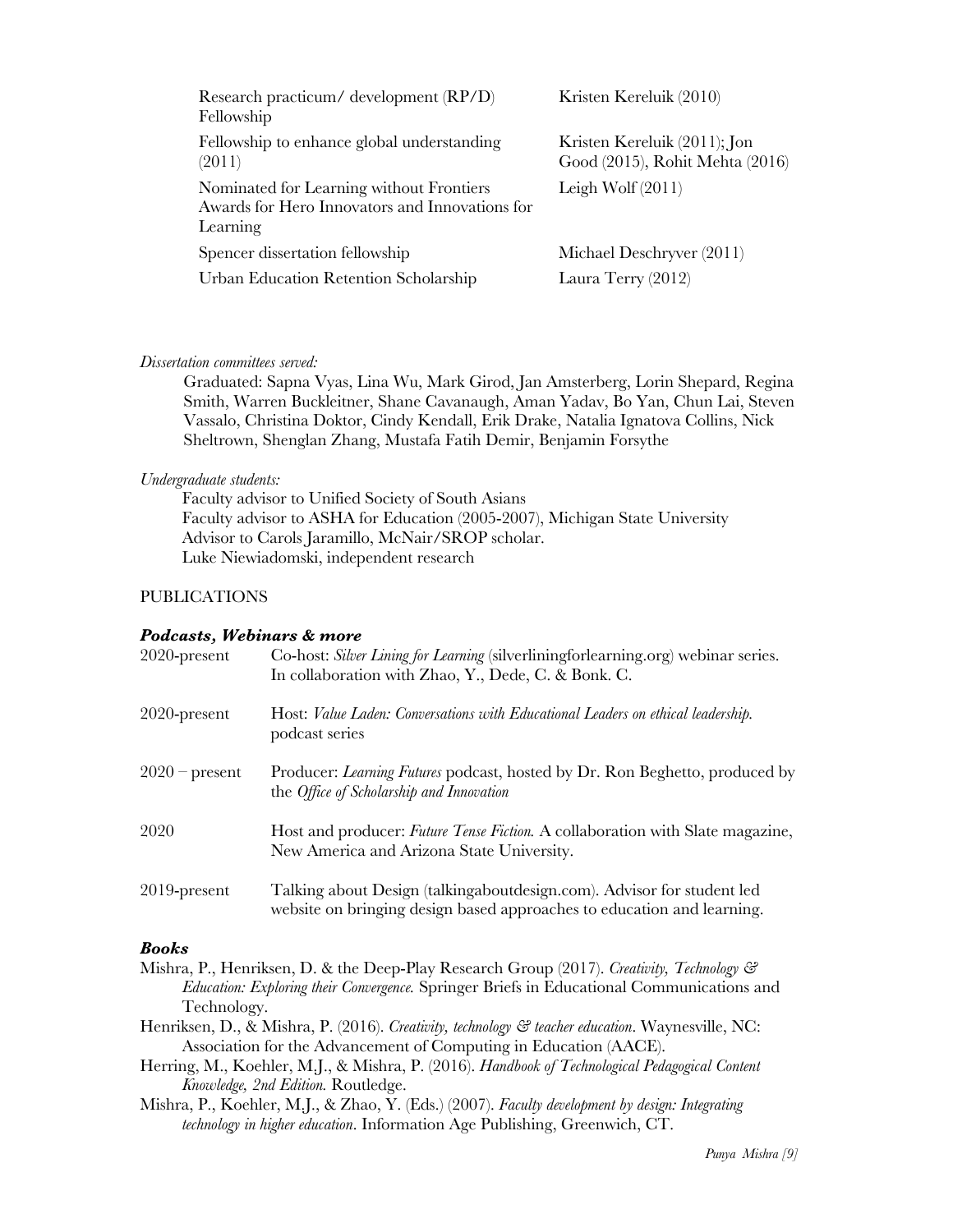| | |
|---|---|
| Research practicum/ development (RP/D) Fellowship | Kristen Kereluik (2010) |
| Fellowship to enhance global understanding (2011) | Kristen Kereluik (2011); Jon Good (2015), Rohit Mehta (2016) |
| Nominated for Learning without Frontiers Awards for Hero Innovators and Innovations for Learning | Leigh Wolf (2011) |
| Spencer dissertation fellowship | Michael Deschryver (2011) |
| Urban Education Retention Scholarship | Laura Terry (2012) |

*Dissertation committees served:*

Graduated: Sapna Vyas, Lina Wu, Mark Girod, Jan Amsterberg, Lorin Shepard, Regina Smith, Warren Buckleitner, Shane Cavanaugh, Aman Yadav, Bo Yan, Chun Lai, Steven Vassalo, Christina Doktor, Cindy Kendall, Erik Drake, Natalia Ignatova Collins, Nick Sheltrown, Shenglan Zhang, Mustafa Fatih Demir, Benjamin Forsythe

*Undergraduate students:*

Faculty advisor to Unified Society of South Asians
Faculty advisor to ASHA for Education (2005-2007), Michigan State University
Advisor to Carols Jaramillo, McNair/SROP scholar.
Luke Niewiadomski, independent research

## PUBLICATIONS

### *Podcasts, Webinars & more*

| | |
|---|---|
| 2020-present | Co-host: *Silver Lining for Learning* (silverliningforlearning.org) webinar series. In collaboration with Zhao, Y., Dede, C. & Bonk. C. |
| 2020-present | Host: *Value Laden: Conversations with Educational Leaders on ethical leadership.* podcast series |
| 2020 – present | Producer: *Learning Futures* podcast, hosted by Dr. Ron Beghetto, produced by the *Office of Scholarship and Innovation* |
| 2020 | Host and producer: *Future Tense Fiction.* A collaboration with Slate magazine, New America and Arizona State University. |
| 2019-present | Talking about Design (talkingaboutdesign.com). Advisor for student led website on bringing design based approaches to education and learning. |

### *Books*

Mishra, P., Henriksen, D. & the Deep-Play Research Group (2017). *Creativity, Technology & Education: Exploring their Convergence.* Springer Briefs in Educational Communications and Technology.

Henriksen, D., & Mishra, P. (2016). *Creativity, technology & teacher education*. Waynesville, NC: Association for the Advancement of Computing in Education (AACE).

Herring, M., Koehler, M.J., & Mishra, P. (2016). *Handbook of Technological Pedagogical Content Knowledge, 2nd Edition.* Routledge.

Mishra, P., Koehler, M.J., & Zhao, Y. (Eds.) (2007). *Faculty development by design: Integrating technology in higher education*. Information Age Publishing, Greenwich, CT.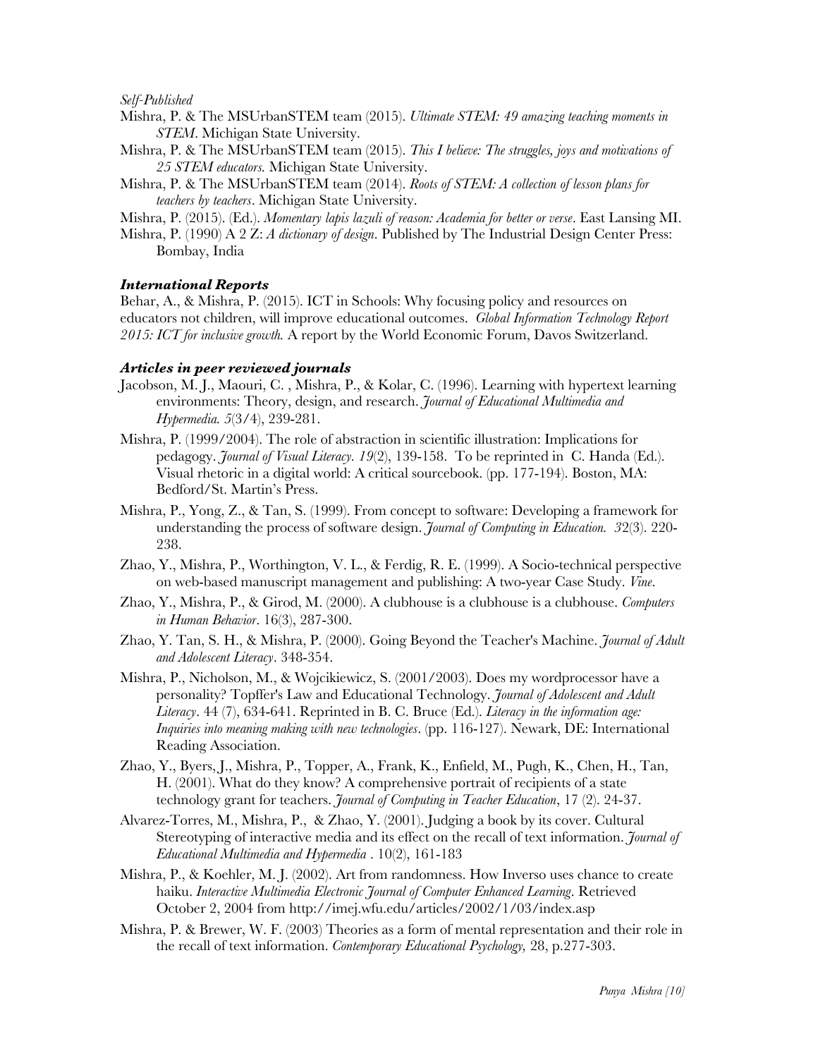*Self-Published*

Mishra, P. & The MSUrbanSTEM team (2015). *Ultimate STEM: 49 amazing teaching moments in STEM*. Michigan State University.

Mishra, P. & The MSUrbanSTEM team (2015). *This I believe: The struggles, joys and motivations of 25 STEM educators.* Michigan State University.

Mishra, P. & The MSUrbanSTEM team (2014). *Roots of STEM: A collection of lesson plans for teachers by teachers*. Michigan State University.

Mishra, P. (2015). (Ed.). *Momentary lapis lazuli of reason: Academia for better or verse*. East Lansing MI.

Mishra, P. (1990) A 2 Z: *A dictionary of design*. Published by The Industrial Design Center Press: Bombay, India

### ***International Reports***

Behar, A., & Mishra, P. (2015). ICT in Schools: Why focusing policy and resources on educators not children, will improve educational outcomes. *Global Information Technology Report 2015: ICT for inclusive growth.* A report by the World Economic Forum, Davos Switzerland.

### ***Articles in peer reviewed journals***

Jacobson, M. J., Maouri, C. , Mishra, P., & Kolar, C. (1996). Learning with hypertext learning environments: Theory, design, and research. *Journal of Educational Multimedia and Hypermedia. 5*(3/4), 239-281.

Mishra, P. (1999/2004). The role of abstraction in scientific illustration: Implications for pedagogy. *Journal of Visual Literacy. 19*(2), 139-158. To be reprinted in C. Handa (Ed.). Visual rhetoric in a digital world: A critical sourcebook. (pp. 177-194). Boston, MA: Bedford/St. Martin's Press.

Mishra, P., Yong, Z., & Tan, S. (1999). From concept to software: Developing a framework for understanding the process of software design. *Journal of Computing in Education. 32*(3). 220-238.

Zhao, Y., Mishra, P., Worthington, V. L., & Ferdig, R. E. (1999). A Socio-technical perspective on web-based manuscript management and publishing: A two-year Case Study. *Vine*.

Zhao, Y., Mishra, P., & Girod, M. (2000). A clubhouse is a clubhouse is a clubhouse. *Computers in Human Behavior*. 16(3), 287-300.

Zhao, Y. Tan, S. H., & Mishra, P. (2000). Going Beyond the Teacher's Machine. *Journal of Adult and Adolescent Literacy*. 348-354.

Mishra, P., Nicholson, M., & Wojcikiewicz, S. (2001/2003). Does my wordprocessor have a personality? Topffer's Law and Educational Technology. *Journal of Adolescent and Adult Literacy*. 44 (7), 634-641. Reprinted in B. C. Bruce (Ed.). *Literacy in the information age: Inquiries into meaning making with new technologies*. (pp. 116-127). Newark, DE: International Reading Association.

Zhao, Y., Byers, J., Mishra, P., Topper, A., Frank, K., Enfield, M., Pugh, K., Chen, H., Tan, H. (2001). What do they know? A comprehensive portrait of recipients of a state technology grant for teachers. *Journal of Computing in Teacher Education*, 17 (2). 24-37.

Alvarez-Torres, M., Mishra, P., & Zhao, Y. (2001). Judging a book by its cover. Cultural Stereotyping of interactive media and its effect on the recall of text information. *Journal of Educational Multimedia and Hypermedia* . 10(2), 161-183

Mishra, P., & Koehler, M. J. (2002). Art from randomness. How Inverso uses chance to create haiku. *Interactive Multimedia Electronic Journal of Computer Enhanced Learning*. Retrieved October 2, 2004 from http://imej.wfu.edu/articles/2002/1/03/index.asp

Mishra, P. & Brewer, W. F. (2003) Theories as a form of mental representation and their role in the recall of text information. *Contemporary Educational Psychology,* 28, p.277-303.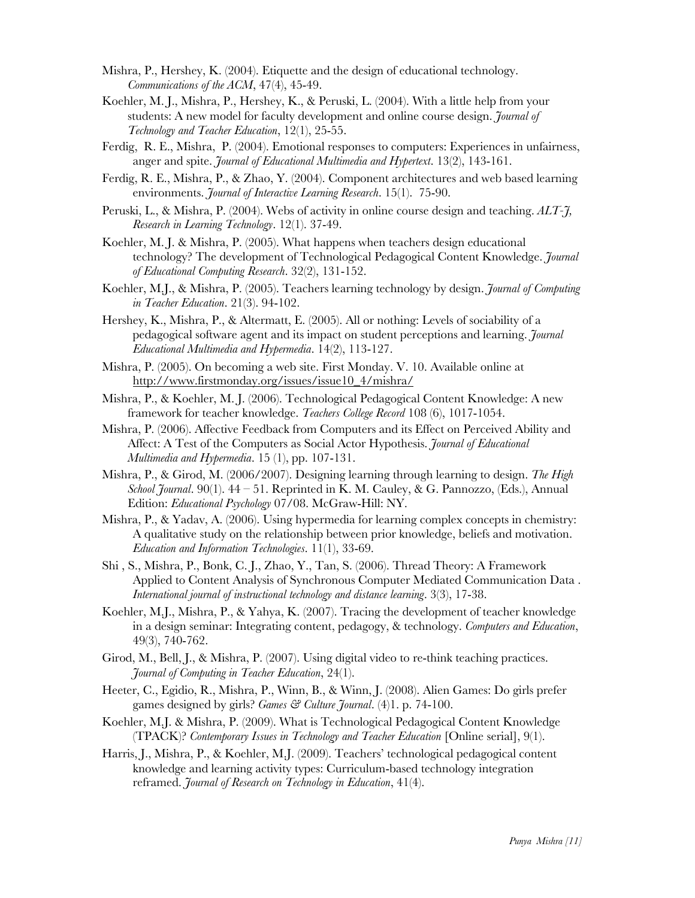Mishra, P., Hershey, K. (2004). Etiquette and the design of educational technology. *Communications of the ACM*, 47(4), 45-49.

Koehler, M. J., Mishra, P., Hershey, K., & Peruski, L. (2004). With a little help from your students: A new model for faculty development and online course design. *Journal of Technology and Teacher Education*, 12(1), 25-55.

Ferdig, R. E., Mishra, P. (2004). Emotional responses to computers: Experiences in unfairness, anger and spite. *Journal of Educational Multimedia and Hypertext*. 13(2), 143-161.

Ferdig, R. E., Mishra, P., & Zhao, Y. (2004). Component architectures and web based learning environments. *Journal of Interactive Learning Research*. 15(1). 75-90.

Peruski, L., & Mishra, P. (2004). Webs of activity in online course design and teaching. *ALT-J, Research in Learning Technology*. 12(1). 37-49.

Koehler, M. J. & Mishra, P. (2005). What happens when teachers design educational technology? The development of Technological Pedagogical Content Knowledge. *Journal of Educational Computing Research*. 32(2), 131-152.

Koehler, M.J., & Mishra, P. (2005). Teachers learning technology by design. *Journal of Computing in Teacher Education*. 21(3). 94-102.

Hershey, K., Mishra, P., & Altermatt, E. (2005). All or nothing: Levels of sociability of a pedagogical software agent and its impact on student perceptions and learning. *Journal Educational Multimedia and Hypermedia*. 14(2), 113-127.

Mishra, P. (2005). On becoming a web site. First Monday. V. 10. Available online at http://www.firstmonday.org/issues/issue10_4/mishra/

Mishra, P., & Koehler, M. J. (2006). Technological Pedagogical Content Knowledge: A new framework for teacher knowledge. *Teachers College Record* 108 (6), 1017-1054.

Mishra, P. (2006). Affective Feedback from Computers and its Effect on Perceived Ability and Affect: A Test of the Computers as Social Actor Hypothesis. *Journal of Educational Multimedia and Hypermedia*. 15 (1), pp. 107-131.

Mishra, P., & Girod, M. (2006/2007). Designing learning through learning to design. *The High School Journal*. 90(1). 44 – 51. Reprinted in K. M. Cauley, & G. Pannozzo, (Eds.), Annual Edition: *Educational Psychology* 07/08. McGraw-Hill: NY.

Mishra, P., & Yadav, A. (2006). Using hypermedia for learning complex concepts in chemistry: A qualitative study on the relationship between prior knowledge, beliefs and motivation. *Education and Information Technologies*. 11(1), 33-69.

Shi , S., Mishra, P., Bonk, C. J., Zhao, Y., Tan, S. (2006). Thread Theory: A Framework Applied to Content Analysis of Synchronous Computer Mediated Communication Data . *International journal of instructional technology and distance learning*. 3(3), 17-38.

Koehler, M.J., Mishra, P., & Yahya, K. (2007). Tracing the development of teacher knowledge in a design seminar: Integrating content, pedagogy, & technology. *Computers and Education*, 49(3), 740-762.

Girod, M., Bell, J., & Mishra, P. (2007). Using digital video to re-think teaching practices. *Journal of Computing in Teacher Education*, 24(1).

Heeter, C., Egidio, R., Mishra, P., Winn, B., & Winn, J. (2008). Alien Games: Do girls prefer games designed by girls? *Games & Culture Journal*. (4)1. p. 74-100.

Koehler, M.J. & Mishra, P. (2009). What is Technological Pedagogical Content Knowledge (TPACK)? *Contemporary Issues in Technology and Teacher Education* [Online serial], 9(1).

Harris, J., Mishra, P., & Koehler, M.J. (2009). Teachers' technological pedagogical content knowledge and learning activity types: Curriculum-based technology integration reframed. *Journal of Research on Technology in Education*, 41(4).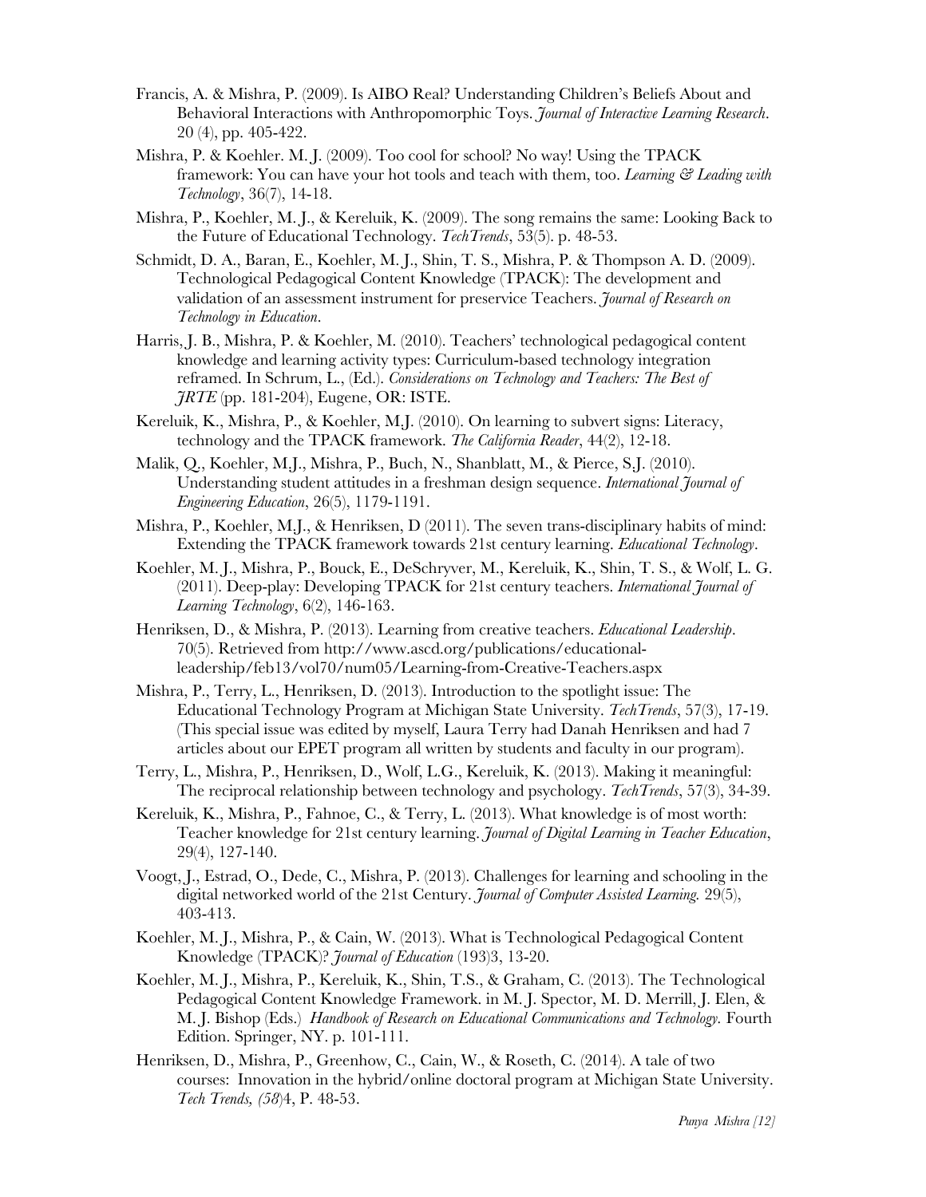Francis, A. & Mishra, P. (2009). Is AIBO Real? Understanding Children's Beliefs About and Behavioral Interactions with Anthropomorphic Toys. *Journal of Interactive Learning Research*. 20 (4), pp. 405-422.

Mishra, P. & Koehler. M. J. (2009). Too cool for school? No way! Using the TPACK framework: You can have your hot tools and teach with them, too. *Learning & Leading with Technology*, 36(7), 14-18.

Mishra, P., Koehler, M. J., & Kereluik, K. (2009). The song remains the same: Looking Back to the Future of Educational Technology. *TechTrends*, 53(5). p. 48-53.

Schmidt, D. A., Baran, E., Koehler, M. J., Shin, T. S., Mishra, P. & Thompson A. D. (2009). Technological Pedagogical Content Knowledge (TPACK): The development and validation of an assessment instrument for preservice Teachers. *Journal of Research on Technology in Education*.

Harris, J. B., Mishra, P. & Koehler, M. (2010). Teachers' technological pedagogical content knowledge and learning activity types: Curriculum-based technology integration reframed. In Schrum, L., (Ed.). *Considerations on Technology and Teachers: The Best of JRTE* (pp. 181-204), Eugene, OR: ISTE.

Kereluik, K., Mishra, P., & Koehler, M.J. (2010). On learning to subvert signs: Literacy, technology and the TPACK framework. *The California Reader*, 44(2), 12-18.

Malik, Q., Koehler, M.J., Mishra, P., Buch, N., Shanblatt, M., & Pierce, S.J. (2010). Understanding student attitudes in a freshman design sequence. *International Journal of Engineering Education*, 26(5), 1179-1191.

Mishra, P., Koehler, M.J., & Henriksen, D (2011). The seven trans-disciplinary habits of mind: Extending the TPACK framework towards 21st century learning. *Educational Technology*.

Koehler, M. J., Mishra, P., Bouck, E., DeSchryver, M., Kereluik, K., Shin, T. S., & Wolf, L. G. (2011). Deep-play: Developing TPACK for 21st century teachers. *International Journal of Learning Technology*, 6(2), 146-163.

Henriksen, D., & Mishra, P. (2013). Learning from creative teachers. *Educational Leadership*. 70(5). Retrieved from http://www.ascd.org/publications/educational-leadership/feb13/vol70/num05/Learning-from-Creative-Teachers.aspx

Mishra, P., Terry, L., Henriksen, D. (2013). Introduction to the spotlight issue: The Educational Technology Program at Michigan State University. *TechTrends*, 57(3), 17-19. (This special issue was edited by myself, Laura Terry had Danah Henriksen and had 7 articles about our EPET program all written by students and faculty in our program).

Terry, L., Mishra, P., Henriksen, D., Wolf, L.G., Kereluik, K. (2013). Making it meaningful: The reciprocal relationship between technology and psychology. *TechTrends*, 57(3), 34-39.

Kereluik, K., Mishra, P., Fahnoe, C., & Terry, L. (2013). What knowledge is of most worth: Teacher knowledge for 21st century learning. *Journal of Digital Learning in Teacher Education*, 29(4), 127-140.

Voogt, J., Estrad, O., Dede, C., Mishra, P. (2013). Challenges for learning and schooling in the digital networked world of the 21st Century. *Journal of Computer Assisted Learning.* 29(5), 403-413.

Koehler, M. J., Mishra, P., & Cain, W. (2013). What is Technological Pedagogical Content Knowledge (TPACK)? *Journal of Education* (193)3, 13-20.

Koehler, M. J., Mishra, P., Kereluik, K., Shin, T.S., & Graham, C. (2013). The Technological Pedagogical Content Knowledge Framework. in M. J. Spector, M. D. Merrill, J. Elen, & M. J. Bishop (Eds.) *Handbook of Research on Educational Communications and Technology.* Fourth Edition. Springer, NY. p. 101-111.

Henriksen, D., Mishra, P., Greenhow, C., Cain, W., & Roseth, C. (2014). A tale of two courses: Innovation in the hybrid/online doctoral program at Michigan State University. *Tech Trends, (58)*4, P. 48-53.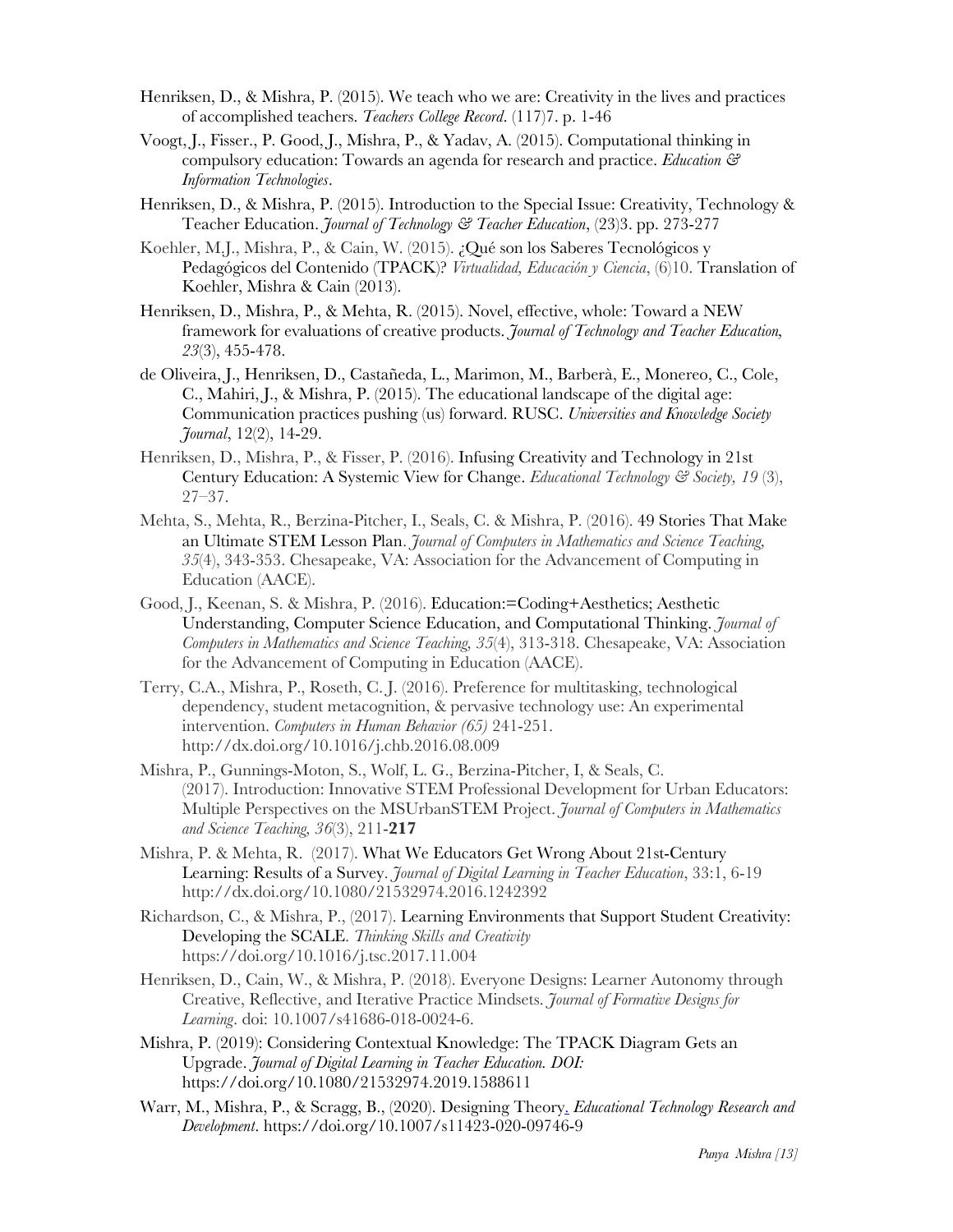Henriksen, D., & Mishra, P. (2015). We teach who we are: Creativity in the lives and practices of accomplished teachers. *Teachers College Record*. (117)7. p. 1-46

Voogt, J., Fisser., P. Good, J., Mishra, P., & Yadav, A. (2015). Computational thinking in compulsory education: Towards an agenda for research and practice. *Education & Information Technologies*.

Henriksen, D., & Mishra, P. (2015). Introduction to the Special Issue: Creativity, Technology & Teacher Education. *Journal of Technology & Teacher Education*, (23)3. pp. 273-277

Koehler, M.J., Mishra, P., & Cain, W. (2015). ¿Qué son los Saberes Tecnológicos y Pedagógicos del Contenido (TPACK)? *Virtualidad, Educación y Ciencia*, (6)10. Translation of Koehler, Mishra & Cain (2013).

Henriksen, D., Mishra, P., & Mehta, R. (2015). Novel, effective, whole: Toward a NEW framework for evaluations of creative products. *Journal of Technology and Teacher Education, 23*(3), 455-478.

de Oliveira, J., Henriksen, D., Castañeda, L., Marimon, M., Barberà, E., Monereo, C., Cole, C., Mahiri, J., & Mishra, P. (2015). The educational landscape of the digital age: Communication practices pushing (us) forward. RUSC. *Universities and Knowledge Society Journal*, 12(2), 14-29.

Henriksen, D., Mishra, P., & Fisser, P. (2016). Infusing Creativity and Technology in 21st Century Education: A Systemic View for Change. *Educational Technology & Society, 19* (3), 27–37.

Mehta, S., Mehta, R., Berzina-Pitcher, I., Seals, C. & Mishra, P. (2016). 49 Stories That Make an Ultimate STEM Lesson Plan. *Journal of Computers in Mathematics and Science Teaching, 35*(4), 343-353. Chesapeake, VA: Association for the Advancement of Computing in Education (AACE).

Good, J., Keenan, S. & Mishra, P. (2016). Education:=Coding+Aesthetics; Aesthetic Understanding, Computer Science Education, and Computational Thinking. *Journal of Computers in Mathematics and Science Teaching, 35*(4), 313-318. Chesapeake, VA: Association for the Advancement of Computing in Education (AACE).

Terry, C.A., Mishra, P., Roseth, C. J. (2016). Preference for multitasking, technological dependency, student metacognition, & pervasive technology use: An experimental intervention. *Computers in Human Behavior (65)* 241-251. http://dx.doi.org/10.1016/j.chb.2016.08.009

Mishra, P., Gunnings-Moton, S., Wolf, L. G., Berzina-Pitcher, I, & Seals, C. (2017). Introduction: Innovative STEM Professional Development for Urban Educators: Multiple Perspectives on the MSUrbanSTEM Project. *Journal of Computers in Mathematics and Science Teaching, 36*(3), 211-**217**

Mishra, P. & Mehta, R. (2017). What We Educators Get Wrong About 21st-Century Learning: Results of a Survey. *Journal of Digital Learning in Teacher Education*, 33:1, 6-19 http://dx.doi.org/10.1080/21532974.2016.1242392

Richardson, C., & Mishra, P., (2017). Learning Environments that Support Student Creativity: Developing the SCALE. *Thinking Skills and Creativity* https://doi.org/10.1016/j.tsc.2017.11.004

Henriksen, D., Cain, W., & Mishra, P. (2018). Everyone Designs: Learner Autonomy through Creative, Reflective, and Iterative Practice Mindsets. *Journal of Formative Designs for Learning*. doi: 10.1007/s41686-018-0024-6.

Mishra, P. (2019): Considering Contextual Knowledge: The TPACK Diagram Gets an Upgrade. *Journal of Digital Learning in Teacher Education. DOI:* https://doi.org/10.1080/21532974.2019.1588611

Warr, M., Mishra, P., & Scragg, B., (2020). Designing Theory. *Educational Technology Research and Development*. https://doi.org/10.1007/s11423-020-09746-9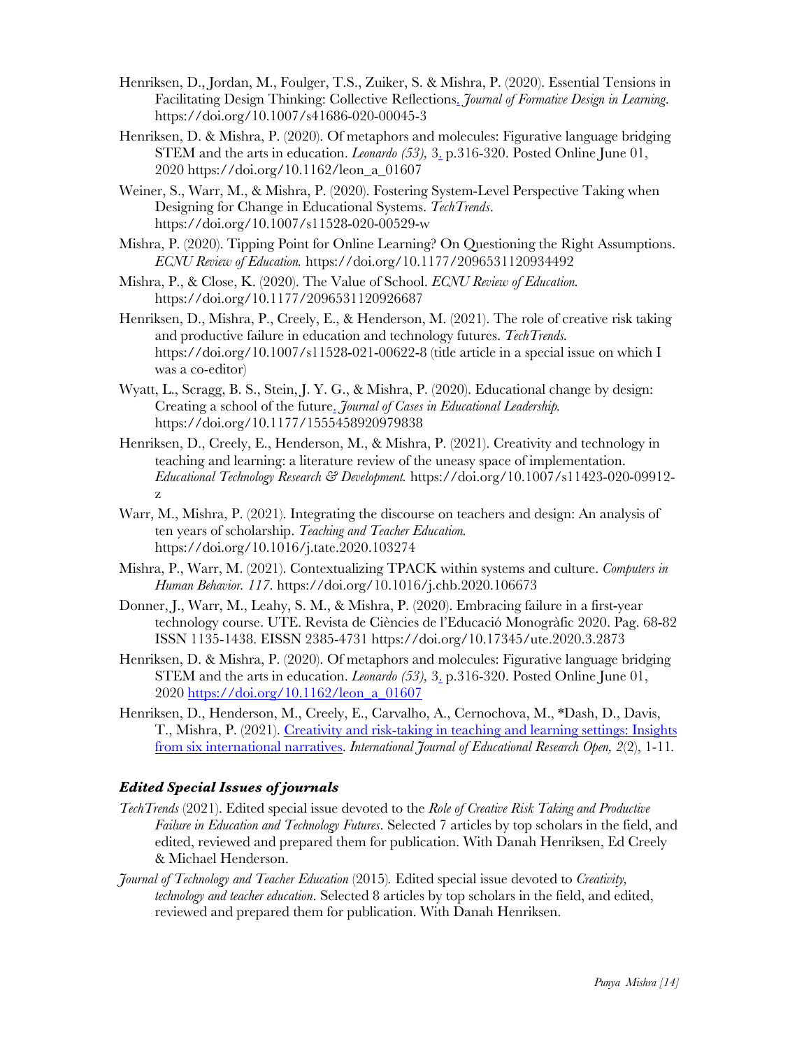Henriksen, D., Jordan, M., Foulger, T.S., Zuiker, S. & Mishra, P. (2020). Essential Tensions in Facilitating Design Thinking: Collective Reflections. *Journal of Formative Design in Learning.* https://doi.org/10.1007/s41686-020-00045-3

Henriksen, D. & Mishra, P. (2020). Of metaphors and molecules: Figurative language bridging STEM and the arts in education. *Leonardo (53),* 3. p.316-320. Posted Online June 01, 2020 https://doi.org/10.1162/leon_a_01607

Weiner, S., Warr, M., & Mishra, P. (2020). Fostering System-Level Perspective Taking when Designing for Change in Educational Systems. *TechTrends*. https://doi.org/10.1007/s11528-020-00529-w

Mishra, P. (2020). Tipping Point for Online Learning? On Questioning the Right Assumptions. *ECNU Review of Education.* https://doi.org/10.1177/2096531120934492

Mishra, P., & Close, K. (2020). The Value of School. *ECNU Review of Education.* https://doi.org/10.1177/2096531120926687

Henriksen, D., Mishra, P., Creely, E., & Henderson, M. (2021). The role of creative risk taking and productive failure in education and technology futures. *TechTrends.* https://doi.org/10.1007/s11528-021-00622-8 (title article in a special issue on which I was a co-editor)

Wyatt, L., Scragg, B. S., Stein, J. Y. G., & Mishra, P. (2020). Educational change by design: Creating a school of the future. *Journal of Cases in Educational Leadership.* https://doi.org/10.1177/1555458920979838

Henriksen, D., Creely, E., Henderson, M., & Mishra, P. (2021). Creativity and technology in teaching and learning: a literature review of the uneasy space of implementation. *Educational Technology Research & Development.* https://doi.org/10.1007/s11423-020-09912-z

Warr, M., Mishra, P. (2021). Integrating the discourse on teachers and design: An analysis of ten years of scholarship. *Teaching and Teacher Education.* https://doi.org/10.1016/j.tate.2020.103274

Mishra, P., Warr, M. (2021). Contextualizing TPACK within systems and culture. *Computers in Human Behavior. 117*. https://doi.org/10.1016/j.chb.2020.106673

Donner, J., Warr, M., Leahy, S. M., & Mishra, P. (2020). Embracing failure in a first-year technology course. UTE. Revista de Ciències de l'Educació Monogràfic 2020. Pag. 68-82 ISSN 1135-1438. EISSN 2385-4731 https://doi.org/10.17345/ute.2020.3.2873

Henriksen, D. & Mishra, P. (2020). Of metaphors and molecules: Figurative language bridging STEM and the arts in education. *Leonardo (53),* 3. p.316-320. Posted Online June 01, 2020 https://doi.org/10.1162/leon_a_01607

Henriksen, D., Henderson, M., Creely, E., Carvalho, A., Cernochova, M., *Dash, D., Davis, T., Mishra, P. (2021). Creativity and risk-taking in teaching and learning settings: Insights from six international narratives. *International Journal of Educational Research Open, 2*(2), 1-11.

### *Edited Special Issues of journals*

*TechTrends* (2021). Edited special issue devoted to the *Role of Creative Risk Taking and Productive Failure in Education and Technology Futures*. Selected 7 articles by top scholars in the field, and edited, reviewed and prepared them for publication. With Danah Henriksen, Ed Creely & Michael Henderson.

*Journal of Technology and Teacher Education* (2015). Edited special issue devoted to *Creativity, technology and teacher education*. Selected 8 articles by top scholars in the field, and edited, reviewed and prepared them for publication. With Danah Henriksen.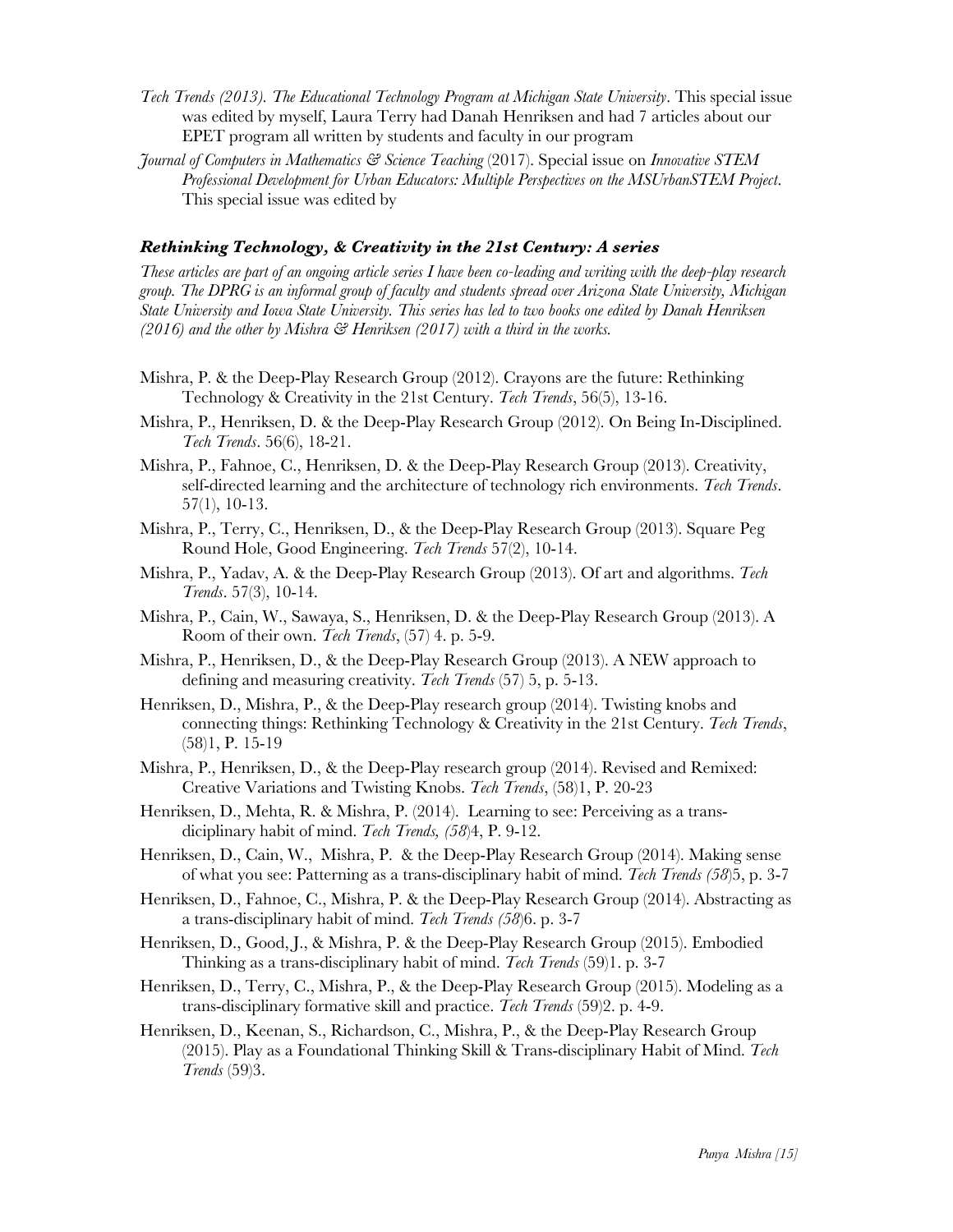*Tech Trends (2013). The Educational Technology Program at Michigan State University*. This special issue was edited by myself, Laura Terry had Danah Henriksen and had 7 articles about our EPET program all written by students and faculty in our program

*Journal of Computers in Mathematics & Science Teaching* (2017). Special issue on *Innovative STEM Professional Development for Urban Educators: Multiple Perspectives on the MSUrbanSTEM Project.* This special issue was edited by

### *Rethinking Technology, & Creativity in the 21st Century: A series*

*These articles are part of an ongoing article series I have been co-leading and writing with the deep-play research group. The DPRG is an informal group of faculty and students spread over Arizona State University, Michigan State University and Iowa State University. This series has led to two books one edited by Danah Henriksen (2016) and the other by Mishra & Henriksen (2017) with a third in the works.*

Mishra, P. & the Deep-Play Research Group (2012). Crayons are the future: Rethinking Technology & Creativity in the 21st Century. *Tech Trends*, 56(5), 13-16.

Mishra, P., Henriksen, D. & the Deep-Play Research Group (2012). On Being In-Disciplined. *Tech Trends*. 56(6), 18-21.

Mishra, P., Fahnoe, C., Henriksen, D. & the Deep-Play Research Group (2013). Creativity, self-directed learning and the architecture of technology rich environments. *Tech Trends*. 57(1), 10-13.

Mishra, P., Terry, C., Henriksen, D., & the Deep-Play Research Group (2013). Square Peg Round Hole, Good Engineering. *Tech Trends* 57(2), 10-14.

Mishra, P., Yadav, A. & the Deep-Play Research Group (2013). Of art and algorithms. *Tech Trends*. 57(3), 10-14.

Mishra, P., Cain, W., Sawaya, S., Henriksen, D. & the Deep-Play Research Group (2013). A Room of their own. *Tech Trends*, (57) 4. p. 5-9.

Mishra, P., Henriksen, D., & the Deep-Play Research Group (2013). A NEW approach to defining and measuring creativity. *Tech Trends* (57) 5, p. 5-13.

Henriksen, D., Mishra, P., & the Deep-Play research group (2014). Twisting knobs and connecting things: Rethinking Technology & Creativity in the 21st Century. *Tech Trends*, (58)1, P. 15-19

Mishra, P., Henriksen, D., & the Deep-Play research group (2014). Revised and Remixed: Creative Variations and Twisting Knobs. *Tech Trends*, (58)1, P. 20-23

Henriksen, D., Mehta, R. & Mishra, P. (2014). Learning to see: Perceiving as a trans-diciplinary habit of mind. *Tech Trends, (58)*4, P. 9-12.

Henriksen, D., Cain, W., Mishra, P. & the Deep-Play Research Group (2014). Making sense of what you see: Patterning as a trans-disciplinary habit of mind. *Tech Trends (58)*5, p. 3-7

Henriksen, D., Fahnoe, C., Mishra, P. & the Deep-Play Research Group (2014). Abstracting as a trans-disciplinary habit of mind. *Tech Trends (58)*6. p. 3-7

Henriksen, D., Good, J., & Mishra, P. & the Deep-Play Research Group (2015). Embodied Thinking as a trans-disciplinary habit of mind. *Tech Trends* (59)1. p. 3-7

Henriksen, D., Terry, C., Mishra, P., & the Deep-Play Research Group (2015). Modeling as a trans-disciplinary formative skill and practice. *Tech Trends* (59)2. p. 4-9.

Henriksen, D., Keenan, S., Richardson, C., Mishra, P., & the Deep-Play Research Group (2015). Play as a Foundational Thinking Skill & Trans-disciplinary Habit of Mind. *Tech Trends* (59)3.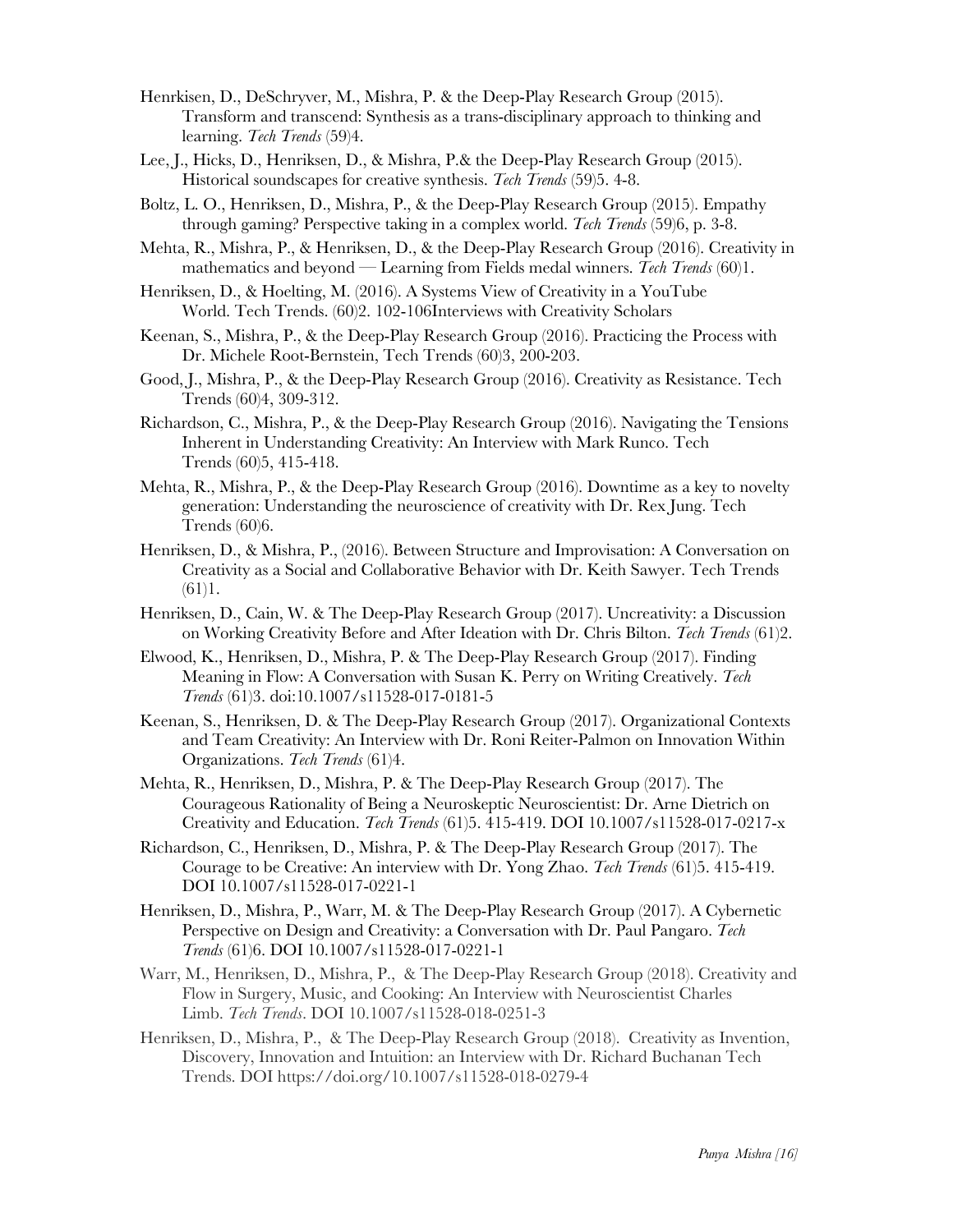Henrkisen, D., DeSchryver, M., Mishra, P. & the Deep-Play Research Group (2015). Transform and transcend: Synthesis as a trans-disciplinary approach to thinking and learning. *Tech Trends* (59)4.

Lee, J., Hicks, D., Henriksen, D., & Mishra, P.& the Deep-Play Research Group (2015). Historical soundscapes for creative synthesis. *Tech Trends* (59)5. 4-8.

Boltz, L. O., Henriksen, D., Mishra, P., & the Deep-Play Research Group (2015). Empathy through gaming? Perspective taking in a complex world. *Tech Trends* (59)6, p. 3-8.

Mehta, R., Mishra, P., & Henriksen, D., & the Deep-Play Research Group (2016). Creativity in mathematics and beyond — Learning from Fields medal winners. *Tech Trends* (60)1.

Henriksen, D., & Hoelting, M. (2016). A Systems View of Creativity in a YouTube World. Tech Trends. (60)2. 102-106Interviews with Creativity Scholars

Keenan, S., Mishra, P., & the Deep-Play Research Group (2016). Practicing the Process with Dr. Michele Root-Bernstein, Tech Trends (60)3, 200-203.

Good, J., Mishra, P., & the Deep-Play Research Group (2016). Creativity as Resistance. Tech Trends (60)4, 309-312.

Richardson, C., Mishra, P., & the Deep-Play Research Group (2016). Navigating the Tensions Inherent in Understanding Creativity: An Interview with Mark Runco. Tech Trends (60)5, 415-418.

Mehta, R., Mishra, P., & the Deep-Play Research Group (2016). Downtime as a key to novelty generation: Understanding the neuroscience of creativity with Dr. Rex Jung. Tech Trends (60)6.

Henriksen, D., & Mishra, P., (2016). Between Structure and Improvisation: A Conversation on Creativity as a Social and Collaborative Behavior with Dr. Keith Sawyer. Tech Trends (61)1.

Henriksen, D., Cain, W. & The Deep-Play Research Group (2017). Uncreativity: a Discussion on Working Creativity Before and After Ideation with Dr. Chris Bilton. *Tech Trends* (61)2.

Elwood, K., Henriksen, D., Mishra, P. & The Deep-Play Research Group (2017). Finding Meaning in Flow: A Conversation with Susan K. Perry on Writing Creatively. *Tech Trends* (61)3. doi:10.1007/s11528-017-0181-5

Keenan, S., Henriksen, D. & The Deep-Play Research Group (2017). Organizational Contexts and Team Creativity: An Interview with Dr. Roni Reiter-Palmon on Innovation Within Organizations. *Tech Trends* (61)4.

Mehta, R., Henriksen, D., Mishra, P. & The Deep-Play Research Group (2017). The Courageous Rationality of Being a Neuroskeptic Neuroscientist: Dr. Arne Dietrich on Creativity and Education. *Tech Trends* (61)5. 415-419. DOI 10.1007/s11528-017-0217-x

Richardson, C., Henriksen, D., Mishra, P. & The Deep-Play Research Group (2017). The Courage to be Creative: An interview with Dr. Yong Zhao. *Tech Trends* (61)5. 415-419. DOI 10.1007/s11528-017-0221-1

Henriksen, D., Mishra, P., Warr, M. & The Deep-Play Research Group (2017). A Cybernetic Perspective on Design and Creativity: a Conversation with Dr. Paul Pangaro. *Tech Trends* (61)6. DOI 10.1007/s11528-017-0221-1

Warr, M., Henriksen, D., Mishra, P., & The Deep-Play Research Group (2018). Creativity and Flow in Surgery, Music, and Cooking: An Interview with Neuroscientist Charles Limb. *Tech Trends*. DOI 10.1007/s11528-018-0251-3

Henriksen, D., Mishra, P., & The Deep-Play Research Group (2018). Creativity as Invention, Discovery, Innovation and Intuition: an Interview with Dr. Richard Buchanan Tech Trends. DOI https://doi.org/10.1007/s11528-018-0279-4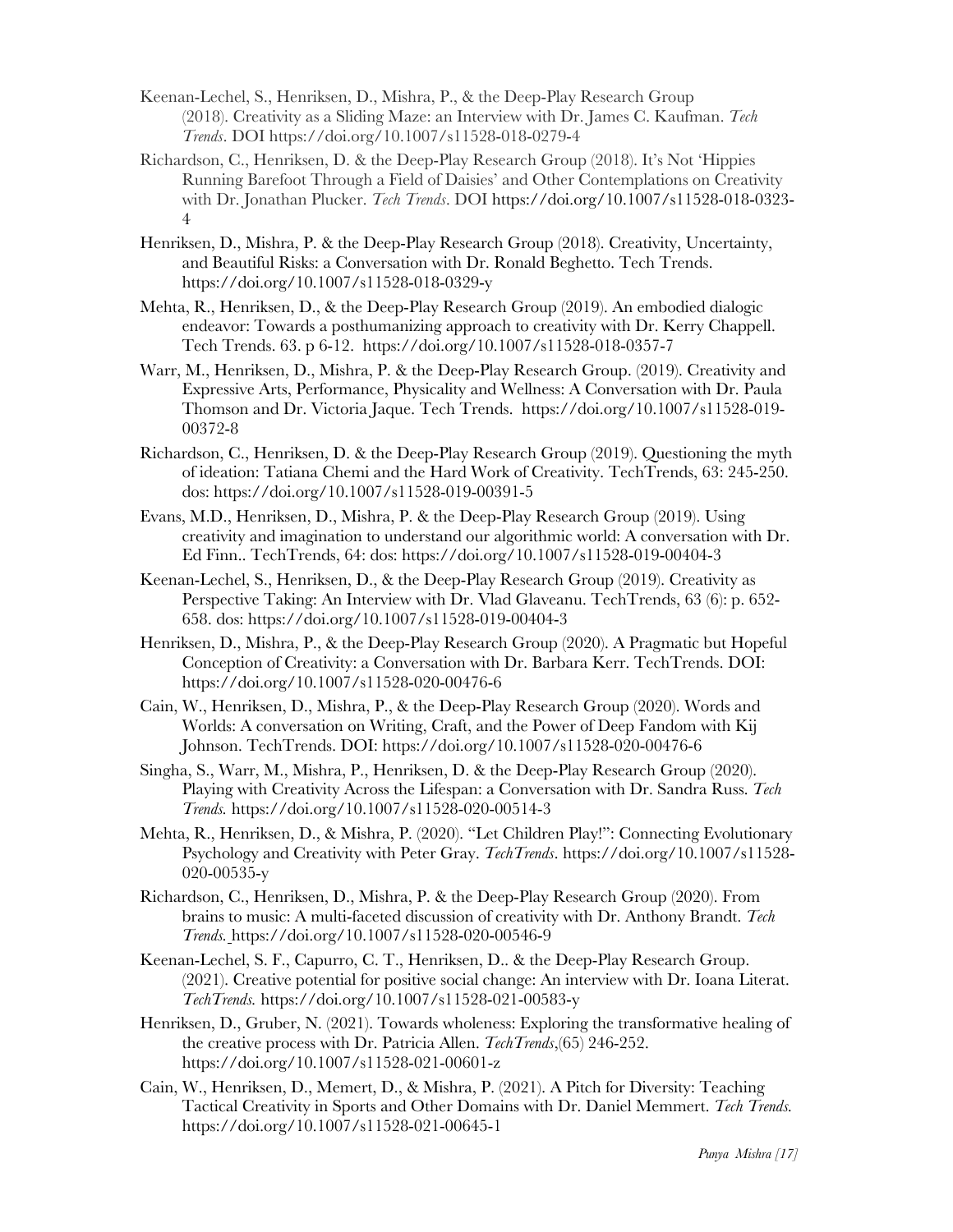Keenan-Lechel, S., Henriksen, D., Mishra, P., & the Deep-Play Research Group (2018). Creativity as a Sliding Maze: an Interview with Dr. James C. Kaufman. *Tech Trends*. DOI https://doi.org/10.1007/s11528-018-0279-4

Richardson, C., Henriksen, D. & the Deep-Play Research Group (2018). It's Not 'Hippies Running Barefoot Through a Field of Daisies' and Other Contemplations on Creativity with Dr. Jonathan Plucker. *Tech Trends*. DOI https://doi.org/10.1007/s11528-018-0323-4

Henriksen, D., Mishra, P. & the Deep-Play Research Group (2018). Creativity, Uncertainty, and Beautiful Risks: a Conversation with Dr. Ronald Beghetto. Tech Trends. https://doi.org/10.1007/s11528-018-0329-y

Mehta, R., Henriksen, D., & the Deep-Play Research Group (2019). An embodied dialogic endeavor: Towards a posthumanizing approach to creativity with Dr. Kerry Chappell. Tech Trends. 63. p 6-12. https://doi.org/10.1007/s11528-018-0357-7

Warr, M., Henriksen, D., Mishra, P. & the Deep-Play Research Group. (2019). Creativity and Expressive Arts, Performance, Physicality and Wellness: A Conversation with Dr. Paula Thomson and Dr. Victoria Jaque. Tech Trends. https://doi.org/10.1007/s11528-019-00372-8

Richardson, C., Henriksen, D. & the Deep-Play Research Group (2019). Questioning the myth of ideation: Tatiana Chemi and the Hard Work of Creativity. TechTrends, 63: 245-250. dos: https://doi.org/10.1007/s11528-019-00391-5

Evans, M.D., Henriksen, D., Mishra, P. & the Deep-Play Research Group (2019). Using creativity and imagination to understand our algorithmic world: A conversation with Dr. Ed Finn.. TechTrends, 64: dos: https://doi.org/10.1007/s11528-019-00404-3

Keenan-Lechel, S., Henriksen, D., & the Deep-Play Research Group (2019). Creativity as Perspective Taking: An Interview with Dr. Vlad Glaveanu. TechTrends, 63 (6): p. 652-658. dos: https://doi.org/10.1007/s11528-019-00404-3

Henriksen, D., Mishra, P., & the Deep-Play Research Group (2020). A Pragmatic but Hopeful Conception of Creativity: a Conversation with Dr. Barbara Kerr. TechTrends. DOI: https://doi.org/10.1007/s11528-020-00476-6

Cain, W., Henriksen, D., Mishra, P., & the Deep-Play Research Group (2020). Words and Worlds: A conversation on Writing, Craft, and the Power of Deep Fandom with Kij Johnson. TechTrends. DOI: https://doi.org/10.1007/s11528-020-00476-6

Singha, S., Warr, M., Mishra, P., Henriksen, D. & the Deep-Play Research Group (2020). Playing with Creativity Across the Lifespan: a Conversation with Dr. Sandra Russ. *Tech Trends.* https://doi.org/10.1007/s11528-020-00514-3

Mehta, R., Henriksen, D., & Mishra, P. (2020). "Let Children Play!": Connecting Evolutionary Psychology and Creativity with Peter Gray. *TechTrends*. https://doi.org/10.1007/s11528-020-00535-y

Richardson, C., Henriksen, D., Mishra, P. & the Deep-Play Research Group (2020). From brains to music: A multi-faceted discussion of creativity with Dr. Anthony Brandt. *Tech Trends.* https://doi.org/10.1007/s11528-020-00546-9

Keenan-Lechel, S. F., Capurro, C. T., Henriksen, D.. & the Deep-Play Research Group. (2021). Creative potential for positive social change: An interview with Dr. Ioana Literat. *TechTrends.* https://doi.org/10.1007/s11528-021-00583-y

Henriksen, D., Gruber, N. (2021). Towards wholeness: Exploring the transformative healing of the creative process with Dr. Patricia Allen. *TechTrends*,(65) 246-252. https://doi.org/10.1007/s11528-021-00601-z

Cain, W., Henriksen, D., Memert, D., & Mishra, P. (2021). A Pitch for Diversity: Teaching Tactical Creativity in Sports and Other Domains with Dr. Daniel Memmert. *Tech Trends.* https://doi.org/10.1007/s11528-021-00645-1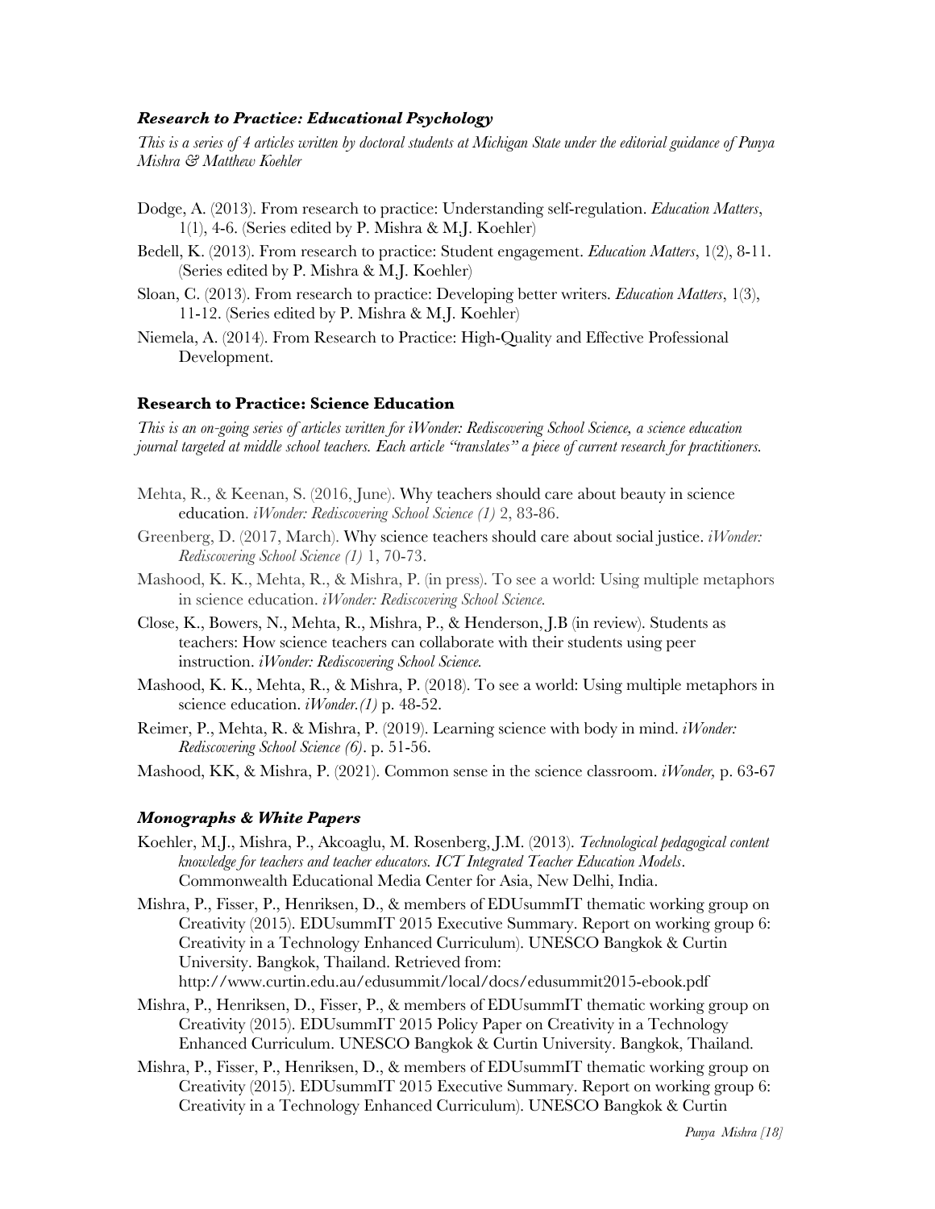### *Research to Practice: Educational Psychology*

*This is a series of 4 articles written by doctoral students at Michigan State under the editorial guidance of Punya Mishra & Matthew Koehler*

Dodge, A. (2013). From research to practice: Understanding self-regulation. *Education Matters*, 1(1), 4-6. (Series edited by P. Mishra & M.J. Koehler)

Bedell, K. (2013). From research to practice: Student engagement. *Education Matters*, 1(2), 8-11. (Series edited by P. Mishra & M.J. Koehler)

Sloan, C. (2013). From research to practice: Developing better writers. *Education Matters*, 1(3), 11-12. (Series edited by P. Mishra & M.J. Koehler)

Niemela, A. (2014). From Research to Practice: High-Quality and Effective Professional Development.

### **Research to Practice: Science Education**

*This is an on-going series of articles written for iWonder: Rediscovering School Science, a science education journal targeted at middle school teachers. Each article "translates" a piece of current research for practitioners.*

Mehta, R., & Keenan, S. (2016, June). Why teachers should care about beauty in science education. *iWonder: Rediscovering School Science (1)* 2, 83-86.

Greenberg, D. (2017, March). Why science teachers should care about social justice. *iWonder: Rediscovering School Science (1)* 1, 70-73.

Mashood, K. K., Mehta, R., & Mishra, P. (in press). To see a world: Using multiple metaphors in science education. *iWonder: Rediscovering School Science.*

Close, K., Bowers, N., Mehta, R., Mishra, P., & Henderson, J.B (in review). Students as teachers: How science teachers can collaborate with their students using peer instruction. *iWonder: Rediscovering School Science.*

Mashood, K. K., Mehta, R., & Mishra, P. (2018). To see a world: Using multiple metaphors in science education. *iWonder.(1)* p. 48-52.

Reimer, P., Mehta, R. & Mishra, P. (2019). Learning science with body in mind. *iWonder: Rediscovering School Science (6)*. p. 51-56.

Mashood, KK, & Mishra, P. (2021). Common sense in the science classroom. *iWonder,* p. 63-67

### *Monographs & White Papers*

Koehler, M.J., Mishra, P., Akcoaglu, M. Rosenberg, J.M. (2013). *Technological pedagogical content knowledge for teachers and teacher educators. ICT Integrated Teacher Education Models*. Commonwealth Educational Media Center for Asia, New Delhi, India.

Mishra, P., Fisser, P., Henriksen, D., & members of EDUsummIT thematic working group on Creativity (2015). EDUsummIT 2015 Executive Summary. Report on working group 6: Creativity in a Technology Enhanced Curriculum). UNESCO Bangkok & Curtin University. Bangkok, Thailand. Retrieved from: http://www.curtin.edu.au/edusummit/local/docs/edusummit2015-ebook.pdf

Mishra, P., Henriksen, D., Fisser, P., & members of EDUsummIT thematic working group on Creativity (2015). EDUsummIT 2015 Policy Paper on Creativity in a Technology Enhanced Curriculum. UNESCO Bangkok & Curtin University. Bangkok, Thailand.

Mishra, P., Fisser, P., Henriksen, D., & members of EDUsummIT thematic working group on Creativity (2015). EDUsummIT 2015 Executive Summary. Report on working group 6: Creativity in a Technology Enhanced Curriculum). UNESCO Bangkok & Curtin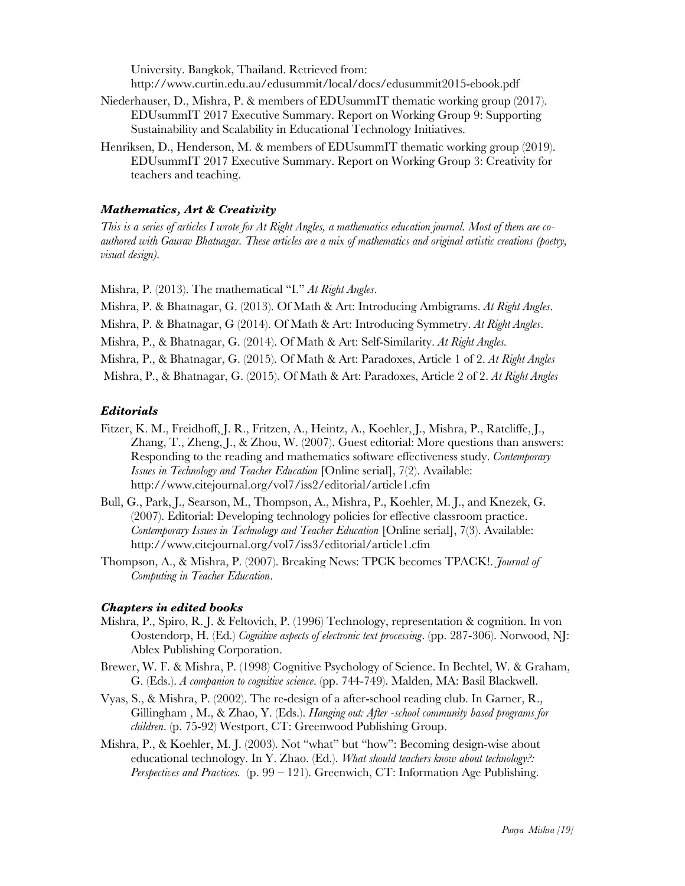University. Bangkok, Thailand. Retrieved from: http://www.curtin.edu.au/edusummit/local/docs/edusummit2015-ebook.pdf

Niederhauser, D., Mishra, P. & members of EDUsummIT thematic working group (2017). EDUsummIT 2017 Executive Summary. Report on Working Group 9: Supporting Sustainability and Scalability in Educational Technology Initiatives.

Henriksen, D., Henderson, M. & members of EDUsummIT thematic working group (2019). EDUsummIT 2017 Executive Summary. Report on Working Group 3: Creativity for teachers and teaching.

### *Mathematics, Art & Creativity*

*This is a series of articles I wrote for At Right Angles, a mathematics education journal. Most of them are co-authored with Gaurav Bhatnagar. These articles are a mix of mathematics and original artistic creations (poetry, visual design).*

Mishra, P. (2013). The mathematical "I." *At Right Angles*.

Mishra, P. & Bhatnagar, G. (2013). Of Math & Art: Introducing Ambigrams. *At Right Angles*.

Mishra, P. & Bhatnagar, G (2014). Of Math & Art: Introducing Symmetry. *At Right Angles*.

Mishra, P., & Bhatnagar, G. (2014). Of Math & Art: Self-Similarity. *At Right Angles.*

Mishra, P., & Bhatnagar, G. (2015). Of Math & Art: Paradoxes, Article 1 of 2. *At Right Angles*

Mishra, P., & Bhatnagar, G. (2015). Of Math & Art: Paradoxes, Article 2 of 2. *At Right Angles*

### *Editorials*

Fitzer, K. M., Freidhoff, J. R., Fritzen, A., Heintz, A., Koehler, J., Mishra, P., Ratcliffe, J., Zhang, T., Zheng, J., & Zhou, W. (2007). Guest editorial: More questions than answers: Responding to the reading and mathematics software effectiveness study. *Contemporary Issues in Technology and Teacher Education* [Online serial], 7(2). Available: http://www.citejournal.org/vol7/iss2/editorial/article1.cfm

Bull, G., Park, J., Searson, M., Thompson, A., Mishra, P., Koehler, M. J., and Knezek, G. (2007). Editorial: Developing technology policies for effective classroom practice. *Contemporary Issues in Technology and Teacher Education* [Online serial], 7(3). Available: http://www.citejournal.org/vol7/iss3/editorial/article1.cfm

Thompson, A., & Mishra, P. (2007). Breaking News: TPCK becomes TPACK!. *Journal of Computing in Teacher Education*.

### *Chapters in edited books*

Mishra, P., Spiro, R. J. & Feltovich, P. (1996) Technology, representation & cognition. In von Oostendorp, H. (Ed.) *Cognitive aspects of electronic text processing*. (pp. 287-306). Norwood, NJ: Ablex Publishing Corporation.

Brewer, W. F. & Mishra, P. (1998) Cognitive Psychology of Science. In Bechtel, W. & Graham, G. (Eds.). *A companion to cognitive science*. (pp. 744-749). Malden, MA: Basil Blackwell.

Vyas, S., & Mishra, P. (2002). The re-design of a after-school reading club. In Garner, R., Gillingham , M., & Zhao, Y. (Eds.). *Hanging out: After -school community based programs for children*. (p. 75-92) Westport, CT: Greenwood Publishing Group.

Mishra, P., & Koehler, M. J. (2003). Not "what" but "how": Becoming design-wise about educational technology. In Y. Zhao. (Ed.). *What should teachers know about technology?: Perspectives and Practices.* (p. 99 – 121). Greenwich, CT: Information Age Publishing.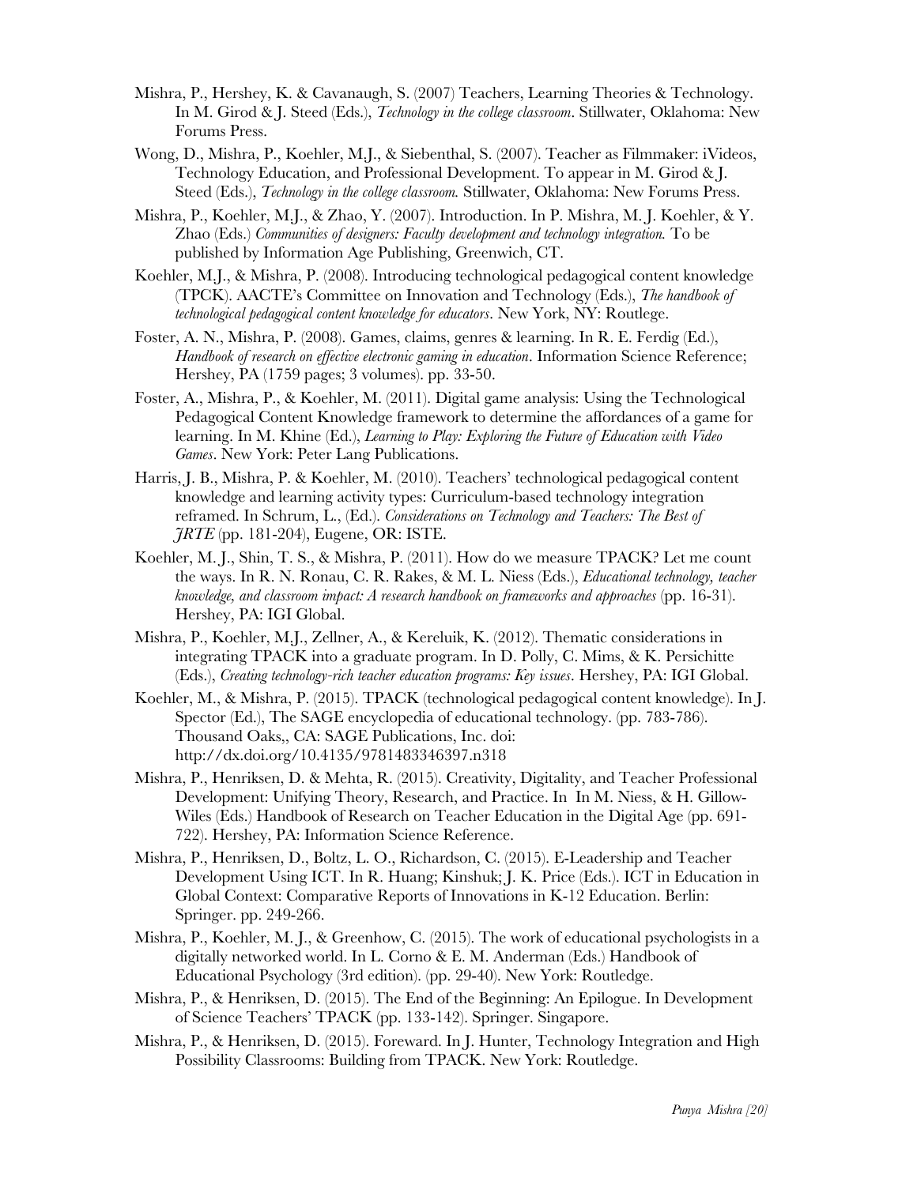Mishra, P., Hershey, K. & Cavanaugh, S. (2007) Teachers, Learning Theories & Technology. In M. Girod & J. Steed (Eds.), *Technology in the college classroom*. Stillwater, Oklahoma: New Forums Press.

Wong, D., Mishra, P., Koehler, M.J., & Siebenthal, S. (2007). Teacher as Filmmaker: iVideos, Technology Education, and Professional Development. To appear in M. Girod & J. Steed (Eds.), *Technology in the college classroom.* Stillwater, Oklahoma: New Forums Press.

Mishra, P., Koehler, M.J., & Zhao, Y. (2007). Introduction. In P. Mishra, M. J. Koehler, & Y. Zhao (Eds.) *Communities of designers: Faculty development and technology integration.* To be published by Information Age Publishing, Greenwich, CT.

Koehler, M.J., & Mishra, P. (2008). Introducing technological pedagogical content knowledge (TPCK). AACTE's Committee on Innovation and Technology (Eds.), *The handbook of technological pedagogical content knowledge for educators*. New York, NY: Routlege.

Foster, A. N., Mishra, P. (2008). Games, claims, genres & learning. In R. E. Ferdig (Ed.), *Handbook of research on effective electronic gaming in education*. Information Science Reference; Hershey, PA (1759 pages; 3 volumes). pp. 33-50.

Foster, A., Mishra, P., & Koehler, M. (2011). Digital game analysis: Using the Technological Pedagogical Content Knowledge framework to determine the affordances of a game for learning. In M. Khine (Ed.), *Learning to Play: Exploring the Future of Education with Video Games*. New York: Peter Lang Publications.

Harris, J. B., Mishra, P. & Koehler, M. (2010). Teachers' technological pedagogical content knowledge and learning activity types: Curriculum-based technology integration reframed. In Schrum, L., (Ed.). *Considerations on Technology and Teachers: The Best of JRTE* (pp. 181-204), Eugene, OR: ISTE.

Koehler, M. J., Shin, T. S., & Mishra, P. (2011). How do we measure TPACK? Let me count the ways. In R. N. Ronau, C. R. Rakes, & M. L. Niess (Eds.), *Educational technology, teacher knowledge, and classroom impact: A research handbook on frameworks and approaches* (pp. 16-31). Hershey, PA: IGI Global.

Mishra, P., Koehler, M.J., Zellner, A., & Kereluik, K. (2012). Thematic considerations in integrating TPACK into a graduate program. In D. Polly, C. Mims, & K. Persichitte (Eds.), *Creating technology-rich teacher education programs: Key issues*. Hershey, PA: IGI Global.

Koehler, M., & Mishra, P. (2015). TPACK (technological pedagogical content knowledge). In J. Spector (Ed.), The SAGE encyclopedia of educational technology. (pp. 783-786). Thousand Oaks,, CA: SAGE Publications, Inc. doi: http://dx.doi.org/10.4135/9781483346397.n318

Mishra, P., Henriksen, D. & Mehta, R. (2015). Creativity, Digitality, and Teacher Professional Development: Unifying Theory, Research, and Practice. In In M. Niess, & H. Gillow-Wiles (Eds.) Handbook of Research on Teacher Education in the Digital Age (pp. 691-722). Hershey, PA: Information Science Reference.

Mishra, P., Henriksen, D., Boltz, L. O., Richardson, C. (2015). E-Leadership and Teacher Development Using ICT. In R. Huang; Kinshuk; J. K. Price (Eds.). ICT in Education in Global Context: Comparative Reports of Innovations in K-12 Education. Berlin: Springer. pp. 249-266.

Mishra, P., Koehler, M. J., & Greenhow, C. (2015). The work of educational psychologists in a digitally networked world. In L. Corno & E. M. Anderman (Eds.) Handbook of Educational Psychology (3rd edition). (pp. 29-40). New York: Routledge.

Mishra, P., & Henriksen, D. (2015). The End of the Beginning: An Epilogue. In Development of Science Teachers' TPACK (pp. 133-142). Springer. Singapore.

Mishra, P., & Henriksen, D. (2015). Foreward. In J. Hunter, Technology Integration and High Possibility Classrooms: Building from TPACK. New York: Routledge.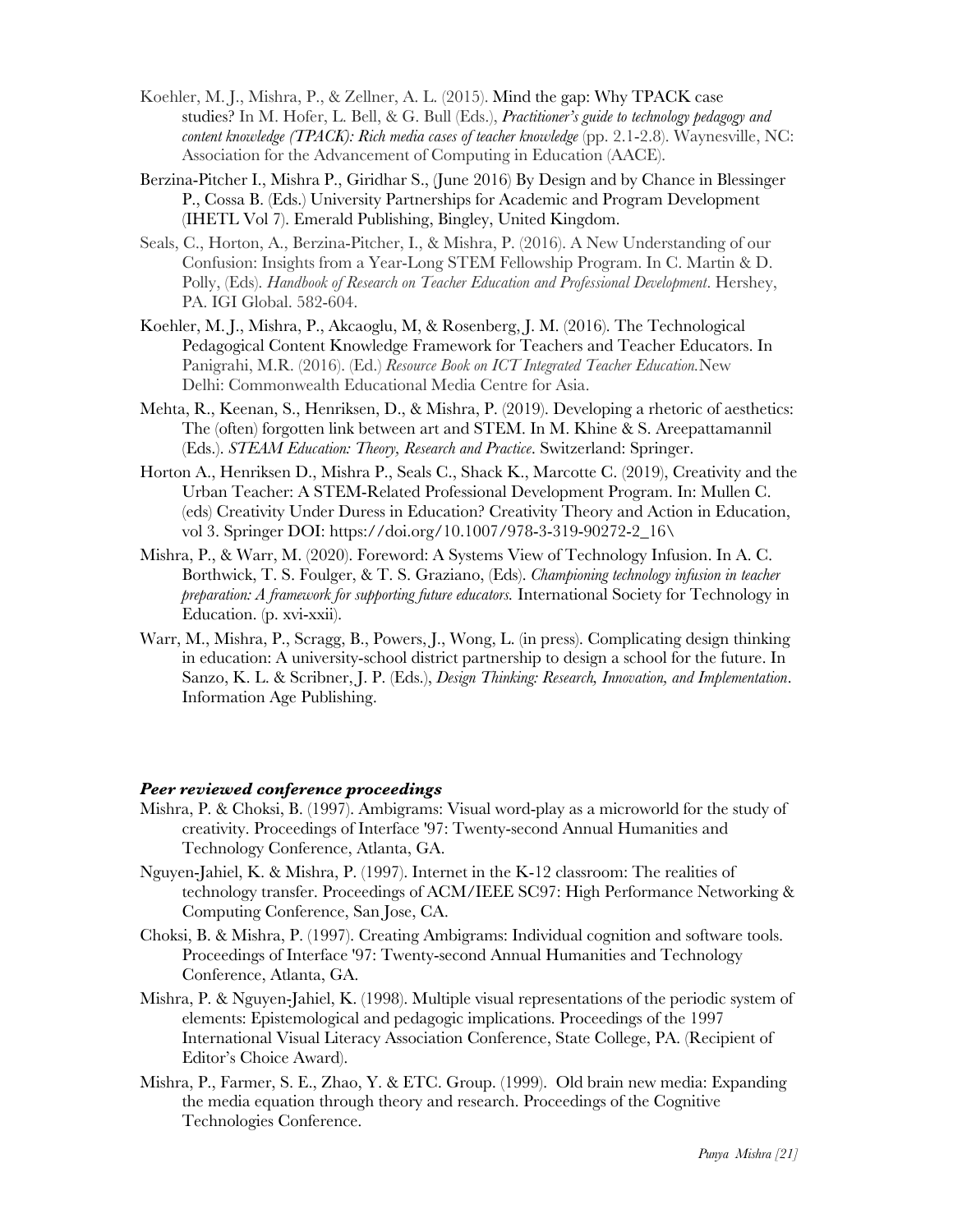Koehler, M. J., Mishra, P., & Zellner, A. L. (2015). Mind the gap: Why TPACK case studies? In M. Hofer, L. Bell, & G. Bull (Eds.), *Practitioner's guide to technology pedagogy and content knowledge (TPACK): Rich media cases of teacher knowledge* (pp. 2.1-2.8). Waynesville, NC: Association for the Advancement of Computing in Education (AACE).

Berzina-Pitcher I., Mishra P., Giridhar S., (June 2016) By Design and by Chance in Blessinger P., Cossa B. (Eds.) University Partnerships for Academic and Program Development (IHETL Vol 7). Emerald Publishing, Bingley, United Kingdom.

Seals, C., Horton, A., Berzina-Pitcher, I., & Mishra, P. (2016). A New Understanding of our Confusion: Insights from a Year-Long STEM Fellowship Program. In C. Martin & D. Polly, (Eds). *Handbook of Research on Teacher Education and Professional Development*. Hershey, PA. IGI Global. 582-604.

Koehler, M. J., Mishra, P., Akcaoglu, M, & Rosenberg, J. M. (2016). The Technological Pedagogical Content Knowledge Framework for Teachers and Teacher Educators. In Panigrahi, M.R. (2016). (Ed.) *Resource Book on ICT Integrated Teacher Education.* New Delhi: Commonwealth Educational Media Centre for Asia.

Mehta, R., Keenan, S., Henriksen, D., & Mishra, P. (2019). Developing a rhetoric of aesthetics: The (often) forgotten link between art and STEM. In M. Khine & S. Areepattamannil (Eds.). *STEAM Education: Theory, Research and Practice*. Switzerland: Springer.

Horton A., Henriksen D., Mishra P., Seals C., Shack K., Marcotte C. (2019), Creativity and the Urban Teacher: A STEM-Related Professional Development Program. In: Mullen C. (eds) Creativity Under Duress in Education? Creativity Theory and Action in Education, vol 3. Springer DOI: https://doi.org/10.1007/978-3-319-90272-2_16\

Mishra, P., & Warr, M. (2020). Foreword: A Systems View of Technology Infusion. In A. C. Borthwick, T. S. Foulger, & T. S. Graziano, (Eds). *Championing technology infusion in teacher preparation: A framework for supporting future educators.* International Society for Technology in Education. (p. xvi-xxii).

Warr, M., Mishra, P., Scragg, B., Powers, J., Wong, L. (in press). Complicating design thinking in education: A university-school district partnership to design a school for the future. In Sanzo, K. L. & Scribner, J. P. (Eds.), *Design Thinking: Research, Innovation, and Implementation*. Information Age Publishing.

### ***Peer reviewed conference proceedings***

Mishra, P. & Choksi, B. (1997). Ambigrams: Visual word-play as a microworld for the study of creativity. Proceedings of Interface '97: Twenty-second Annual Humanities and Technology Conference, Atlanta, GA.

Nguyen-Jahiel, K. & Mishra, P. (1997). Internet in the K-12 classroom: The realities of technology transfer. Proceedings of ACM/IEEE SC97: High Performance Networking & Computing Conference, San Jose, CA.

Choksi, B. & Mishra, P. (1997). Creating Ambigrams: Individual cognition and software tools. Proceedings of Interface '97: Twenty-second Annual Humanities and Technology Conference, Atlanta, GA.

Mishra, P. & Nguyen-Jahiel, K. (1998). Multiple visual representations of the periodic system of elements: Epistemological and pedagogic implications. Proceedings of the 1997 International Visual Literacy Association Conference, State College, PA. (Recipient of Editor's Choice Award).

Mishra, P., Farmer, S. E., Zhao, Y. & ETC. Group. (1999). Old brain new media: Expanding the media equation through theory and research. Proceedings of the Cognitive Technologies Conference.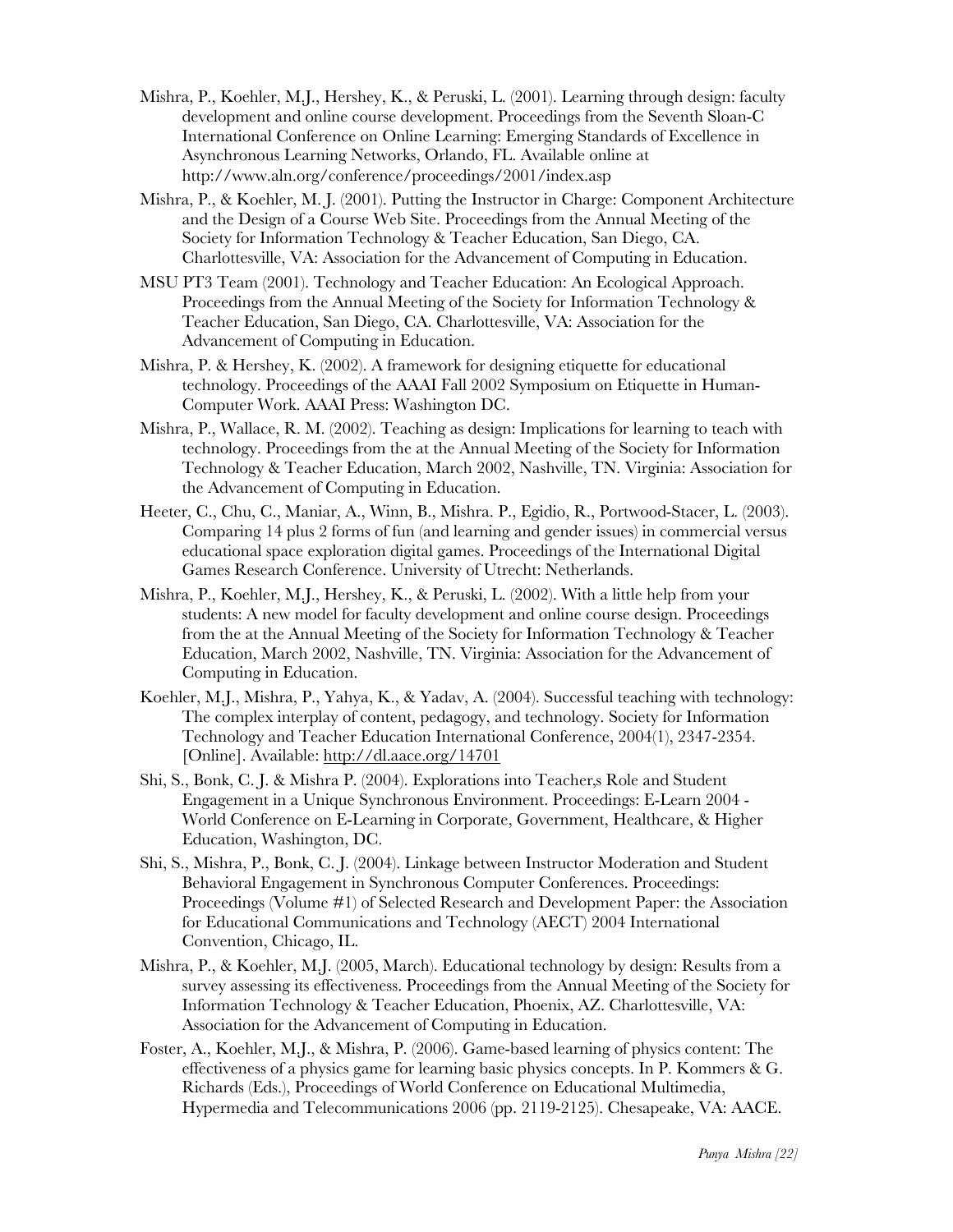Mishra, P., Koehler, M.J., Hershey, K., & Peruski, L. (2001). Learning through design: faculty development and online course development. Proceedings from the Seventh Sloan-C International Conference on Online Learning: Emerging Standards of Excellence in Asynchronous Learning Networks, Orlando, FL. Available online at http://www.aln.org/conference/proceedings/2001/index.asp

Mishra, P., & Koehler, M. J. (2001). Putting the Instructor in Charge: Component Architecture and the Design of a Course Web Site. Proceedings from the Annual Meeting of the Society for Information Technology & Teacher Education, San Diego, CA. Charlottesville, VA: Association for the Advancement of Computing in Education.

MSU PT3 Team (2001). Technology and Teacher Education: An Ecological Approach. Proceedings from the Annual Meeting of the Society for Information Technology & Teacher Education, San Diego, CA. Charlottesville, VA: Association for the Advancement of Computing in Education.

Mishra, P. & Hershey, K. (2002). A framework for designing etiquette for educational technology. Proceedings of the AAAI Fall 2002 Symposium on Etiquette in Human-Computer Work. AAAI Press: Washington DC.

Mishra, P., Wallace, R. M. (2002). Teaching as design: Implications for learning to teach with technology. Proceedings from the at the Annual Meeting of the Society for Information Technology & Teacher Education, March 2002, Nashville, TN. Virginia: Association for the Advancement of Computing in Education.

Heeter, C., Chu, C., Maniar, A., Winn, B., Mishra. P., Egidio, R., Portwood-Stacer, L. (2003). Comparing 14 plus 2 forms of fun (and learning and gender issues) in commercial versus educational space exploration digital games. Proceedings of the International Digital Games Research Conference. University of Utrecht: Netherlands.

Mishra, P., Koehler, M.J., Hershey, K., & Peruski, L. (2002). With a little help from your students: A new model for faculty development and online course design. Proceedings from the at the Annual Meeting of the Society for Information Technology & Teacher Education, March 2002, Nashville, TN. Virginia: Association for the Advancement of Computing in Education.

Koehler, M.J., Mishra, P., Yahya, K., & Yadav, A. (2004). Successful teaching with technology: The complex interplay of content, pedagogy, and technology. Society for Information Technology and Teacher Education International Conference, 2004(1), 2347-2354. [Online]. Available: http://dl.aace.org/14701

Shi, S., Bonk, C. J. & Mishra P. (2004). Explorations into Teacher,s Role and Student Engagement in a Unique Synchronous Environment. Proceedings: E-Learn 2004 - World Conference on E-Learning in Corporate, Government, Healthcare, & Higher Education, Washington, DC.

Shi, S., Mishra, P., Bonk, C. J. (2004). Linkage between Instructor Moderation and Student Behavioral Engagement in Synchronous Computer Conferences. Proceedings: Proceedings (Volume #1) of Selected Research and Development Paper: the Association for Educational Communications and Technology (AECT) 2004 International Convention, Chicago, IL.

Mishra, P., & Koehler, M.J. (2005, March). Educational technology by design: Results from a survey assessing its effectiveness. Proceedings from the Annual Meeting of the Society for Information Technology & Teacher Education, Phoenix, AZ. Charlottesville, VA: Association for the Advancement of Computing in Education.

Foster, A., Koehler, M.J., & Mishra, P. (2006). Game-based learning of physics content: The effectiveness of a physics game for learning basic physics concepts. In P. Kommers & G. Richards (Eds.), Proceedings of World Conference on Educational Multimedia, Hypermedia and Telecommunications 2006 (pp. 2119-2125). Chesapeake, VA: AACE.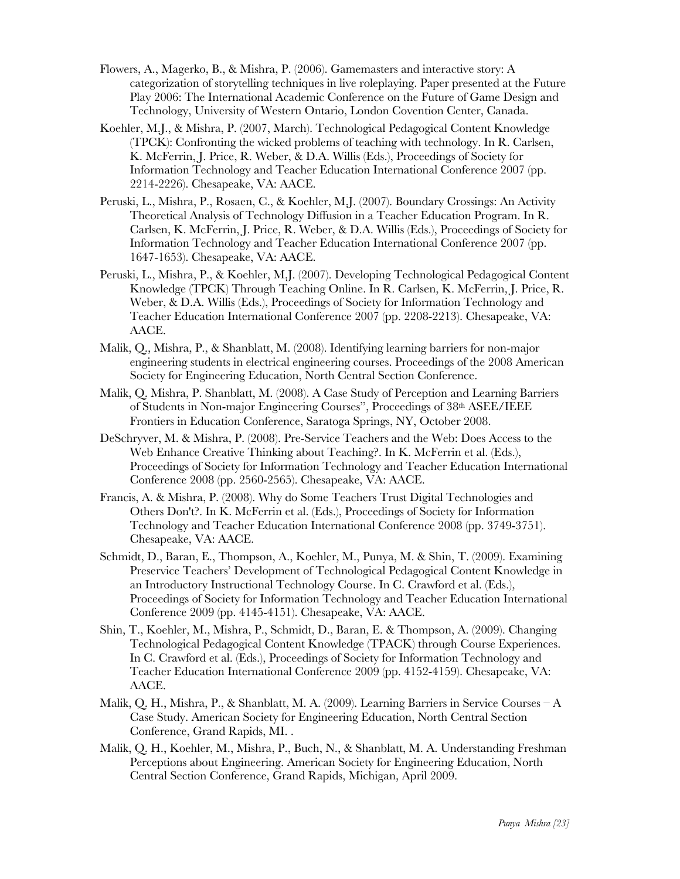Flowers, A., Magerko, B., & Mishra, P. (2006). Gamemasters and interactive story: A categorization of storytelling techniques in live roleplaying. Paper presented at the Future Play 2006: The International Academic Conference on the Future of Game Design and Technology, University of Western Ontario, London Covention Center, Canada.

Koehler, M.J., & Mishra, P. (2007, March). Technological Pedagogical Content Knowledge (TPCK): Confronting the wicked problems of teaching with technology. In R. Carlsen, K. McFerrin, J. Price, R. Weber, & D.A. Willis (Eds.), Proceedings of Society for Information Technology and Teacher Education International Conference 2007 (pp. 2214-2226). Chesapeake, VA: AACE.

Peruski, L., Mishra, P., Rosaen, C., & Koehler, M.J. (2007). Boundary Crossings: An Activity Theoretical Analysis of Technology Diffusion in a Teacher Education Program. In R. Carlsen, K. McFerrin, J. Price, R. Weber, & D.A. Willis (Eds.), Proceedings of Society for Information Technology and Teacher Education International Conference 2007 (pp. 1647-1653). Chesapeake, VA: AACE.

Peruski, L., Mishra, P., & Koehler, M.J. (2007). Developing Technological Pedagogical Content Knowledge (TPCK) Through Teaching Online. In R. Carlsen, K. McFerrin, J. Price, R. Weber, & D.A. Willis (Eds.), Proceedings of Society for Information Technology and Teacher Education International Conference 2007 (pp. 2208-2213). Chesapeake, VA: AACE.

Malik, Q., Mishra, P., & Shanblatt, M. (2008). Identifying learning barriers for non-major engineering students in electrical engineering courses. Proceedings of the 2008 American Society for Engineering Education, North Central Section Conference.

Malik, Q. Mishra, P. Shanblatt, M. (2008). A Case Study of Perception and Learning Barriers of Students in Non-major Engineering Courses", Proceedings of 38th ASEE/IEEE Frontiers in Education Conference, Saratoga Springs, NY, October 2008.

DeSchryver, M. & Mishra, P. (2008). Pre-Service Teachers and the Web: Does Access to the Web Enhance Creative Thinking about Teaching?. In K. McFerrin et al. (Eds.), Proceedings of Society for Information Technology and Teacher Education International Conference 2008 (pp. 2560-2565). Chesapeake, VA: AACE.

Francis, A. & Mishra, P. (2008). Why do Some Teachers Trust Digital Technologies and Others Don't?. In K. McFerrin et al. (Eds.), Proceedings of Society for Information Technology and Teacher Education International Conference 2008 (pp. 3749-3751). Chesapeake, VA: AACE.

Schmidt, D., Baran, E., Thompson, A., Koehler, M., Punya, M. & Shin, T. (2009). Examining Preservice Teachers' Development of Technological Pedagogical Content Knowledge in an Introductory Instructional Technology Course. In C. Crawford et al. (Eds.), Proceedings of Society for Information Technology and Teacher Education International Conference 2009 (pp. 4145-4151). Chesapeake, VA: AACE.

Shin, T., Koehler, M., Mishra, P., Schmidt, D., Baran, E. & Thompson, A. (2009). Changing Technological Pedagogical Content Knowledge (TPACK) through Course Experiences. In C. Crawford et al. (Eds.), Proceedings of Society for Information Technology and Teacher Education International Conference 2009 (pp. 4152-4159). Chesapeake, VA: AACE.

Malik, Q. H., Mishra, P., & Shanblatt, M. A. (2009). Learning Barriers in Service Courses – A Case Study. American Society for Engineering Education, North Central Section Conference, Grand Rapids, MI. .

Malik, Q. H., Koehler, M., Mishra, P., Buch, N., & Shanblatt, M. A. Understanding Freshman Perceptions about Engineering. American Society for Engineering Education, North Central Section Conference, Grand Rapids, Michigan, April 2009.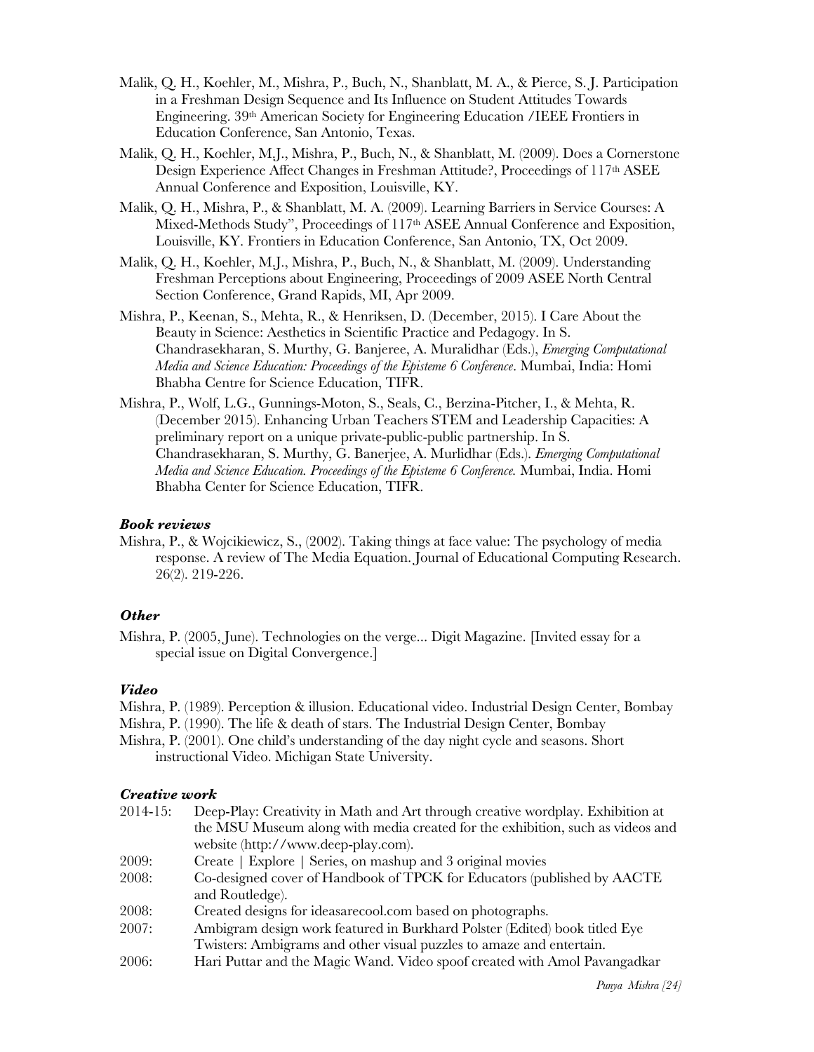Malik, Q. H., Koehler, M., Mishra, P., Buch, N., Shanblatt, M. A., & Pierce, S. J. Participation in a Freshman Design Sequence and Its Influence on Student Attitudes Towards Engineering. 39th American Society for Engineering Education /IEEE Frontiers in Education Conference, San Antonio, Texas.

Malik, Q. H., Koehler, M.J., Mishra, P., Buch, N., & Shanblatt, M. (2009). Does a Cornerstone Design Experience Affect Changes in Freshman Attitude?, Proceedings of 117th ASEE Annual Conference and Exposition, Louisville, KY.

Malik, Q. H., Mishra, P., & Shanblatt, M. A. (2009). Learning Barriers in Service Courses: A Mixed-Methods Study", Proceedings of 117th ASEE Annual Conference and Exposition, Louisville, KY. Frontiers in Education Conference, San Antonio, TX, Oct 2009.

Malik, Q. H., Koehler, M.J., Mishra, P., Buch, N., & Shanblatt, M. (2009). Understanding Freshman Perceptions about Engineering, Proceedings of 2009 ASEE North Central Section Conference, Grand Rapids, MI, Apr 2009.

Mishra, P., Keenan, S., Mehta, R., & Henriksen, D. (December, 2015). I Care About the Beauty in Science: Aesthetics in Scientific Practice and Pedagogy. In S. Chandrasekharan, S. Murthy, G. Banjeree, A. Muralidhar (Eds.), *Emerging Computational Media and Science Education: Proceedings of the Episteme 6 Conference*. Mumbai, India: Homi Bhabha Centre for Science Education, TIFR.

Mishra, P., Wolf, L.G., Gunnings-Moton, S., Seals, C., Berzina-Pitcher, I., & Mehta, R. (December 2015). Enhancing Urban Teachers STEM and Leadership Capacities: A preliminary report on a unique private-public-public partnership. In S. Chandrasekharan, S. Murthy, G. Banerjee, A. Murlidhar (Eds.). *Emerging Computational Media and Science Education. Proceedings of the Episteme 6 Conference.* Mumbai, India. Homi Bhabha Center for Science Education, TIFR.

### *Book reviews*

Mishra, P., & Wojcikiewicz, S., (2002). Taking things at face value: The psychology of media response. A review of The Media Equation. Journal of Educational Computing Research. 26(2). 219-226.

### *Other*

Mishra, P. (2005, June). Technologies on the verge... Digit Magazine. [Invited essay for a special issue on Digital Convergence.]

### *Video*

Mishra, P. (1989). Perception & illusion. Educational video. Industrial Design Center, Bombay

Mishra, P. (1990). The life & death of stars. The Industrial Design Center, Bombay

Mishra, P. (2001). One child's understanding of the day night cycle and seasons. Short instructional Video. Michigan State University.

### *Creative work*

2014-15: Deep-Play: Creativity in Math and Art through creative wordplay. Exhibition at the MSU Museum along with media created for the exhibition, such as videos and website (http://www.deep-play.com).

2009: Create | Explore | Series, on mashup and 3 original movies

2008: Co-designed cover of Handbook of TPCK for Educators (published by AACTE and Routledge).

2008: Created designs for ideasarecool.com based on photographs.

2007: Ambigram design work featured in Burkhard Polster (Edited) book titled Eye Twisters: Ambigrams and other visual puzzles to amaze and entertain.

2006: Hari Puttar and the Magic Wand. Video spoof created with Amol Pavangadkar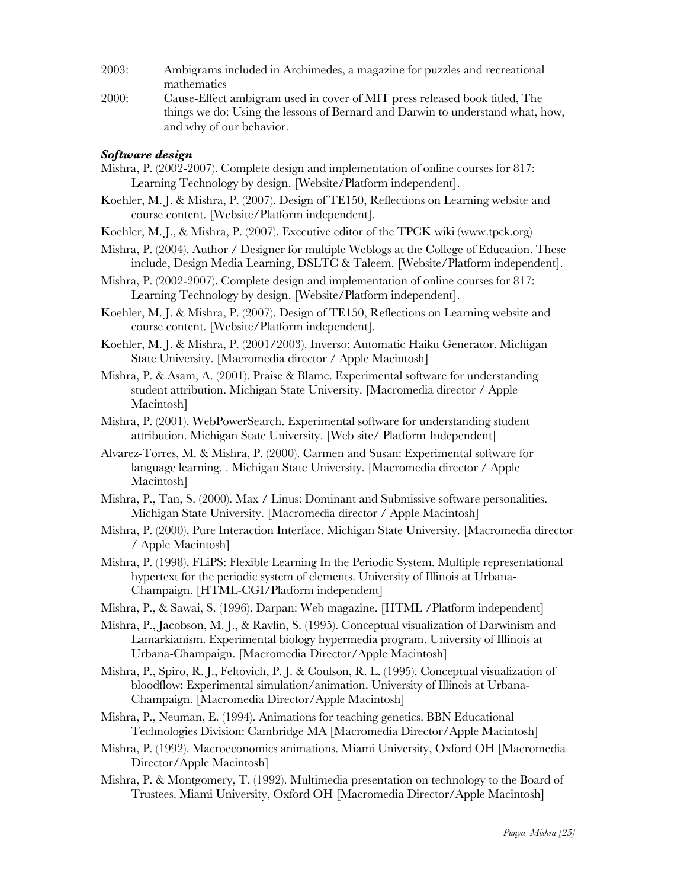2003: Ambigrams included in Archimedes, a magazine for puzzles and recreational mathematics

2000: Cause-Effect ambigram used in cover of MIT press released book titled, The things we do: Using the lessons of Bernard and Darwin to understand what, how, and why of our behavior.

***Software design***

Mishra, P. (2002-2007). Complete design and implementation of online courses for 817: Learning Technology by design. [Website/Platform independent].

Koehler, M. J. & Mishra, P. (2007). Design of TE150, Reflections on Learning website and course content. [Website/Platform independent].

Koehler, M. J., & Mishra, P. (2007). Executive editor of the TPCK wiki (www.tpck.org)

Mishra, P. (2004). Author / Designer for multiple Weblogs at the College of Education. These include, Design Media Learning, DSLTC & Taleem. [Website/Platform independent].

Mishra, P. (2002-2007). Complete design and implementation of online courses for 817: Learning Technology by design. [Website/Platform independent].

Koehler, M. J. & Mishra, P. (2007). Design of TE150, Reflections on Learning website and course content. [Website/Platform independent].

Koehler, M. J. & Mishra, P. (2001/2003). Inverso: Automatic Haiku Generator. Michigan State University. [Macromedia director / Apple Macintosh]

Mishra, P. & Asam, A. (2001). Praise & Blame. Experimental software for understanding student attribution. Michigan State University. [Macromedia director / Apple Macintosh]

Mishra, P. (2001). WebPowerSearch. Experimental software for understanding student attribution. Michigan State University. [Web site/ Platform Independent]

Alvarez-Torres, M. & Mishra, P. (2000). Carmen and Susan: Experimental software for language learning. . Michigan State University. [Macromedia director / Apple Macintosh]

Mishra, P., Tan, S. (2000). Max / Linus: Dominant and Submissive software personalities. Michigan State University. [Macromedia director / Apple Macintosh]

Mishra, P. (2000). Pure Interaction Interface. Michigan State University. [Macromedia director / Apple Macintosh]

Mishra, P. (1998). FLiPS: Flexible Learning In the Periodic System. Multiple representational hypertext for the periodic system of elements. University of Illinois at Urbana-Champaign. [HTML-CGI/Platform independent]

Mishra, P., & Sawai, S. (1996). Darpan: Web magazine. [HTML /Platform independent]

Mishra, P., Jacobson, M. J., & Ravlin, S. (1995). Conceptual visualization of Darwinism and Lamarkianism. Experimental biology hypermedia program. University of Illinois at Urbana-Champaign. [Macromedia Director/Apple Macintosh]

Mishra, P., Spiro, R. J., Feltovich, P. J. & Coulson, R. L. (1995). Conceptual visualization of bloodflow: Experimental simulation/animation. University of Illinois at Urbana-Champaign. [Macromedia Director/Apple Macintosh]

Mishra, P., Neuman, E. (1994). Animations for teaching genetics. BBN Educational Technologies Division: Cambridge MA [Macromedia Director/Apple Macintosh]

Mishra, P. (1992). Macroeconomics animations. Miami University, Oxford OH [Macromedia Director/Apple Macintosh]

Mishra, P. & Montgomery, T. (1992). Multimedia presentation on technology to the Board of Trustees. Miami University, Oxford OH [Macromedia Director/Apple Macintosh]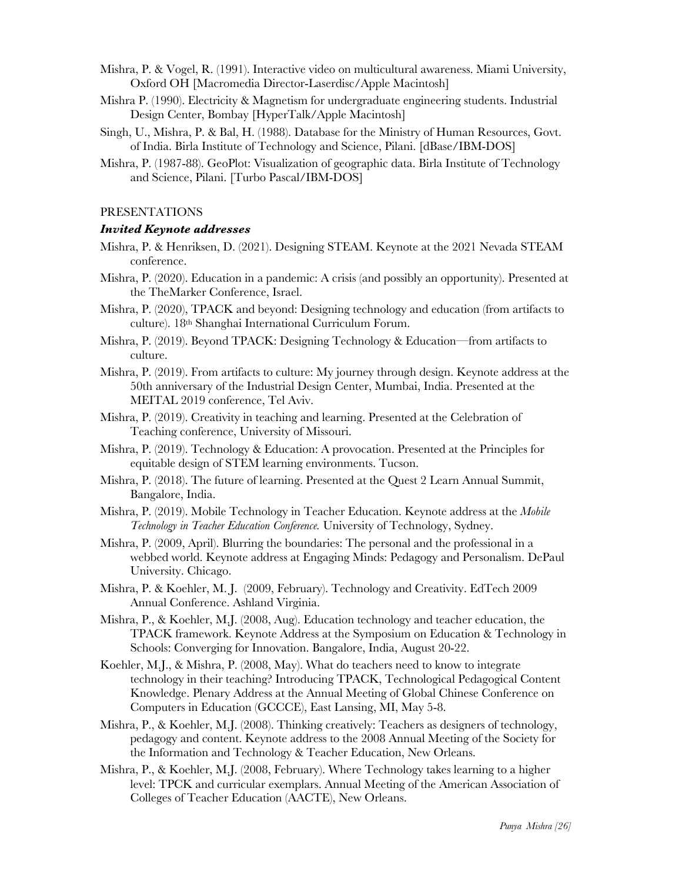Mishra, P. & Vogel, R. (1991). Interactive video on multicultural awareness. Miami University, Oxford OH [Macromedia Director-Laserdisc/Apple Macintosh]

Mishra P. (1990). Electricity & Magnetism for undergraduate engineering students. Industrial Design Center, Bombay [HyperTalk/Apple Macintosh]

Singh, U., Mishra, P. & Bal, H. (1988). Database for the Ministry of Human Resources, Govt. of India. Birla Institute of Technology and Science, Pilani. [dBase/IBM-DOS]

Mishra, P. (1987-88). GeoPlot: Visualization of geographic data. Birla Institute of Technology and Science, Pilani. [Turbo Pascal/IBM-DOS]

PRESENTATIONS

***Invited Keynote addresses***

Mishra, P. & Henriksen, D. (2021). Designing STEAM. Keynote at the 2021 Nevada STEAM conference.

Mishra, P. (2020). Education in a pandemic: A crisis (and possibly an opportunity). Presented at the TheMarker Conference, Israel.

Mishra, P. (2020), TPACK and beyond: Designing technology and education (from artifacts to culture). 18th Shanghai International Curriculum Forum.

Mishra, P. (2019). Beyond TPACK: Designing Technology & Education—from artifacts to culture.

Mishra, P. (2019). From artifacts to culture: My journey through design. Keynote address at the 50th anniversary of the Industrial Design Center, Mumbai, India. Presented at the MEITAL 2019 conference, Tel Aviv.

Mishra, P. (2019). Creativity in teaching and learning. Presented at the Celebration of Teaching conference, University of Missouri.

Mishra, P. (2019). Technology & Education: A provocation. Presented at the Principles for equitable design of STEM learning environments. Tucson.

Mishra, P. (2018). The future of learning. Presented at the Quest 2 Learn Annual Summit, Bangalore, India.

Mishra, P. (2019). Mobile Technology in Teacher Education. Keynote address at the *Mobile Technology in Teacher Education Conference.* University of Technology, Sydney.

Mishra, P. (2009, April). Blurring the boundaries: The personal and the professional in a webbed world. Keynote address at Engaging Minds: Pedagogy and Personalism. DePaul University. Chicago.

Mishra, P. & Koehler, M. J. (2009, February). Technology and Creativity. EdTech 2009 Annual Conference. Ashland Virginia.

Mishra, P., & Koehler, M.J. (2008, Aug). Education technology and teacher education, the TPACK framework. Keynote Address at the Symposium on Education & Technology in Schools: Converging for Innovation. Bangalore, India, August 20-22.

Koehler, M.J., & Mishra, P. (2008, May). What do teachers need to know to integrate technology in their teaching? Introducing TPACK, Technological Pedagogical Content Knowledge. Plenary Address at the Annual Meeting of Global Chinese Conference on Computers in Education (GCCCE), East Lansing, MI, May 5-8.

Mishra, P., & Koehler, M.J. (2008). Thinking creatively: Teachers as designers of technology, pedagogy and content. Keynote address to the 2008 Annual Meeting of the Society for the Information and Technology & Teacher Education, New Orleans.

Mishra, P., & Koehler, M.J. (2008, February). Where Technology takes learning to a higher level: TPCK and curricular exemplars. Annual Meeting of the American Association of Colleges of Teacher Education (AACTE), New Orleans.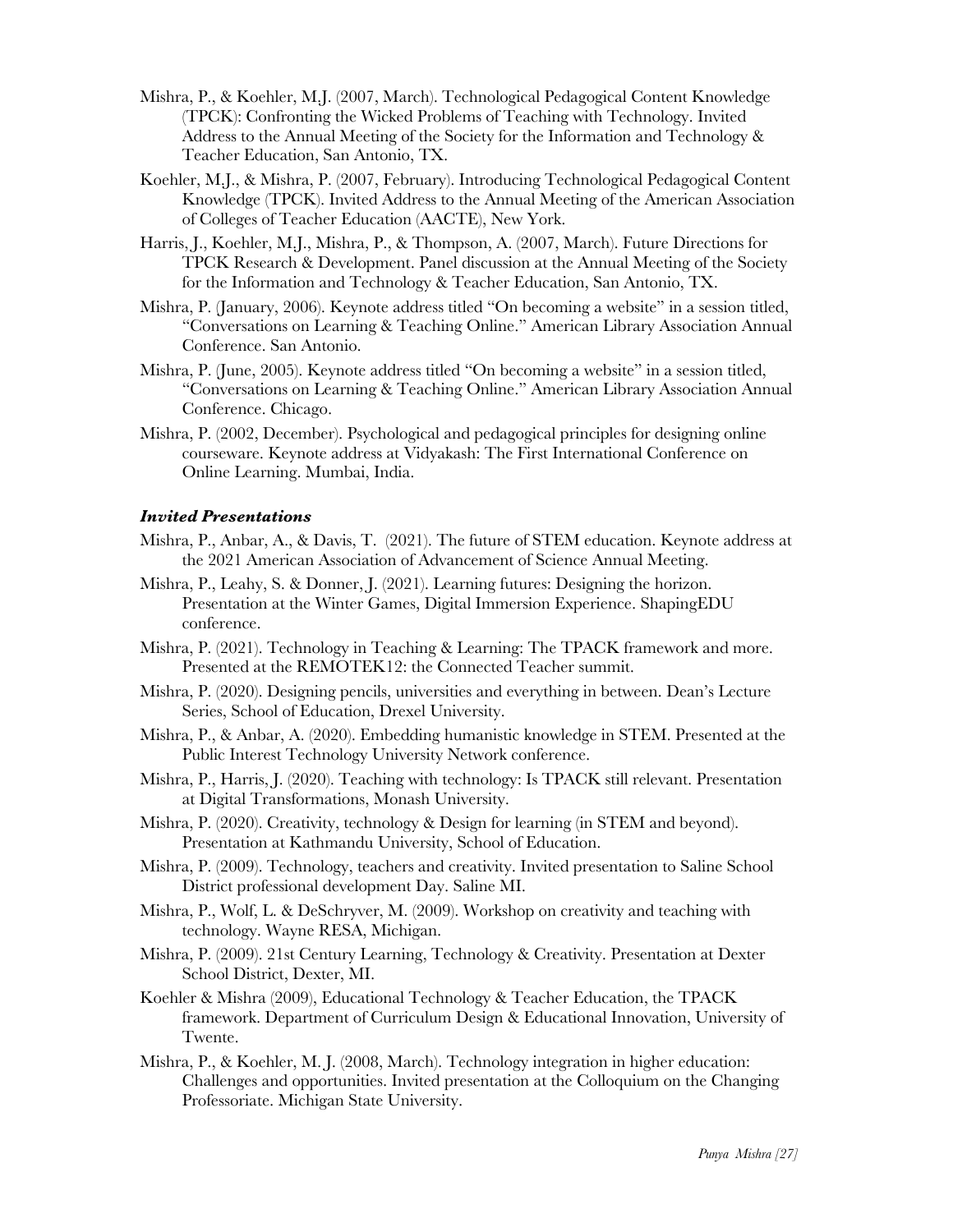Mishra, P., & Koehler, M.J. (2007, March). Technological Pedagogical Content Knowledge (TPCK): Confronting the Wicked Problems of Teaching with Technology. Invited Address to the Annual Meeting of the Society for the Information and Technology & Teacher Education, San Antonio, TX.

Koehler, M.J., & Mishra, P. (2007, February). Introducing Technological Pedagogical Content Knowledge (TPCK). Invited Address to the Annual Meeting of the American Association of Colleges of Teacher Education (AACTE), New York.

Harris, J., Koehler, M.J., Mishra, P., & Thompson, A. (2007, March). Future Directions for TPCK Research & Development. Panel discussion at the Annual Meeting of the Society for the Information and Technology & Teacher Education, San Antonio, TX.

Mishra, P. (January, 2006). Keynote address titled "On becoming a website" in a session titled, "Conversations on Learning & Teaching Online." American Library Association Annual Conference. San Antonio.

Mishra, P. (June, 2005). Keynote address titled "On becoming a website" in a session titled, "Conversations on Learning & Teaching Online." American Library Association Annual Conference. Chicago.

Mishra, P. (2002, December). Psychological and pedagogical principles for designing online courseware. Keynote address at Vidyakash: The First International Conference on Online Learning. Mumbai, India.

### *Invited Presentations*

Mishra, P., Anbar, A., & Davis, T. (2021). The future of STEM education. Keynote address at the 2021 American Association of Advancement of Science Annual Meeting.

Mishra, P., Leahy, S. & Donner, J. (2021). Learning futures: Designing the horizon. Presentation at the Winter Games, Digital Immersion Experience. ShapingEDU conference.

Mishra, P. (2021). Technology in Teaching & Learning: The TPACK framework and more. Presented at the REMOTEK12: the Connected Teacher summit.

Mishra, P. (2020). Designing pencils, universities and everything in between. Dean's Lecture Series, School of Education, Drexel University.

Mishra, P., & Anbar, A. (2020). Embedding humanistic knowledge in STEM. Presented at the Public Interest Technology University Network conference.

Mishra, P., Harris, J. (2020). Teaching with technology: Is TPACK still relevant. Presentation at Digital Transformations, Monash University.

Mishra, P. (2020). Creativity, technology & Design for learning (in STEM and beyond). Presentation at Kathmandu University, School of Education.

Mishra, P. (2009). Technology, teachers and creativity. Invited presentation to Saline School District professional development Day. Saline MI.

Mishra, P., Wolf, L. & DeSchryver, M. (2009). Workshop on creativity and teaching with technology. Wayne RESA, Michigan.

Mishra, P. (2009). 21st Century Learning, Technology & Creativity. Presentation at Dexter School District, Dexter, MI.

Koehler & Mishra (2009), Educational Technology & Teacher Education, the TPACK framework. Department of Curriculum Design & Educational Innovation, University of Twente.

Mishra, P., & Koehler, M. J. (2008, March). Technology integration in higher education: Challenges and opportunities. Invited presentation at the Colloquium on the Changing Professoriate. Michigan State University.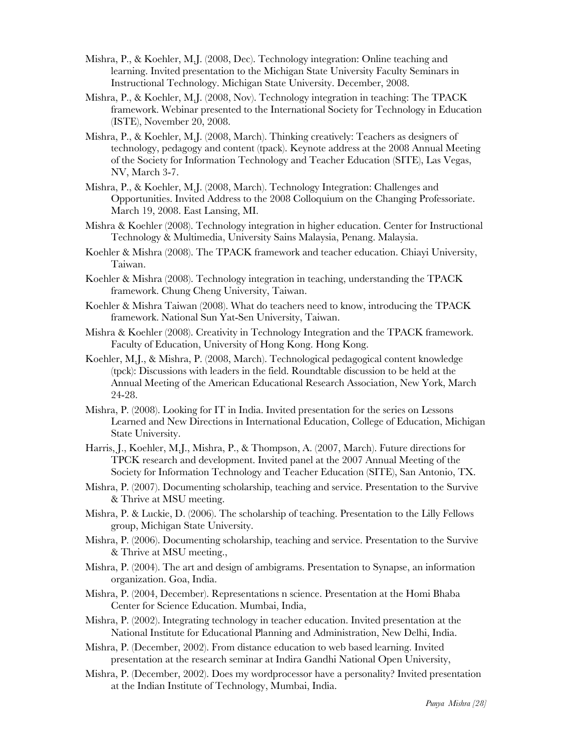Mishra, P., & Koehler, M.J. (2008, Dec). Technology integration: Online teaching and learning. Invited presentation to the Michigan State University Faculty Seminars in Instructional Technology. Michigan State University. December, 2008.

Mishra, P., & Koehler, M.J. (2008, Nov). Technology integration in teaching: The TPACK framework. Webinar presented to the International Society for Technology in Education (ISTE), November 20, 2008.

Mishra, P., & Koehler, M.J. (2008, March). Thinking creatively: Teachers as designers of technology, pedagogy and content (tpack). Keynote address at the 2008 Annual Meeting of the Society for Information Technology and Teacher Education (SITE), Las Vegas, NV, March 3-7.

Mishra, P., & Koehler, M.J. (2008, March). Technology Integration: Challenges and Opportunities. Invited Address to the 2008 Colloquium on the Changing Professoriate. March 19, 2008. East Lansing, MI.

Mishra & Koehler (2008). Technology integration in higher education. Center for Instructional Technology & Multimedia, University Sains Malaysia, Penang. Malaysia.

Koehler & Mishra (2008). The TPACK framework and teacher education. Chiayi University, Taiwan.

Koehler & Mishra (2008). Technology integration in teaching, understanding the TPACK framework. Chung Cheng University, Taiwan.

Koehler & Mishra Taiwan (2008). What do teachers need to know, introducing the TPACK framework. National Sun Yat-Sen University, Taiwan.

Mishra & Koehler (2008). Creativity in Technology Integration and the TPACK framework. Faculty of Education, University of Hong Kong. Hong Kong.

Koehler, M.J., & Mishra, P. (2008, March). Technological pedagogical content knowledge (tpck): Discussions with leaders in the field. Roundtable discussion to be held at the Annual Meeting of the American Educational Research Association, New York, March 24-28.

Mishra, P. (2008). Looking for IT in India. Invited presentation for the series on Lessons Learned and New Directions in International Education, College of Education, Michigan State University.

Harris, J., Koehler, M.J., Mishra, P., & Thompson, A. (2007, March). Future directions for TPCK research and development. Invited panel at the 2007 Annual Meeting of the Society for Information Technology and Teacher Education (SITE), San Antonio, TX.

Mishra, P. (2007). Documenting scholarship, teaching and service. Presentation to the Survive & Thrive at MSU meeting.

Mishra, P. & Luckie, D. (2006). The scholarship of teaching. Presentation to the Lilly Fellows group, Michigan State University.

Mishra, P. (2006). Documenting scholarship, teaching and service. Presentation to the Survive & Thrive at MSU meeting.,

Mishra, P. (2004). The art and design of ambigrams. Presentation to Synapse, an information organization. Goa, India.

Mishra, P. (2004, December). Representations n science. Presentation at the Homi Bhaba Center for Science Education. Mumbai, India,

Mishra, P. (2002). Integrating technology in teacher education. Invited presentation at the National Institute for Educational Planning and Administration, New Delhi, India.

Mishra, P. (December, 2002). From distance education to web based learning. Invited presentation at the research seminar at Indira Gandhi National Open University,

Mishra, P. (December, 2002). Does my wordprocessor have a personality? Invited presentation at the Indian Institute of Technology, Mumbai, India.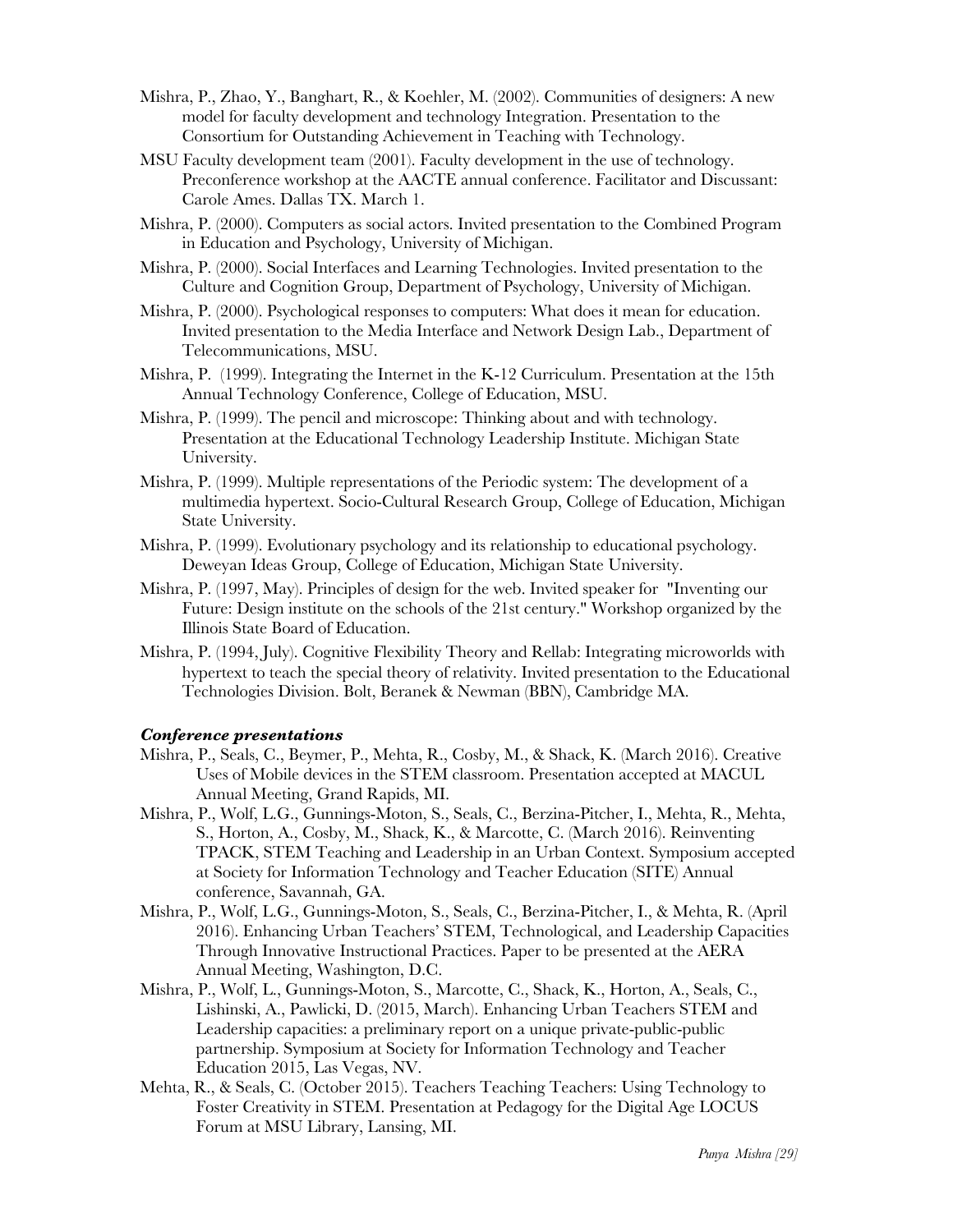Mishra, P., Zhao, Y., Banghart, R., & Koehler, M. (2002). Communities of designers: A new model for faculty development and technology Integration. Presentation to the Consortium for Outstanding Achievement in Teaching with Technology.

MSU Faculty development team (2001). Faculty development in the use of technology. Preconference workshop at the AACTE annual conference. Facilitator and Discussant: Carole Ames. Dallas TX. March 1.

Mishra, P. (2000). Computers as social actors. Invited presentation to the Combined Program in Education and Psychology, University of Michigan.

Mishra, P. (2000). Social Interfaces and Learning Technologies. Invited presentation to the Culture and Cognition Group, Department of Psychology, University of Michigan.

Mishra, P. (2000). Psychological responses to computers: What does it mean for education. Invited presentation to the Media Interface and Network Design Lab., Department of Telecommunications, MSU.

Mishra, P. (1999). Integrating the Internet in the K-12 Curriculum. Presentation at the 15th Annual Technology Conference, College of Education, MSU.

Mishra, P. (1999). The pencil and microscope: Thinking about and with technology. Presentation at the Educational Technology Leadership Institute. Michigan State University.

Mishra, P. (1999). Multiple representations of the Periodic system: The development of a multimedia hypertext. Socio-Cultural Research Group, College of Education, Michigan State University.

Mishra, P. (1999). Evolutionary psychology and its relationship to educational psychology. Deweyan Ideas Group, College of Education, Michigan State University.

Mishra, P. (1997, May). Principles of design for the web. Invited speaker for "Inventing our Future: Design institute on the schools of the 21st century." Workshop organized by the Illinois State Board of Education.

Mishra, P. (1994, July). Cognitive Flexibility Theory and Rellab: Integrating microworlds with hypertext to teach the special theory of relativity. Invited presentation to the Educational Technologies Division. Bolt, Beranek & Newman (BBN), Cambridge MA.

### *Conference presentations*

Mishra, P., Seals, C., Beymer, P., Mehta, R., Cosby, M., & Shack, K. (March 2016). Creative Uses of Mobile devices in the STEM classroom. Presentation accepted at MACUL Annual Meeting, Grand Rapids, MI.

Mishra, P., Wolf, L.G., Gunnings-Moton, S., Seals, C., Berzina-Pitcher, I., Mehta, R., Mehta, S., Horton, A., Cosby, M., Shack, K., & Marcotte, C. (March 2016). Reinventing TPACK, STEM Teaching and Leadership in an Urban Context. Symposium accepted at Society for Information Technology and Teacher Education (SITE) Annual conference, Savannah, GA.

Mishra, P., Wolf, L.G., Gunnings-Moton, S., Seals, C., Berzina-Pitcher, I., & Mehta, R. (April 2016). Enhancing Urban Teachers' STEM, Technological, and Leadership Capacities Through Innovative Instructional Practices. Paper to be presented at the AERA Annual Meeting, Washington, D.C.

Mishra, P., Wolf, L., Gunnings-Moton, S., Marcotte, C., Shack, K., Horton, A., Seals, C., Lishinski, A., Pawlicki, D. (2015, March). Enhancing Urban Teachers STEM and Leadership capacities: a preliminary report on a unique private-public-public partnership. Symposium at Society for Information Technology and Teacher Education 2015, Las Vegas, NV.

Mehta, R., & Seals, C. (October 2015). Teachers Teaching Teachers: Using Technology to Foster Creativity in STEM. Presentation at Pedagogy for the Digital Age LOCUS Forum at MSU Library, Lansing, MI.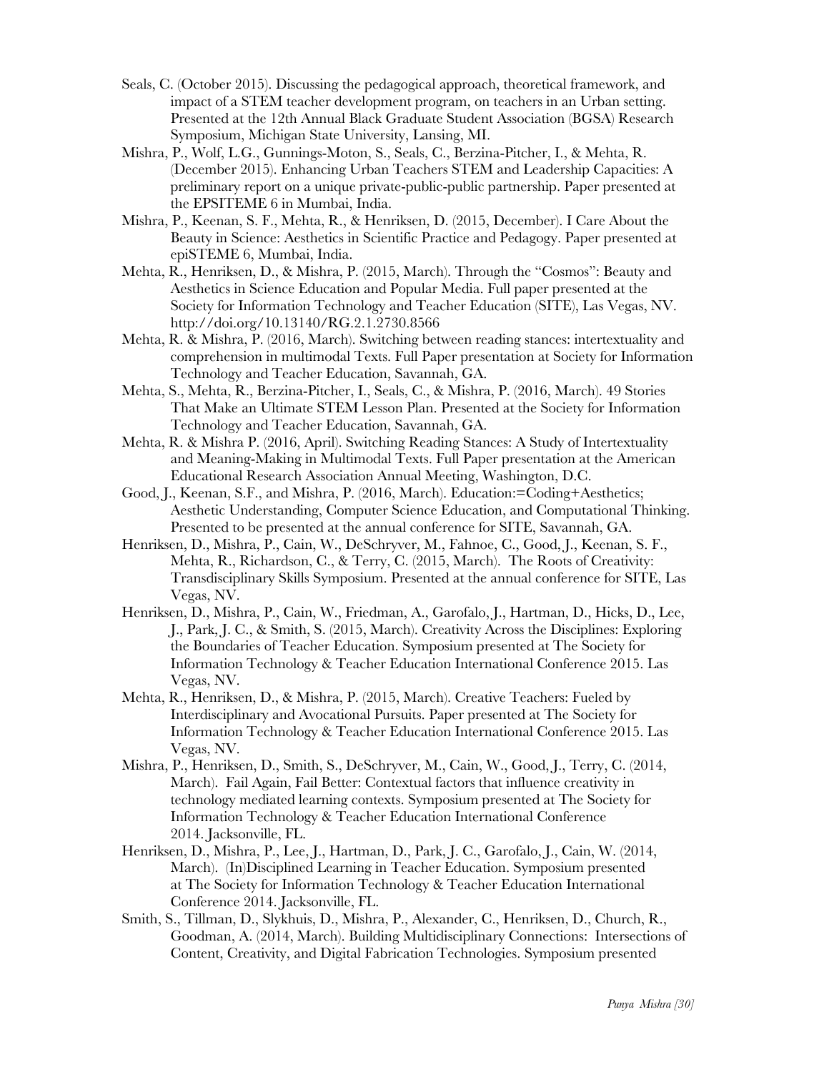Seals, C. (October 2015). Discussing the pedagogical approach, theoretical framework, and impact of a STEM teacher development program, on teachers in an Urban setting. Presented at the 12th Annual Black Graduate Student Association (BGSA) Research Symposium, Michigan State University, Lansing, MI.

Mishra, P., Wolf, L.G., Gunnings-Moton, S., Seals, C., Berzina-Pitcher, I., & Mehta, R. (December 2015). Enhancing Urban Teachers STEM and Leadership Capacities: A preliminary report on a unique private-public-public partnership. Paper presented at the EPSITEME 6 in Mumbai, India.

Mishra, P., Keenan, S. F., Mehta, R., & Henriksen, D. (2015, December). I Care About the Beauty in Science: Aesthetics in Scientific Practice and Pedagogy. Paper presented at epiSTEME 6, Mumbai, India.

Mehta, R., Henriksen, D., & Mishra, P. (2015, March). Through the "Cosmos": Beauty and Aesthetics in Science Education and Popular Media. Full paper presented at the Society for Information Technology and Teacher Education (SITE), Las Vegas, NV. http://doi.org/10.13140/RG.2.1.2730.8566

Mehta, R. & Mishra, P. (2016, March). Switching between reading stances: intertextuality and comprehension in multimodal Texts. Full Paper presentation at Society for Information Technology and Teacher Education, Savannah, GA.

Mehta, S., Mehta, R., Berzina-Pitcher, I., Seals, C., & Mishra, P. (2016, March). 49 Stories That Make an Ultimate STEM Lesson Plan. Presented at the Society for Information Technology and Teacher Education, Savannah, GA.

Mehta, R. & Mishra P. (2016, April). Switching Reading Stances: A Study of Intertextuality and Meaning-Making in Multimodal Texts. Full Paper presentation at the American Educational Research Association Annual Meeting, Washington, D.C.

Good, J., Keenan, S.F., and Mishra, P. (2016, March). Education:=Coding+Aesthetics; Aesthetic Understanding, Computer Science Education, and Computational Thinking. Presented to be presented at the annual conference for SITE, Savannah, GA.

Henriksen, D., Mishra, P., Cain, W., DeSchryver, M., Fahnoe, C., Good, J., Keenan, S. F., Mehta, R., Richardson, C., & Terry, C. (2015, March). The Roots of Creativity: Transdisciplinary Skills Symposium. Presented at the annual conference for SITE, Las Vegas, NV.

Henriksen, D., Mishra, P., Cain, W., Friedman, A., Garofalo, J., Hartman, D., Hicks, D., Lee, J., Park, J. C., & Smith, S. (2015, March). Creativity Across the Disciplines: Exploring the Boundaries of Teacher Education. Symposium presented at The Society for Information Technology & Teacher Education International Conference 2015. Las Vegas, NV.

Mehta, R., Henriksen, D., & Mishra, P. (2015, March). Creative Teachers: Fueled by Interdisciplinary and Avocational Pursuits. Paper presented at The Society for Information Technology & Teacher Education International Conference 2015. Las Vegas, NV.

Mishra, P., Henriksen, D., Smith, S., DeSchryver, M., Cain, W., Good, J., Terry, C. (2014, March). Fail Again, Fail Better: Contextual factors that influence creativity in technology mediated learning contexts. Symposium presented at The Society for Information Technology & Teacher Education International Conference 2014. Jacksonville, FL.

Henriksen, D., Mishra, P., Lee, J., Hartman, D., Park, J. C., Garofalo, J., Cain, W. (2014, March). (In)Disciplined Learning in Teacher Education. Symposium presented at The Society for Information Technology & Teacher Education International Conference 2014. Jacksonville, FL.

Smith, S., Tillman, D., Slykhuis, D., Mishra, P., Alexander, C., Henriksen, D., Church, R., Goodman, A. (2014, March). Building Multidisciplinary Connections: Intersections of Content, Creativity, and Digital Fabrication Technologies. Symposium presented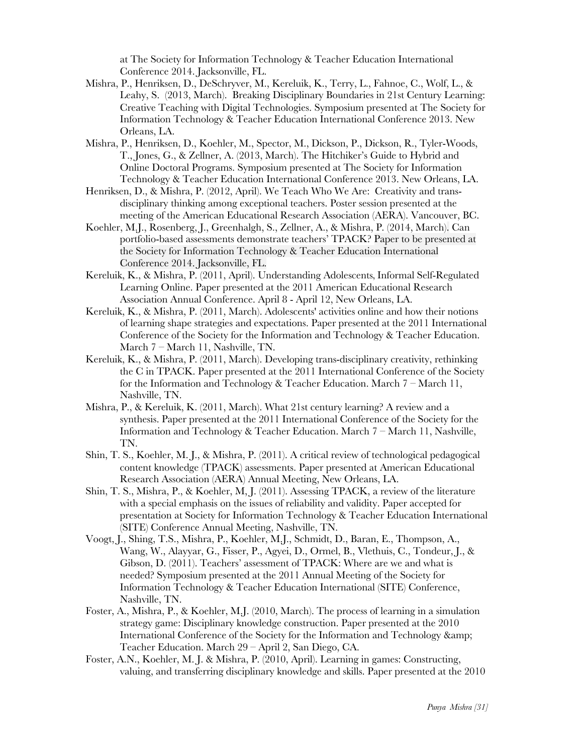at The Society for Information Technology & Teacher Education International Conference 2014. Jacksonville, FL.

Mishra, P., Henriksen, D., DeSchryver, M., Kereluik, K., Terry, L., Fahnoe, C., Wolf, L., & Leahy, S. (2013, March). Breaking Disciplinary Boundaries in 21st Century Learning: Creative Teaching with Digital Technologies. Symposium presented at The Society for Information Technology & Teacher Education International Conference 2013. New Orleans, LA.

Mishra, P., Henriksen, D., Koehler, M., Spector, M., Dickson, P., Dickson, R., Tyler-Woods, T., Jones, G., & Zellner, A. (2013, March). The Hitchiker's Guide to Hybrid and Online Doctoral Programs. Symposium presented at The Society for Information Technology & Teacher Education International Conference 2013. New Orleans, LA.

Henriksen, D., & Mishra, P. (2012, April). We Teach Who We Are: Creativity and trans-disciplinary thinking among exceptional teachers. Poster session presented at the meeting of the American Educational Research Association (AERA). Vancouver, BC.

Koehler, M.J., Rosenberg, J., Greenhalgh, S., Zellner, A., & Mishra, P. (2014, March). Can portfolio-based assessments demonstrate teachers' TPACK? Paper to be presented at the Society for Information Technology & Teacher Education International Conference 2014. Jacksonville, FL.

Kereluik, K., & Mishra, P. (2011, April). Understanding Adolescents, Informal Self-Regulated Learning Online. Paper presented at the 2011 American Educational Research Association Annual Conference. April 8 - April 12, New Orleans, LA.

Kereluik, K., & Mishra, P. (2011, March). Adolescents' activities online and how their notions of learning shape strategies and expectations. Paper presented at the 2011 International Conference of the Society for the Information and Technology & Teacher Education. March 7 – March 11, Nashville, TN.

Kereluik, K., & Mishra, P. (2011, March). Developing trans-disciplinary creativity, rethinking the C in TPACK. Paper presented at the 2011 International Conference of the Society for the Information and Technology & Teacher Education. March 7 – March 11, Nashville, TN.

Mishra, P., & Kereluik, K. (2011, March). What 21st century learning? A review and a synthesis. Paper presented at the 2011 International Conference of the Society for the Information and Technology & Teacher Education. March 7 – March 11, Nashville, TN.

Shin, T. S., Koehler, M. J., & Mishra, P. (2011). A critical review of technological pedagogical content knowledge (TPACK) assessments. Paper presented at American Educational Research Association (AERA) Annual Meeting, New Orleans, LA.

Shin, T. S., Mishra, P., & Koehler, M, J. (2011). Assessing TPACK, a review of the literature with a special emphasis on the issues of reliability and validity. Paper accepted for presentation at Society for Information Technology & Teacher Education International (SITE) Conference Annual Meeting, Nashville, TN.

Voogt, J., Shing, T.S., Mishra, P., Koehler, M.J., Schmidt, D., Baran, E., Thompson, A., Wang, W., Alayyar, G., Fisser, P., Agyei, D., Ormel, B., Vlethuis, C., Tondeur, J., & Gibson, D. (2011). Teachers' assessment of TPACK: Where are we and what is needed? Symposium presented at the 2011 Annual Meeting of the Society for Information Technology & Teacher Education International (SITE) Conference, Nashville, TN.

Foster, A., Mishra, P., & Koehler, M.J. (2010, March). The process of learning in a simulation strategy game: Disciplinary knowledge construction. Paper presented at the 2010 International Conference of the Society for the Information and Technology &amp; Teacher Education. March 29 – April 2, San Diego, CA.

Foster, A.N., Koehler, M. J. & Mishra, P. (2010, April). Learning in games: Constructing, valuing, and transferring disciplinary knowledge and skills. Paper presented at the 2010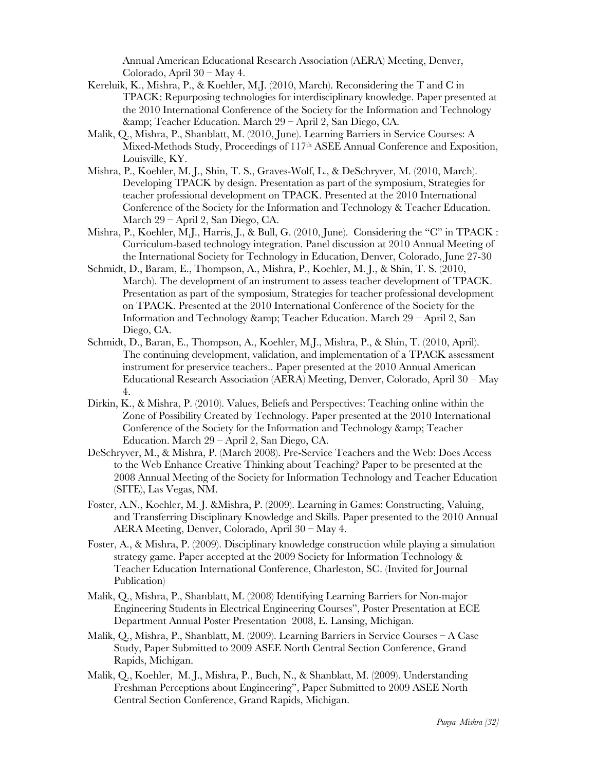Annual American Educational Research Association (AERA) Meeting, Denver, Colorado, April 30 – May 4.

Kereluik, K., Mishra, P., & Koehler, M.J. (2010, March). Reconsidering the T and C in TPACK: Repurposing technologies for interdisciplinary knowledge. Paper presented at the 2010 International Conference of the Society for the Information and Technology &amp; Teacher Education. March 29 – April 2, San Diego, CA.

Malik, Q., Mishra, P., Shanblatt, M. (2010, June). Learning Barriers in Service Courses: A Mixed-Methods Study, Proceedings of 117th ASEE Annual Conference and Exposition, Louisville, KY.

Mishra, P., Koehler, M. J., Shin, T. S., Graves-Wolf, L., & DeSchryver, M. (2010, March). Developing TPACK by design. Presentation as part of the symposium, Strategies for teacher professional development on TPACK. Presented at the 2010 International Conference of the Society for the Information and Technology & Teacher Education. March 29 – April 2, San Diego, CA.

Mishra, P., Koehler, M.J., Harris, J., & Bull, G. (2010, June). Considering the "C" in TPACK : Curriculum-based technology integration. Panel discussion at 2010 Annual Meeting of the International Society for Technology in Education, Denver, Colorado, June 27-30

Schmidt, D., Baram, E., Thompson, A., Mishra, P., Koehler, M. J., & Shin, T. S. (2010, March). The development of an instrument to assess teacher development of TPACK. Presentation as part of the symposium, Strategies for teacher professional development on TPACK. Presented at the 2010 International Conference of the Society for the Information and Technology &amp; Teacher Education. March 29 – April 2, San Diego, CA.

Schmidt, D., Baran, E., Thompson, A., Koehler, M.J., Mishra, P., & Shin, T. (2010, April). The continuing development, validation, and implementation of a TPACK assessment instrument for preservice teachers.. Paper presented at the 2010 Annual American Educational Research Association (AERA) Meeting, Denver, Colorado, April 30 – May 4.

Dirkin, K., & Mishra, P. (2010). Values, Beliefs and Perspectives: Teaching online within the Zone of Possibility Created by Technology. Paper presented at the 2010 International Conference of the Society for the Information and Technology &amp; Teacher Education. March 29 – April 2, San Diego, CA.

DeSchryver, M., & Mishra, P. (March 2008). Pre-Service Teachers and the Web: Does Access to the Web Enhance Creative Thinking about Teaching? Paper to be presented at the 2008 Annual Meeting of the Society for Information Technology and Teacher Education (SITE), Las Vegas, NM.

Foster, A.N., Koehler, M. J. &Mishra, P. (2009). Learning in Games: Constructing, Valuing, and Transferring Disciplinary Knowledge and Skills. Paper presented to the 2010 Annual AERA Meeting, Denver, Colorado, April 30 – May 4.

Foster, A., & Mishra, P. (2009). Disciplinary knowledge construction while playing a simulation strategy game. Paper accepted at the 2009 Society for Information Technology & Teacher Education International Conference, Charleston, SC. (Invited for Journal Publication)

Malik, Q., Mishra, P., Shanblatt, M. (2008) Identifying Learning Barriers for Non-major Engineering Students in Electrical Engineering Courses", Poster Presentation at ECE Department Annual Poster Presentation 2008, E. Lansing, Michigan.

Malik, Q., Mishra, P., Shanblatt, M. (2009). Learning Barriers in Service Courses – A Case Study, Paper Submitted to 2009 ASEE North Central Section Conference, Grand Rapids, Michigan.

Malik, Q., Koehler, M. J., Mishra, P., Buch, N., & Shanblatt, M. (2009). Understanding Freshman Perceptions about Engineering", Paper Submitted to 2009 ASEE North Central Section Conference, Grand Rapids, Michigan.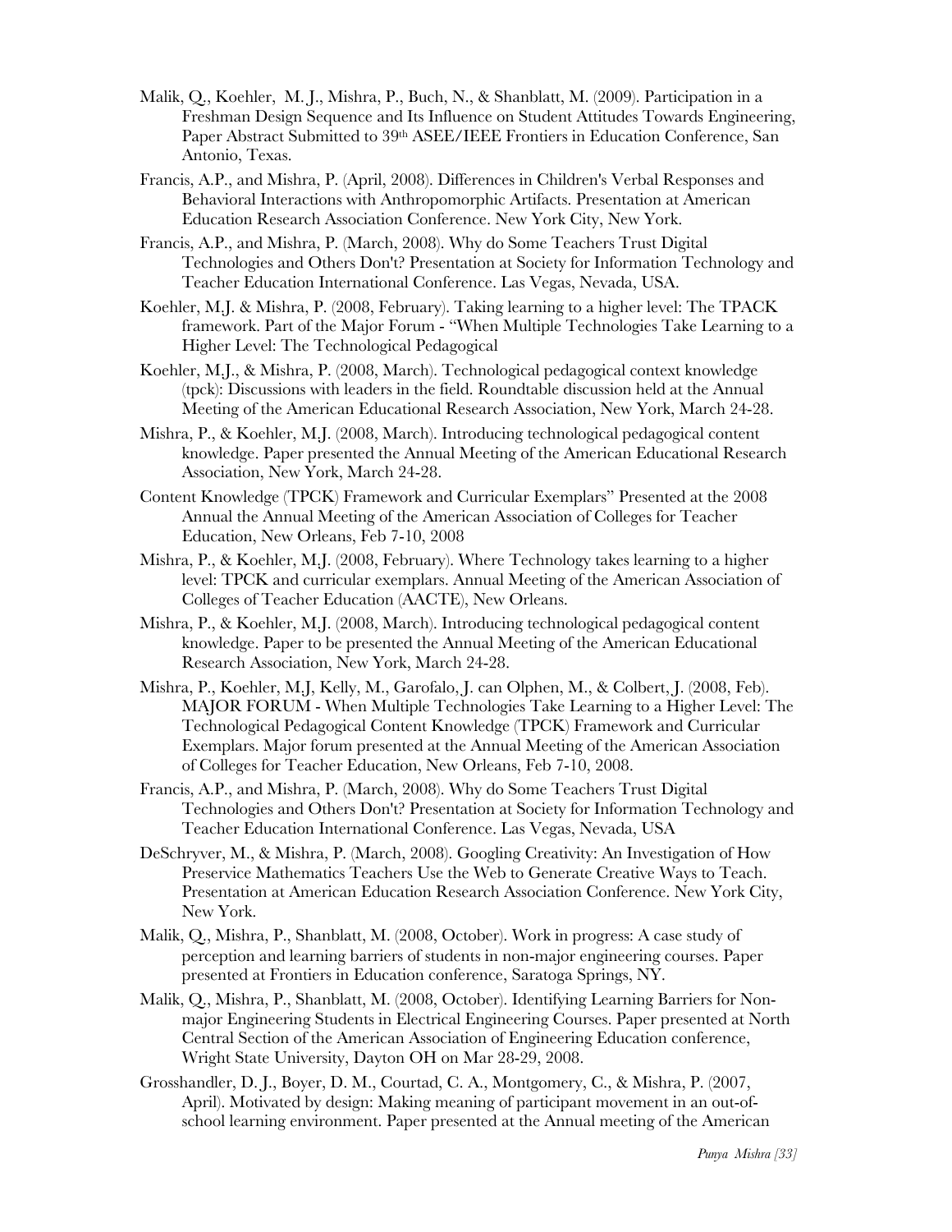Malik, Q., Koehler, M. J., Mishra, P., Buch, N., & Shanblatt, M. (2009). Participation in a Freshman Design Sequence and Its Influence on Student Attitudes Towards Engineering, Paper Abstract Submitted to 39th ASEE/IEEE Frontiers in Education Conference, San Antonio, Texas.

Francis, A.P., and Mishra, P. (April, 2008). Differences in Children's Verbal Responses and Behavioral Interactions with Anthropomorphic Artifacts. Presentation at American Education Research Association Conference. New York City, New York.

Francis, A.P., and Mishra, P. (March, 2008). Why do Some Teachers Trust Digital Technologies and Others Don't? Presentation at Society for Information Technology and Teacher Education International Conference. Las Vegas, Nevada, USA.

Koehler, M.J. & Mishra, P. (2008, February). Taking learning to a higher level: The TPACK framework. Part of the Major Forum - "When Multiple Technologies Take Learning to a Higher Level: The Technological Pedagogical

Koehler, M.J., & Mishra, P. (2008, March). Technological pedagogical context knowledge (tpck): Discussions with leaders in the field. Roundtable discussion held at the Annual Meeting of the American Educational Research Association, New York, March 24-28.

Mishra, P., & Koehler, M.J. (2008, March). Introducing technological pedagogical content knowledge. Paper presented the Annual Meeting of the American Educational Research Association, New York, March 24-28.

Content Knowledge (TPCK) Framework and Curricular Exemplars" Presented at the 2008 Annual the Annual Meeting of the American Association of Colleges for Teacher Education, New Orleans, Feb 7-10, 2008

Mishra, P., & Koehler, M.J. (2008, February). Where Technology takes learning to a higher level: TPCK and curricular exemplars. Annual Meeting of the American Association of Colleges of Teacher Education (AACTE), New Orleans.

Mishra, P., & Koehler, M.J. (2008, March). Introducing technological pedagogical content knowledge. Paper to be presented the Annual Meeting of the American Educational Research Association, New York, March 24-28.

Mishra, P., Koehler, M.J, Kelly, M., Garofalo, J. can Olphen, M., & Colbert, J. (2008, Feb). MAJOR FORUM - When Multiple Technologies Take Learning to a Higher Level: The Technological Pedagogical Content Knowledge (TPCK) Framework and Curricular Exemplars. Major forum presented at the Annual Meeting of the American Association of Colleges for Teacher Education, New Orleans, Feb 7-10, 2008.

Francis, A.P., and Mishra, P. (March, 2008). Why do Some Teachers Trust Digital Technologies and Others Don't? Presentation at Society for Information Technology and Teacher Education International Conference. Las Vegas, Nevada, USA

DeSchryver, M., & Mishra, P. (March, 2008). Googling Creativity: An Investigation of How Preservice Mathematics Teachers Use the Web to Generate Creative Ways to Teach. Presentation at American Education Research Association Conference. New York City, New York.

Malik, Q., Mishra, P., Shanblatt, M. (2008, October). Work in progress: A case study of perception and learning barriers of students in non-major engineering courses. Paper presented at Frontiers in Education conference, Saratoga Springs, NY.

Malik, Q., Mishra, P., Shanblatt, M. (2008, October). Identifying Learning Barriers for Non-major Engineering Students in Electrical Engineering Courses. Paper presented at North Central Section of the American Association of Engineering Education conference, Wright State University, Dayton OH on Mar 28-29, 2008.

Grosshandler, D. J., Boyer, D. M., Courtad, C. A., Montgomery, C., & Mishra, P. (2007, April). Motivated by design: Making meaning of participant movement in an out-of-school learning environment. Paper presented at the Annual meeting of the American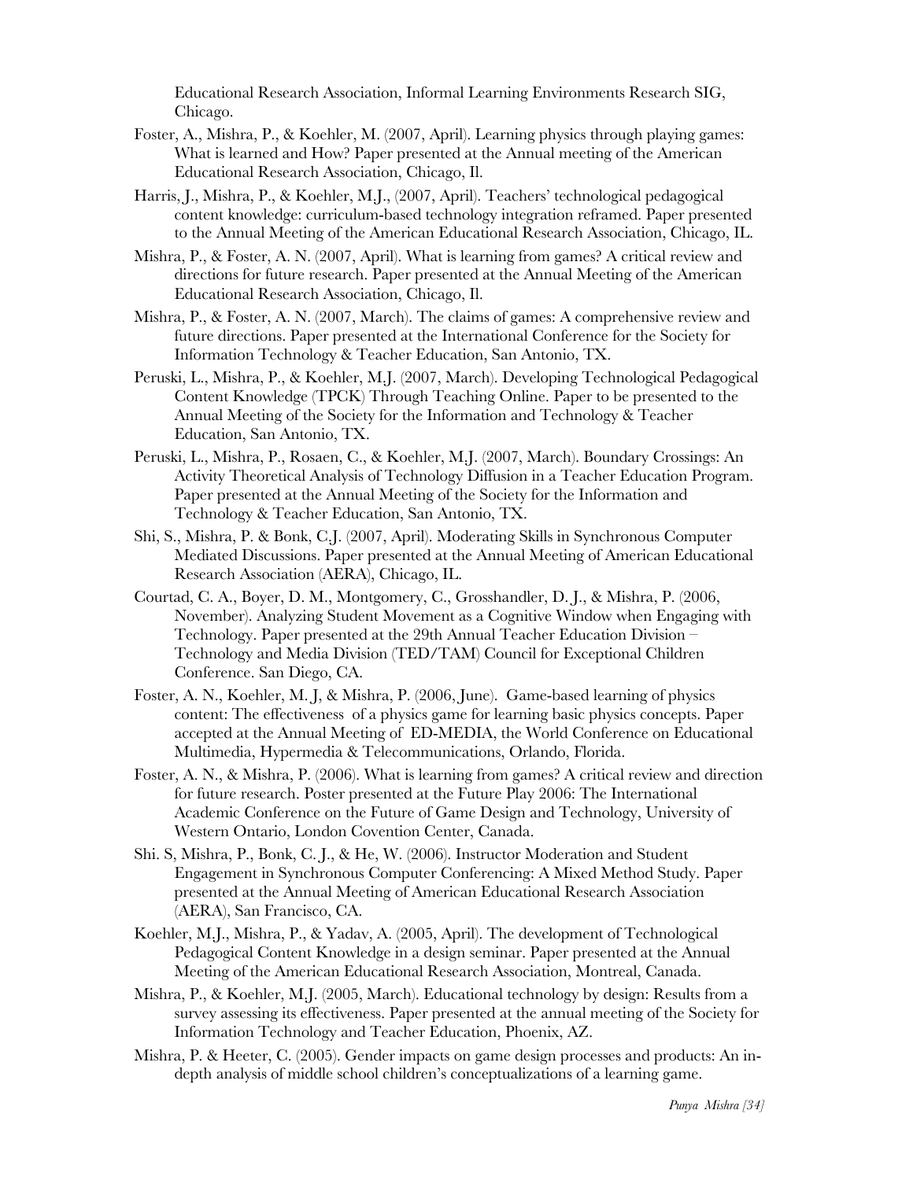Educational Research Association, Informal Learning Environments Research SIG, Chicago.

Foster, A., Mishra, P., & Koehler, M. (2007, April). Learning physics through playing games: What is learned and How? Paper presented at the Annual meeting of the American Educational Research Association, Chicago, Il.

Harris, J., Mishra, P., & Koehler, M.J., (2007, April). Teachers' technological pedagogical content knowledge: curriculum-based technology integration reframed. Paper presented to the Annual Meeting of the American Educational Research Association, Chicago, IL.

Mishra, P., & Foster, A. N. (2007, April). What is learning from games? A critical review and directions for future research. Paper presented at the Annual Meeting of the American Educational Research Association, Chicago, Il.

Mishra, P., & Foster, A. N. (2007, March). The claims of games: A comprehensive review and future directions. Paper presented at the International Conference for the Society for Information Technology & Teacher Education, San Antonio, TX.

Peruski, L., Mishra, P., & Koehler, M.J. (2007, March). Developing Technological Pedagogical Content Knowledge (TPCK) Through Teaching Online. Paper to be presented to the Annual Meeting of the Society for the Information and Technology & Teacher Education, San Antonio, TX.

Peruski, L., Mishra, P., Rosaen, C., & Koehler, M.J. (2007, March). Boundary Crossings: An Activity Theoretical Analysis of Technology Diffusion in a Teacher Education Program. Paper presented at the Annual Meeting of the Society for the Information and Technology & Teacher Education, San Antonio, TX.

Shi, S., Mishra, P. & Bonk, C.J. (2007, April). Moderating Skills in Synchronous Computer Mediated Discussions. Paper presented at the Annual Meeting of American Educational Research Association (AERA), Chicago, IL.

Courtad, C. A., Boyer, D. M., Montgomery, C., Grosshandler, D. J., & Mishra, P. (2006, November). Analyzing Student Movement as a Cognitive Window when Engaging with Technology. Paper presented at the 29th Annual Teacher Education Division – Technology and Media Division (TED/TAM) Council for Exceptional Children Conference. San Diego, CA.

Foster, A. N., Koehler, M. J, & Mishra, P. (2006, June). Game-based learning of physics content: The effectiveness of a physics game for learning basic physics concepts. Paper accepted at the Annual Meeting of ED-MEDIA, the World Conference on Educational Multimedia, Hypermedia & Telecommunications, Orlando, Florida.

Foster, A. N., & Mishra, P. (2006). What is learning from games? A critical review and direction for future research. Poster presented at the Future Play 2006: The International Academic Conference on the Future of Game Design and Technology, University of Western Ontario, London Covention Center, Canada.

Shi. S, Mishra, P., Bonk, C. J., & He, W. (2006). Instructor Moderation and Student Engagement in Synchronous Computer Conferencing: A Mixed Method Study. Paper presented at the Annual Meeting of American Educational Research Association (AERA), San Francisco, CA.

Koehler, M.J., Mishra, P., & Yadav, A. (2005, April). The development of Technological Pedagogical Content Knowledge in a design seminar. Paper presented at the Annual Meeting of the American Educational Research Association, Montreal, Canada.

Mishra, P., & Koehler, M.J. (2005, March). Educational technology by design: Results from a survey assessing its effectiveness. Paper presented at the annual meeting of the Society for Information Technology and Teacher Education, Phoenix, AZ.

Mishra, P. & Heeter, C. (2005). Gender impacts on game design processes and products: An in-depth analysis of middle school children's conceptualizations of a learning game.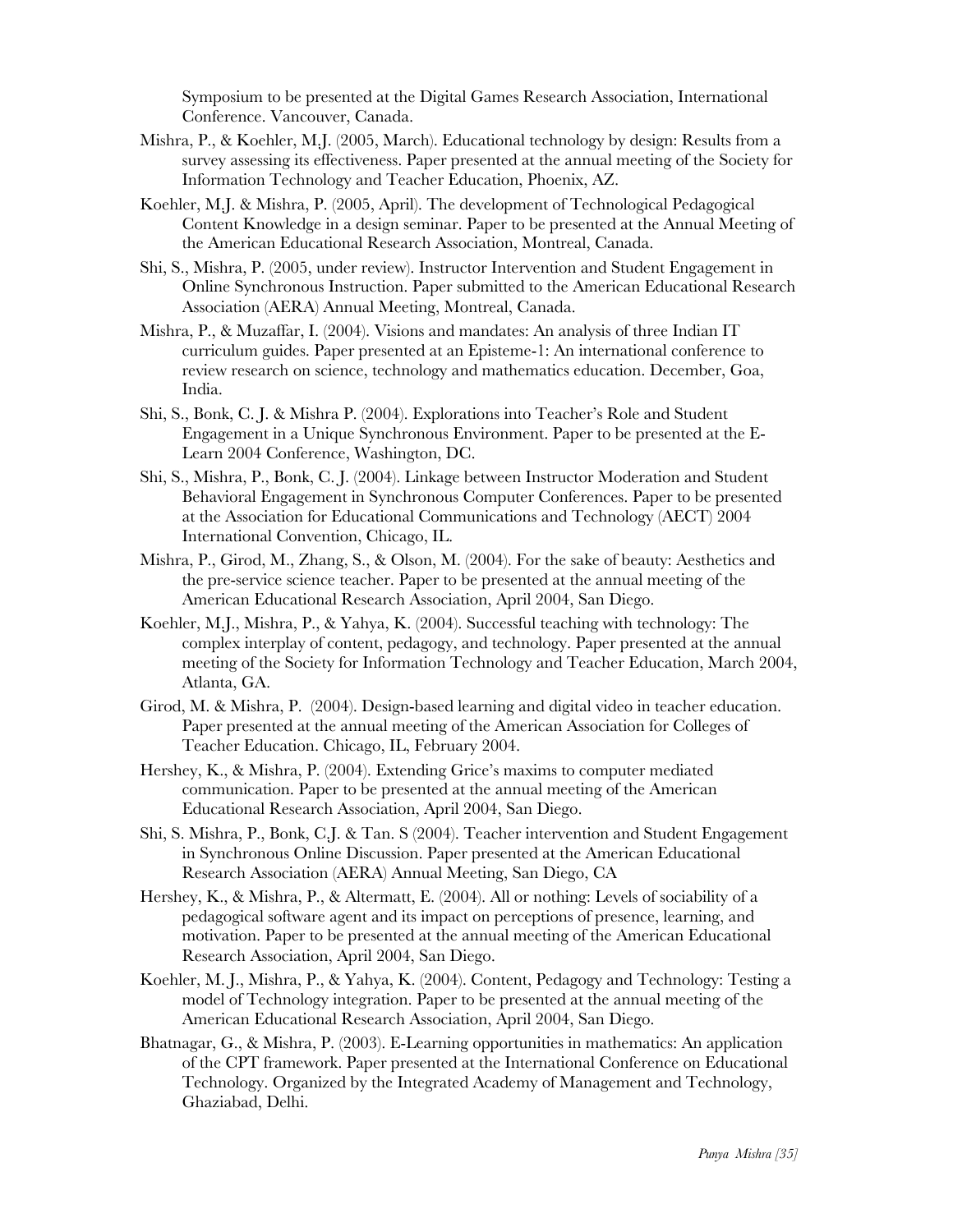Symposium to be presented at the Digital Games Research Association, International Conference. Vancouver, Canada.

Mishra, P., & Koehler, M.J. (2005, March). Educational technology by design: Results from a survey assessing its effectiveness. Paper presented at the annual meeting of the Society for Information Technology and Teacher Education, Phoenix, AZ.

Koehler, M.J. & Mishra, P. (2005, April). The development of Technological Pedagogical Content Knowledge in a design seminar. Paper to be presented at the Annual Meeting of the American Educational Research Association, Montreal, Canada.

Shi, S., Mishra, P. (2005, under review). Instructor Intervention and Student Engagement in Online Synchronous Instruction. Paper submitted to the American Educational Research Association (AERA) Annual Meeting, Montreal, Canada.

Mishra, P., & Muzaffar, I. (2004). Visions and mandates: An analysis of three Indian IT curriculum guides. Paper presented at an Episteme-1: An international conference to review research on science, technology and mathematics education. December, Goa, India.

Shi, S., Bonk, C. J. & Mishra P. (2004). Explorations into Teacher's Role and Student Engagement in a Unique Synchronous Environment. Paper to be presented at the E-Learn 2004 Conference, Washington, DC.

Shi, S., Mishra, P., Bonk, C. J. (2004). Linkage between Instructor Moderation and Student Behavioral Engagement in Synchronous Computer Conferences. Paper to be presented at the Association for Educational Communications and Technology (AECT) 2004 International Convention, Chicago, IL.

Mishra, P., Girod, M., Zhang, S., & Olson, M. (2004). For the sake of beauty: Aesthetics and the pre-service science teacher. Paper to be presented at the annual meeting of the American Educational Research Association, April 2004, San Diego.

Koehler, M.J., Mishra, P., & Yahya, K. (2004). Successful teaching with technology: The complex interplay of content, pedagogy, and technology. Paper presented at the annual meeting of the Society for Information Technology and Teacher Education, March 2004, Atlanta, GA.

Girod, M. & Mishra, P. (2004). Design-based learning and digital video in teacher education. Paper presented at the annual meeting of the American Association for Colleges of Teacher Education. Chicago, IL, February 2004.

Hershey, K., & Mishra, P. (2004). Extending Grice's maxims to computer mediated communication. Paper to be presented at the annual meeting of the American Educational Research Association, April 2004, San Diego.

Shi, S. Mishra, P., Bonk, C.J. & Tan. S (2004). Teacher intervention and Student Engagement in Synchronous Online Discussion. Paper presented at the American Educational Research Association (AERA) Annual Meeting, San Diego, CA

Hershey, K., & Mishra, P., & Altermatt, E. (2004). All or nothing: Levels of sociability of a pedagogical software agent and its impact on perceptions of presence, learning, and motivation. Paper to be presented at the annual meeting of the American Educational Research Association, April 2004, San Diego.

Koehler, M. J., Mishra, P., & Yahya, K. (2004). Content, Pedagogy and Technology: Testing a model of Technology integration. Paper to be presented at the annual meeting of the American Educational Research Association, April 2004, San Diego.

Bhatnagar, G., & Mishra, P. (2003). E-Learning opportunities in mathematics: An application of the CPT framework. Paper presented at the International Conference on Educational Technology. Organized by the Integrated Academy of Management and Technology, Ghaziabad, Delhi.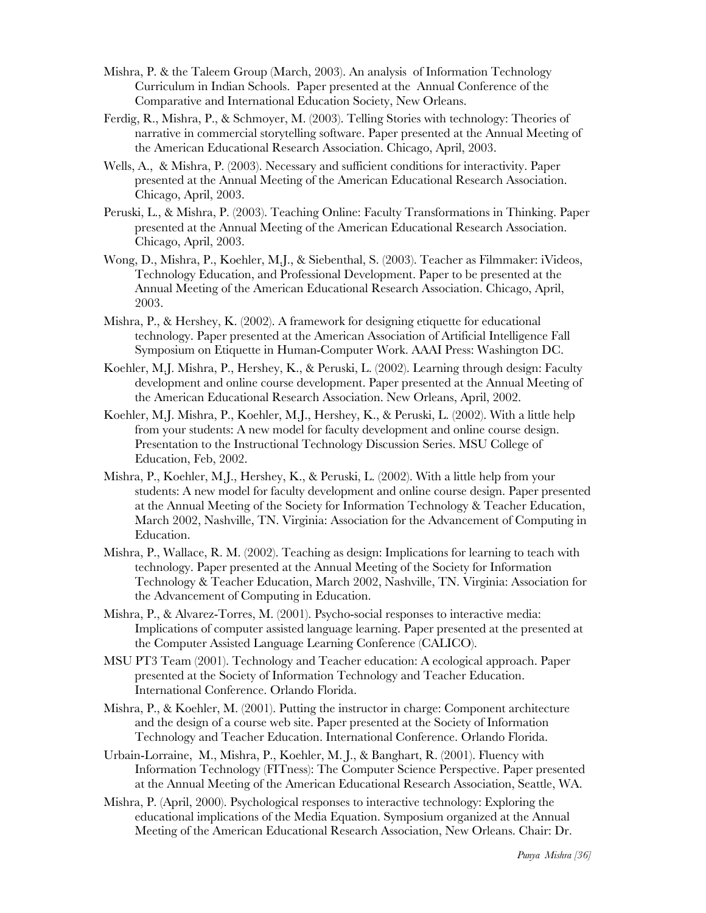Mishra, P. & the Taleem Group (March, 2003). An analysis  of Information Technology Curriculum in Indian Schools.  Paper presented at the  Annual Conference of the Comparative and International Education Society, New Orleans.

Ferdig, R., Mishra, P., & Schmoyer, M. (2003). Telling Stories with technology: Theories of narrative in commercial storytelling software. Paper presented at the Annual Meeting of the American Educational Research Association. Chicago, April, 2003.

Wells, A.,  & Mishra, P. (2003). Necessary and sufficient conditions for interactivity. Paper presented at the Annual Meeting of the American Educational Research Association. Chicago, April, 2003.

Peruski, L., & Mishra, P. (2003). Teaching Online: Faculty Transformations in Thinking. Paper presented at the Annual Meeting of the American Educational Research Association. Chicago, April, 2003.

Wong, D., Mishra, P., Koehler, M.J., & Siebenthal, S. (2003). Teacher as Filmmaker: iVideos, Technology Education, and Professional Development. Paper to be presented at the Annual Meeting of the American Educational Research Association. Chicago, April, 2003.

Mishra, P., & Hershey, K. (2002). A framework for designing etiquette for educational technology. Paper presented at the American Association of Artificial Intelligence Fall Symposium on Etiquette in Human-Computer Work. AAAI Press: Washington DC.

Koehler, M.J. Mishra, P., Hershey, K., & Peruski, L. (2002). Learning through design: Faculty development and online course development. Paper presented at the Annual Meeting of the American Educational Research Association. New Orleans, April, 2002.

Koehler, M.J. Mishra, P., Koehler, M.J., Hershey, K., & Peruski, L. (2002). With a little help from your students: A new model for faculty development and online course design. Presentation to the Instructional Technology Discussion Series. MSU College of Education, Feb, 2002.

Mishra, P., Koehler, M.J., Hershey, K., & Peruski, L. (2002). With a little help from your students: A new model for faculty development and online course design. Paper presented at the Annual Meeting of the Society for Information Technology & Teacher Education, March 2002, Nashville, TN. Virginia: Association for the Advancement of Computing in Education.

Mishra, P., Wallace, R. M. (2002). Teaching as design: Implications for learning to teach with technology. Paper presented at the Annual Meeting of the Society for Information Technology & Teacher Education, March 2002, Nashville, TN. Virginia: Association for the Advancement of Computing in Education.

Mishra, P., & Alvarez-Torres, M. (2001). Psycho-social responses to interactive media: Implications of computer assisted language learning. Paper presented at the presented at the Computer Assisted Language Learning Conference (CALICO).

MSU PT3 Team (2001). Technology and Teacher education: A ecological approach. Paper presented at the Society of Information Technology and Teacher Education. International Conference. Orlando Florida.

Mishra, P., & Koehler, M. (2001). Putting the instructor in charge: Component architecture and the design of a course web site. Paper presented at the Society of Information Technology and Teacher Education. International Conference. Orlando Florida.

Urbain-Lorraine,  M., Mishra, P., Koehler, M. J., & Banghart, R. (2001). Fluency with Information Technology (FITness): The Computer Science Perspective. Paper presented at the Annual Meeting of the American Educational Research Association, Seattle, WA.

Mishra, P. (April, 2000). Psychological responses to interactive technology: Exploring the educational implications of the Media Equation. Symposium organized at the Annual Meeting of the American Educational Research Association, New Orleans. Chair: Dr.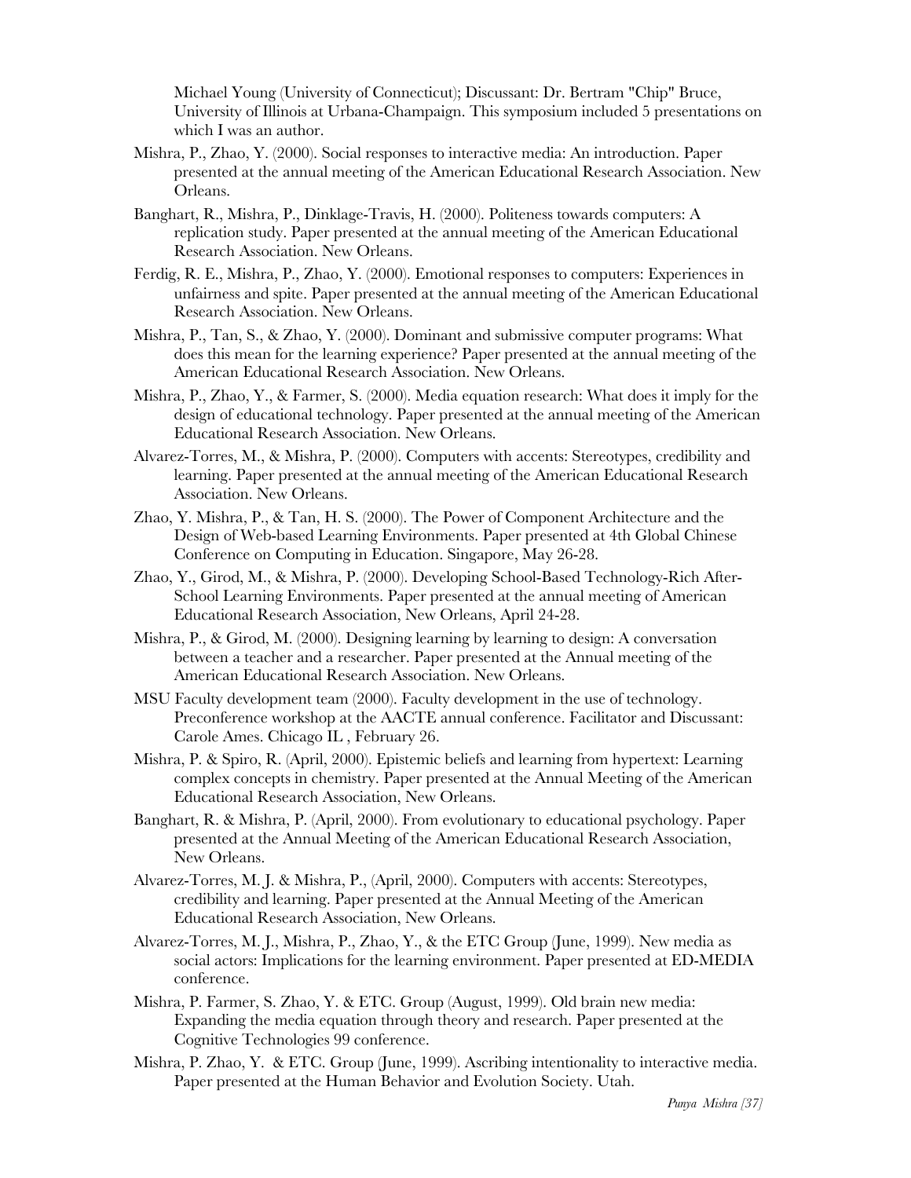Michael Young (University of Connecticut); Discussant: Dr. Bertram "Chip" Bruce, University of Illinois at Urbana-Champaign. This symposium included 5 presentations on which I was an author.

Mishra, P., Zhao, Y. (2000). Social responses to interactive media: An introduction. Paper presented at the annual meeting of the American Educational Research Association. New Orleans.

Banghart, R., Mishra, P., Dinklage-Travis, H. (2000). Politeness towards computers: A replication study. Paper presented at the annual meeting of the American Educational Research Association. New Orleans.

Ferdig, R. E., Mishra, P., Zhao, Y. (2000). Emotional responses to computers: Experiences in unfairness and spite. Paper presented at the annual meeting of the American Educational Research Association. New Orleans.

Mishra, P., Tan, S., & Zhao, Y. (2000). Dominant and submissive computer programs: What does this mean for the learning experience? Paper presented at the annual meeting of the American Educational Research Association. New Orleans.

Mishra, P., Zhao, Y., & Farmer, S. (2000). Media equation research: What does it imply for the design of educational technology. Paper presented at the annual meeting of the American Educational Research Association. New Orleans.

Alvarez-Torres, M., & Mishra, P. (2000). Computers with accents: Stereotypes, credibility and learning. Paper presented at the annual meeting of the American Educational Research Association. New Orleans.

Zhao, Y. Mishra, P., & Tan, H. S. (2000). The Power of Component Architecture and the Design of Web-based Learning Environments. Paper presented at 4th Global Chinese Conference on Computing in Education. Singapore, May 26-28.

Zhao, Y., Girod, M., & Mishra, P. (2000). Developing School-Based Technology-Rich After-School Learning Environments. Paper presented at the annual meeting of American Educational Research Association, New Orleans, April 24-28.

Mishra, P., & Girod, M. (2000). Designing learning by learning to design: A conversation between a teacher and a researcher. Paper presented at the Annual meeting of the American Educational Research Association. New Orleans.

MSU Faculty development team (2000). Faculty development in the use of technology. Preconference workshop at the AACTE annual conference. Facilitator and Discussant: Carole Ames. Chicago IL , February 26.

Mishra, P. & Spiro, R. (April, 2000). Epistemic beliefs and learning from hypertext: Learning complex concepts in chemistry. Paper presented at the Annual Meeting of the American Educational Research Association, New Orleans.

Banghart, R. & Mishra, P. (April, 2000). From evolutionary to educational psychology. Paper presented at the Annual Meeting of the American Educational Research Association, New Orleans.

Alvarez-Torres, M. J. & Mishra, P., (April, 2000). Computers with accents: Stereotypes, credibility and learning. Paper presented at the Annual Meeting of the American Educational Research Association, New Orleans.

Alvarez-Torres, M. J., Mishra, P., Zhao, Y., & the ETC Group (June, 1999). New media as social actors: Implications for the learning environment. Paper presented at ED-MEDIA conference.

Mishra, P. Farmer, S. Zhao, Y. & ETC. Group (August, 1999). Old brain new media: Expanding the media equation through theory and research. Paper presented at the Cognitive Technologies 99 conference.

Mishra, P. Zhao, Y. & ETC. Group (June, 1999). Ascribing intentionality to interactive media. Paper presented at the Human Behavior and Evolution Society. Utah.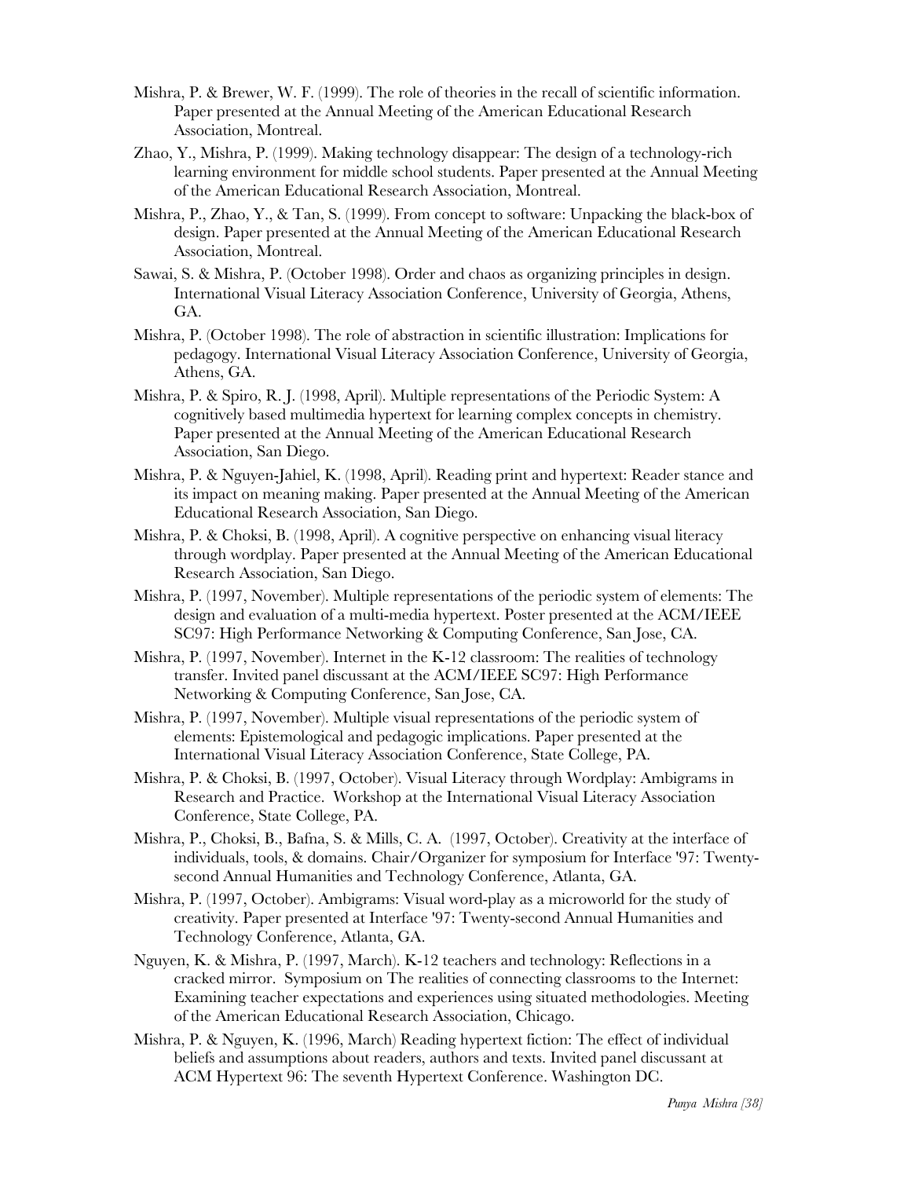Mishra, P. & Brewer, W. F. (1999). The role of theories in the recall of scientific information. Paper presented at the Annual Meeting of the American Educational Research Association, Montreal.

Zhao, Y., Mishra, P. (1999). Making technology disappear: The design of a technology-rich learning environment for middle school students. Paper presented at the Annual Meeting of the American Educational Research Association, Montreal.

Mishra, P., Zhao, Y., & Tan, S. (1999). From concept to software: Unpacking the black-box of design. Paper presented at the Annual Meeting of the American Educational Research Association, Montreal.

Sawai, S. & Mishra, P. (October 1998). Order and chaos as organizing principles in design. International Visual Literacy Association Conference, University of Georgia, Athens, GA.

Mishra, P. (October 1998). The role of abstraction in scientific illustration: Implications for pedagogy. International Visual Literacy Association Conference, University of Georgia, Athens, GA.

Mishra, P. & Spiro, R. J. (1998, April). Multiple representations of the Periodic System: A cognitively based multimedia hypertext for learning complex concepts in chemistry. Paper presented at the Annual Meeting of the American Educational Research Association, San Diego.

Mishra, P. & Nguyen-Jahiel, K. (1998, April). Reading print and hypertext: Reader stance and its impact on meaning making. Paper presented at the Annual Meeting of the American Educational Research Association, San Diego.

Mishra, P. & Choksi, B. (1998, April). A cognitive perspective on enhancing visual literacy through wordplay. Paper presented at the Annual Meeting of the American Educational Research Association, San Diego.

Mishra, P. (1997, November). Multiple representations of the periodic system of elements: The design and evaluation of a multi-media hypertext. Poster presented at the ACM/IEEE SC97: High Performance Networking & Computing Conference, San Jose, CA.

Mishra, P. (1997, November). Internet in the K-12 classroom: The realities of technology transfer. Invited panel discussant at the ACM/IEEE SC97: High Performance Networking & Computing Conference, San Jose, CA.

Mishra, P. (1997, November). Multiple visual representations of the periodic system of elements: Epistemological and pedagogic implications. Paper presented at the International Visual Literacy Association Conference, State College, PA.

Mishra, P. & Choksi, B. (1997, October). Visual Literacy through Wordplay: Ambigrams in Research and Practice. Workshop at the International Visual Literacy Association Conference, State College, PA.

Mishra, P., Choksi, B., Bafna, S. & Mills, C. A. (1997, October). Creativity at the interface of individuals, tools, & domains. Chair/Organizer for symposium for Interface '97: Twenty-second Annual Humanities and Technology Conference, Atlanta, GA.

Mishra, P. (1997, October). Ambigrams: Visual word-play as a microworld for the study of creativity. Paper presented at Interface '97: Twenty-second Annual Humanities and Technology Conference, Atlanta, GA.

Nguyen, K. & Mishra, P. (1997, March). K-12 teachers and technology: Reflections in a cracked mirror. Symposium on The realities of connecting classrooms to the Internet: Examining teacher expectations and experiences using situated methodologies. Meeting of the American Educational Research Association, Chicago.

Mishra, P. & Nguyen, K. (1996, March) Reading hypertext fiction: The effect of individual beliefs and assumptions about readers, authors and texts. Invited panel discussant at ACM Hypertext 96: The seventh Hypertext Conference. Washington DC.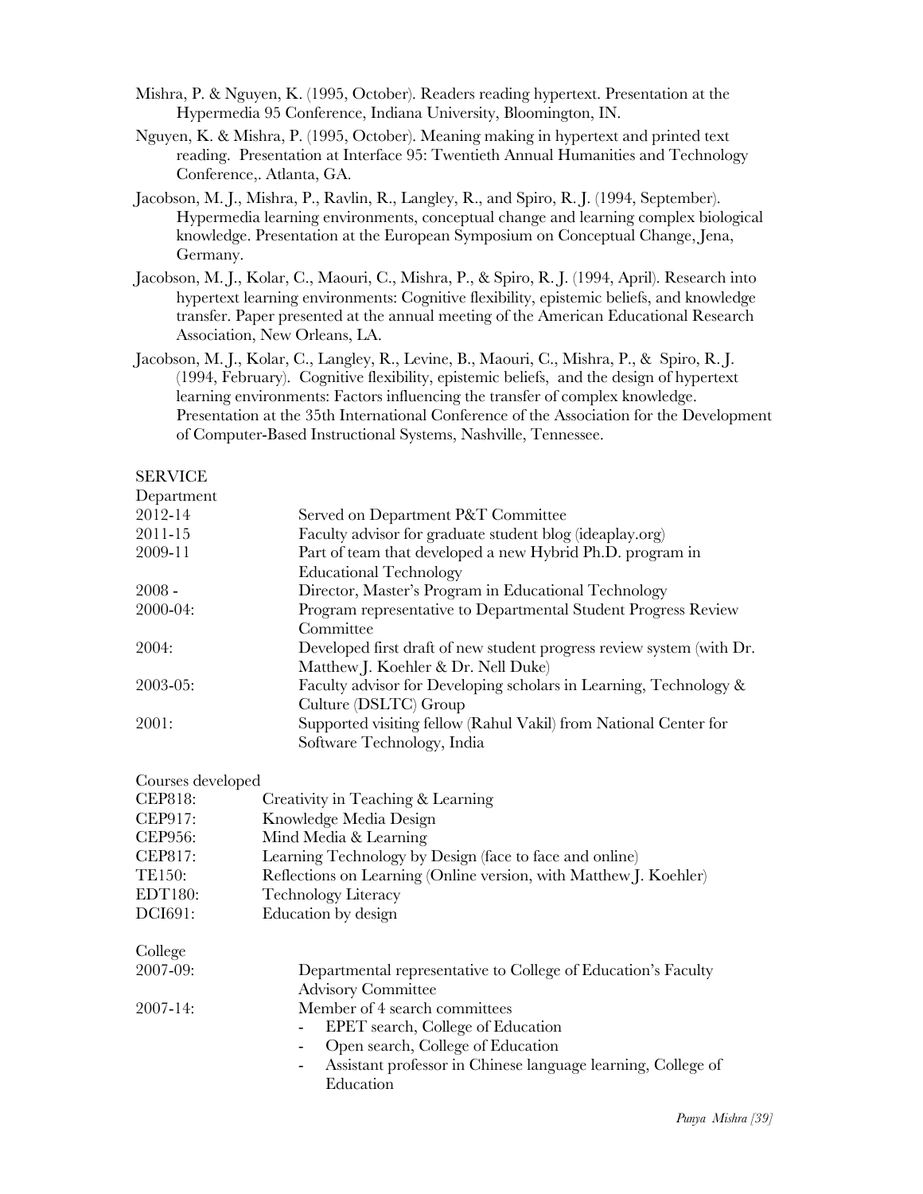Mishra, P. & Nguyen, K. (1995, October). Readers reading hypertext. Presentation at the Hypermedia 95 Conference, Indiana University, Bloomington, IN.

Nguyen, K. & Mishra, P. (1995, October). Meaning making in hypertext and printed text reading. Presentation at Interface 95: Twentieth Annual Humanities and Technology Conference,. Atlanta, GA.

Jacobson, M. J., Mishra, P., Ravlin, R., Langley, R., and Spiro, R. J. (1994, September). Hypermedia learning environments, conceptual change and learning complex biological knowledge. Presentation at the European Symposium on Conceptual Change, Jena, Germany.

Jacobson, M. J., Kolar, C., Maouri, C., Mishra, P., & Spiro, R. J. (1994, April). Research into hypertext learning environments: Cognitive flexibility, epistemic beliefs, and knowledge transfer. Paper presented at the annual meeting of the American Educational Research Association, New Orleans, LA.

Jacobson, M. J., Kolar, C., Langley, R., Levine, B., Maouri, C., Mishra, P., & Spiro, R. J. (1994, February). Cognitive flexibility, epistemic beliefs, and the design of hypertext learning environments: Factors influencing the transfer of complex knowledge. Presentation at the 35th International Conference of the Association for the Development of Computer-Based Instructional Systems, Nashville, Tennessee.

## SERVICE

### Department

| | |
|---|---|
| 2012-14 | Served on Department P&T Committee |
| 2011-15 | Faculty advisor for graduate student blog (ideaplay.org) |
| 2009-11 | Part of team that developed a new Hybrid Ph.D. program in Educational Technology |
| 2008 - | Director, Master's Program in Educational Technology |
| 2000-04: | Program representative to Departmental Student Progress Review Committee |
| 2004: | Developed first draft of new student progress review system (with Dr. Matthew J. Koehler & Dr. Nell Duke) |
| 2003-05: | Faculty advisor for Developing scholars in Learning, Technology & Culture (DSLTC) Group |
| 2001: | Supported visiting fellow (Rahul Vakil) from National Center for Software Technology, India |

### Courses developed

| | |
|---|---|
| CEP818: | Creativity in Teaching & Learning |
| CEP917: | Knowledge Media Design |
| CEP956: | Mind Media & Learning |
| CEP817: | Learning Technology by Design (face to face and online) |
| TE150: | Reflections on Learning (Online version, with Matthew J. Koehler) |
| EDT180: | Technology Literacy |
| DCI691: | Education by design |

### College

| | |
|---|---|
| 2007-09: | Departmental representative to College of Education's Faculty Advisory Committee |
| 2007-14: | Member of 4 search committees |

- EPET search, College of Education
- Open search, College of Education
- Assistant professor in Chinese language learning, College of Education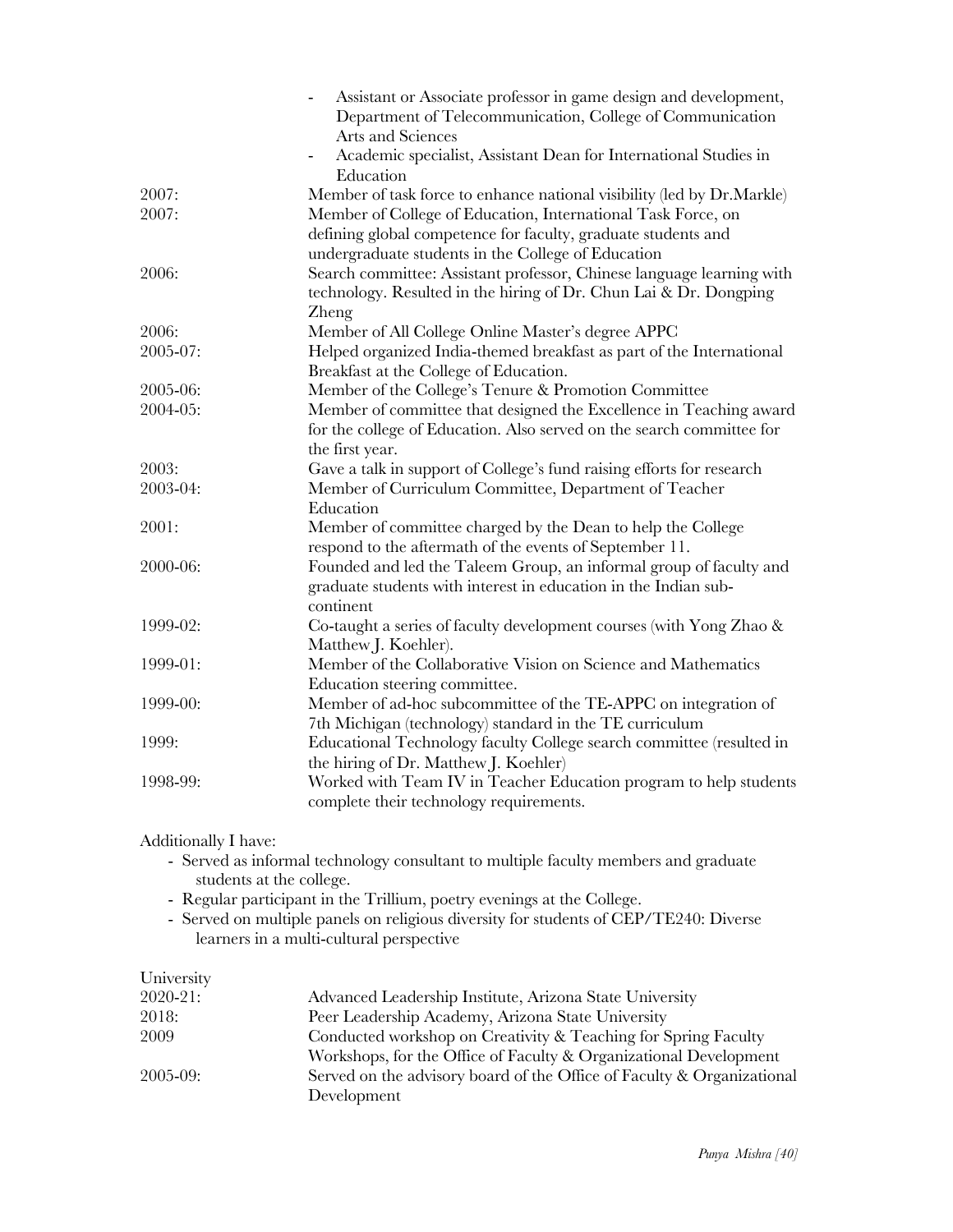- Assistant or Associate professor in game design and development, Department of Telecommunication, College of Communication Arts and Sciences
- Academic specialist, Assistant Dean for International Studies in Education

| | |
|---|---|
| 2007: | Member of task force to enhance national visibility (led by Dr.Markle) |
| 2007: | Member of College of Education, International Task Force, on defining global competence for faculty, graduate students and undergraduate students in the College of Education |
| 2006: | Search committee: Assistant professor, Chinese language learning with technology. Resulted in the hiring of Dr. Chun Lai & Dr. Dongping Zheng |
| 2006: | Member of All College Online Master's degree APPC |
| 2005-07: | Helped organized India-themed breakfast as part of the International Breakfast at the College of Education. |
| 2005-06: | Member of the College's Tenure & Promotion Committee |
| 2004-05: | Member of committee that designed the Excellence in Teaching award for the college of Education. Also served on the search committee for the first year. |
| 2003: | Gave a talk in support of College's fund raising efforts for research |
| 2003-04: | Member of Curriculum Committee, Department of Teacher Education |
| 2001: | Member of committee charged by the Dean to help the College respond to the aftermath of the events of September 11. |
| 2000-06: | Founded and led the Taleem Group, an informal group of faculty and graduate students with interest in education in the Indian sub-continent |
| 1999-02: | Co-taught a series of faculty development courses (with Yong Zhao & Matthew J. Koehler). |
| 1999-01: | Member of the Collaborative Vision on Science and Mathematics Education steering committee. |
| 1999-00: | Member of ad-hoc subcommittee of the TE-APPC on integration of 7th Michigan (technology) standard in the TE curriculum |
| 1999: | Educational Technology faculty College search committee (resulted in the hiring of Dr. Matthew J. Koehler) |
| 1998-99: | Worked with Team IV in Teacher Education program to help students complete their technology requirements. |

Additionally I have:

- Served as informal technology consultant to multiple faculty members and graduate students at the college.
- Regular participant in the Trillium, poetry evenings at the College.
- Served on multiple panels on religious diversity for students of CEP/TE240: Diverse learners in a multi-cultural perspective

University

| | |
|---|---|
| 2020-21: | Advanced Leadership Institute, Arizona State University |
| 2018: | Peer Leadership Academy, Arizona State University |
| 2009 | Conducted workshop on Creativity & Teaching for Spring Faculty Workshops, for the Office of Faculty & Organizational Development |
| 2005-09: | Served on the advisory board of the Office of Faculty & Organizational Development |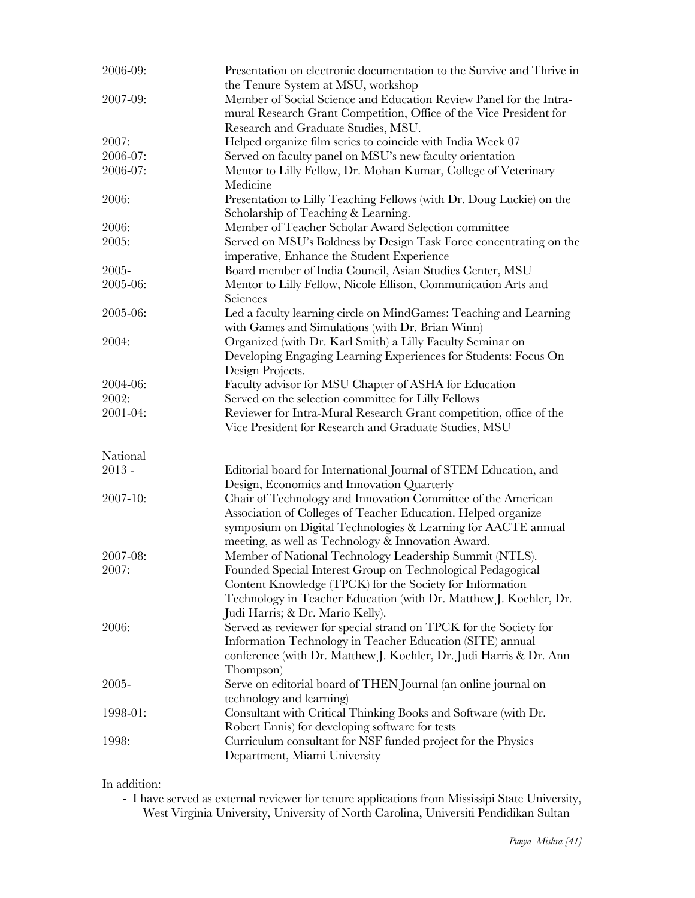| | |
|---|---|
| 2006-09: | Presentation on electronic documentation to the Survive and Thrive in the Tenure System at MSU, workshop |
| 2007-09: | Member of Social Science and Education Review Panel for the Intra-mural Research Grant Competition, Office of the Vice President for Research and Graduate Studies, MSU. |
| 2007: | Helped organize film series to coincide with India Week 07 |
| 2006-07: | Served on faculty panel on MSU's new faculty orientation |
| 2006-07: | Mentor to Lilly Fellow, Dr. Mohan Kumar, College of Veterinary Medicine |
| 2006: | Presentation to Lilly Teaching Fellows (with Dr. Doug Luckie) on the Scholarship of Teaching & Learning. |
| 2006: | Member of Teacher Scholar Award Selection committee |
| 2005: | Served on MSU's Boldness by Design Task Force concentrating on the imperative, Enhance the Student Experience |
| 2005- | Board member of India Council, Asian Studies Center, MSU |
| 2005-06: | Mentor to Lilly Fellow, Nicole Ellison, Communication Arts and Sciences |
| 2005-06: | Led a faculty learning circle on MindGames: Teaching and Learning with Games and Simulations (with Dr. Brian Winn) |
| 2004: | Organized (with Dr. Karl Smith) a Lilly Faculty Seminar on Developing Engaging Learning Experiences for Students: Focus On Design Projects. |
| 2004-06: | Faculty advisor for MSU Chapter of ASHA for Education |
| 2002: | Served on the selection committee for Lilly Fellows |
| 2001-04: | Reviewer for Intra-Mural Research Grant competition, office of the Vice President for Research and Graduate Studies, MSU |

National

| | |
|---|---|
| 2013 - | Editorial board for International Journal of STEM Education, and Design, Economics and Innovation Quarterly |
| 2007-10: | Chair of Technology and Innovation Committee of the American Association of Colleges of Teacher Education. Helped organize symposium on Digital Technologies & Learning for AACTE annual meeting, as well as Technology & Innovation Award. |
| 2007-08: | Member of National Technology Leadership Summit (NTLS). |
| 2007: | Founded Special Interest Group on Technological Pedagogical Content Knowledge (TPCK) for the Society for Information Technology in Teacher Education (with Dr. Matthew J. Koehler, Dr. Judi Harris; & Dr. Mario Kelly). |
| 2006: | Served as reviewer for special strand on TPCK for the Society for Information Technology in Teacher Education (SITE) annual conference (with Dr. Matthew J. Koehler, Dr. Judi Harris & Dr. Ann Thompson) |
| 2005- | Serve on editorial board of THEN Journal (an online journal on technology and learning) |
| 1998-01: | Consultant with Critical Thinking Books and Software (with Dr. Robert Ennis) for developing software for tests |
| 1998: | Curriculum consultant for NSF funded project for the Physics Department, Miami University |

In addition:

- I have served as external reviewer for tenure applications from Mississipi State University, West Virginia University, University of North Carolina, Universiti Pendidikan Sultan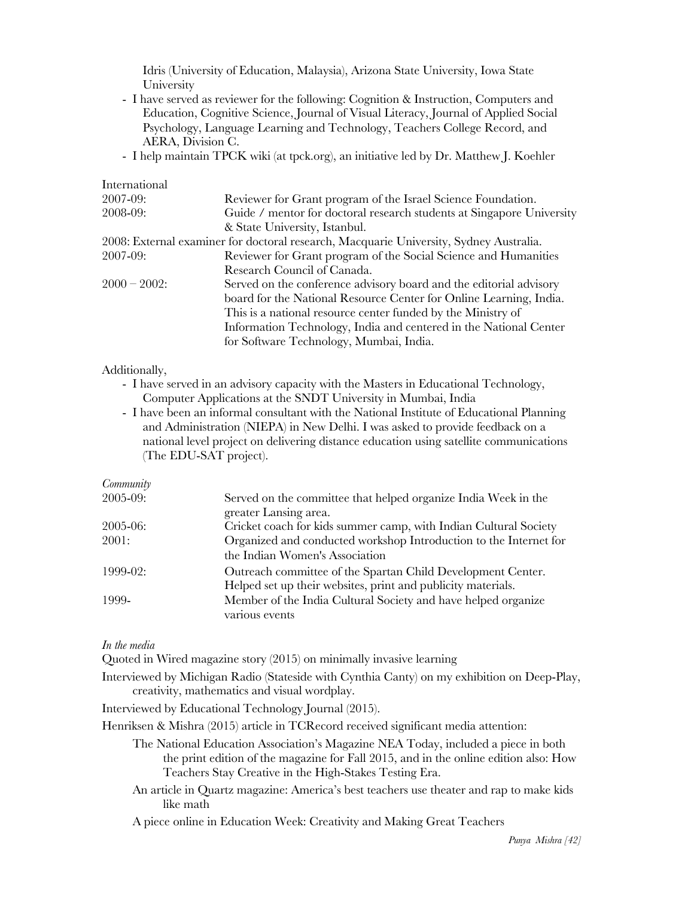Idris (University of Education, Malaysia), Arizona State University, Iowa State University

- I have served as reviewer for the following: Cognition & Instruction, Computers and Education, Cognitive Science, Journal of Visual Literacy, Journal of Applied Social Psychology, Language Learning and Technology, Teachers College Record, and AERA, Division C.
- I help maintain TPCK wiki (at tpck.org), an initiative led by Dr. Matthew J. Koehler

International

2007-09: Reviewer for Grant program of the Israel Science Foundation.

2008-09: Guide / mentor for doctoral research students at Singapore University & State University, Istanbul.

2008: External examiner for doctoral research, Macquarie University, Sydney Australia.

2007-09: Reviewer for Grant program of the Social Science and Humanities Research Council of Canada.

2000 – 2002: Served on the conference advisory board and the editorial advisory board for the National Resource Center for Online Learning, India. This is a national resource center funded by the Ministry of Information Technology, India and centered in the National Center for Software Technology, Mumbai, India.

Additionally,

- I have served in an advisory capacity with the Masters in Educational Technology, Computer Applications at the SNDT University in Mumbai, India
- I have been an informal consultant with the National Institute of Educational Planning and Administration (NIEPA) in New Delhi. I was asked to provide feedback on a national level project on delivering distance education using satellite communications (The EDU-SAT project).

*Community*

2005-09: Served on the committee that helped organize India Week in the greater Lansing area.

2005-06: Cricket coach for kids summer camp, with Indian Cultural Society

2001: Organized and conducted workshop Introduction to the Internet for the Indian Women's Association

1999-02: Outreach committee of the Spartan Child Development Center. Helped set up their websites, print and publicity materials.

1999- Member of the India Cultural Society and have helped organize various events

*In the media*

Quoted in Wired magazine story (2015) on minimally invasive learning

Interviewed by Michigan Radio (Stateside with Cynthia Canty) on my exhibition on Deep-Play, creativity, mathematics and visual wordplay.

Interviewed by Educational Technology Journal (2015).

Henriksen & Mishra (2015) article in TCRecord received significant media attention:

- The National Education Association's Magazine NEA Today, included a piece in both the print edition of the magazine for Fall 2015, and in the online edition also: How Teachers Stay Creative in the High-Stakes Testing Era.
- An article in Quartz magazine: America's best teachers use theater and rap to make kids like math
- A piece online in Education Week: Creativity and Making Great Teachers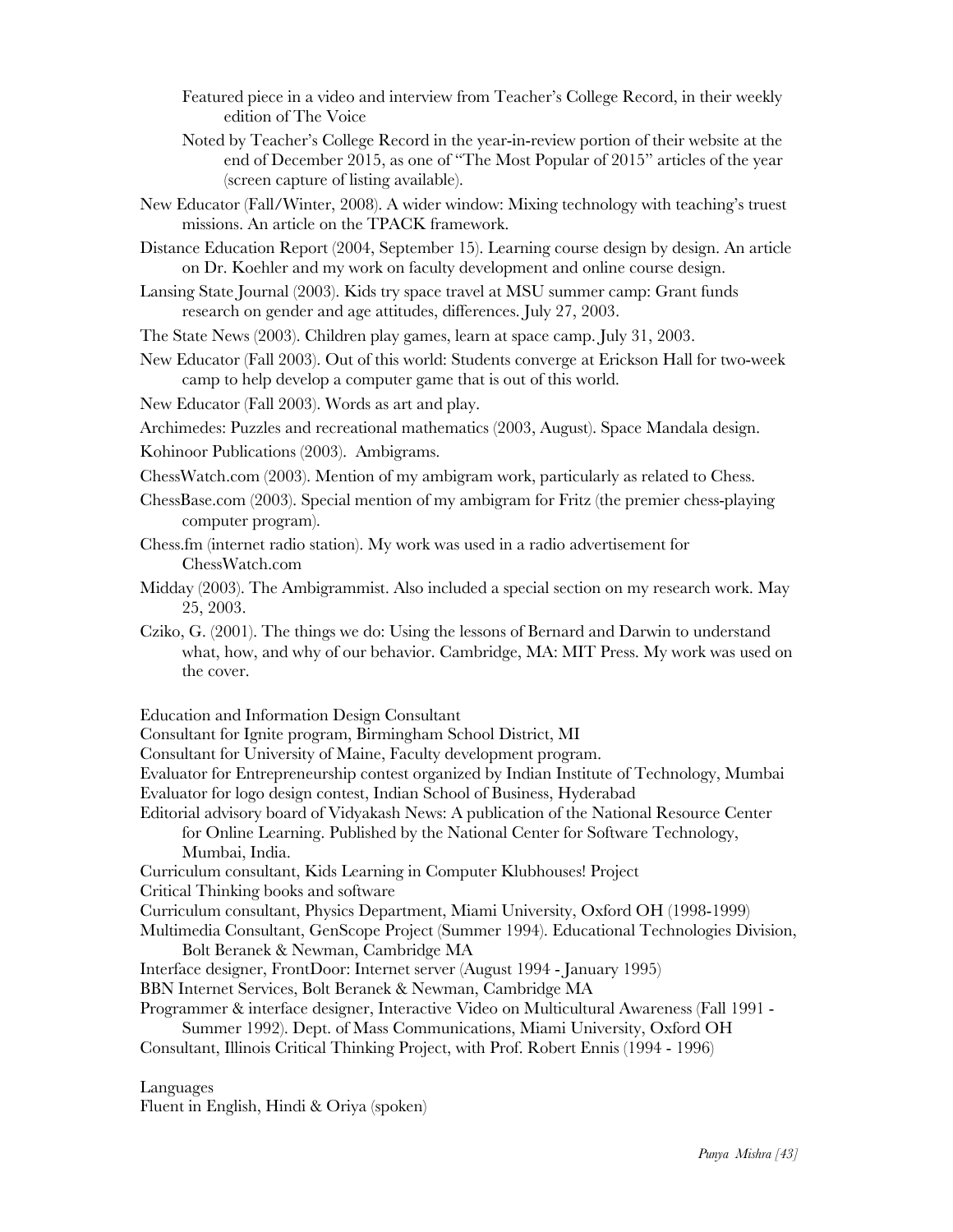Featured piece in a video and interview from Teacher's College Record, in their weekly edition of The Voice

Noted by Teacher's College Record in the year-in-review portion of their website at the end of December 2015, as one of "The Most Popular of 2015" articles of the year (screen capture of listing available).

New Educator (Fall/Winter, 2008). A wider window: Mixing technology with teaching's truest missions. An article on the TPACK framework.

Distance Education Report (2004, September 15). Learning course design by design. An article on Dr. Koehler and my work on faculty development and online course design.

Lansing State Journal (2003). Kids try space travel at MSU summer camp: Grant funds research on gender and age attitudes, differences. July 27, 2003.

The State News (2003). Children play games, learn at space camp. July 31, 2003.

New Educator (Fall 2003). Out of this world: Students converge at Erickson Hall for two-week camp to help develop a computer game that is out of this world.

New Educator (Fall 2003). Words as art and play.

Archimedes: Puzzles and recreational mathematics (2003, August). Space Mandala design.

Kohinoor Publications (2003). Ambigrams.

ChessWatch.com (2003). Mention of my ambigram work, particularly as related to Chess.

ChessBase.com (2003). Special mention of my ambigram for Fritz (the premier chess-playing computer program).

Chess.fm (internet radio station). My work was used in a radio advertisement for ChessWatch.com

Midday (2003). The Ambigrammist. Also included a special section on my research work. May 25, 2003.

Cziko, G. (2001). The things we do: Using the lessons of Bernard and Darwin to understand what, how, and why of our behavior. Cambridge, MA: MIT Press. My work was used on the cover.

Education and Information Design Consultant

Consultant for Ignite program, Birmingham School District, MI

Consultant for University of Maine, Faculty development program.

Evaluator for Entrepreneurship contest organized by Indian Institute of Technology, Mumbai

Evaluator for logo design contest, Indian School of Business, Hyderabad

Editorial advisory board of Vidyakash News: A publication of the National Resource Center for Online Learning. Published by the National Center for Software Technology, Mumbai, India.

Curriculum consultant, Kids Learning in Computer Klubhouses! Project

Critical Thinking books and software

Curriculum consultant, Physics Department, Miami University, Oxford OH (1998-1999)

Multimedia Consultant, GenScope Project (Summer 1994). Educational Technologies Division, Bolt Beranek & Newman, Cambridge MA

Interface designer, FrontDoor: Internet server (August 1994 - January 1995)

BBN Internet Services, Bolt Beranek & Newman, Cambridge MA

Programmer & interface designer, Interactive Video on Multicultural Awareness (Fall 1991 - Summer 1992). Dept. of Mass Communications, Miami University, Oxford OH

Consultant, Illinois Critical Thinking Project, with Prof. Robert Ennis (1994 - 1996)

Languages

Fluent in English, Hindi & Oriya (spoken)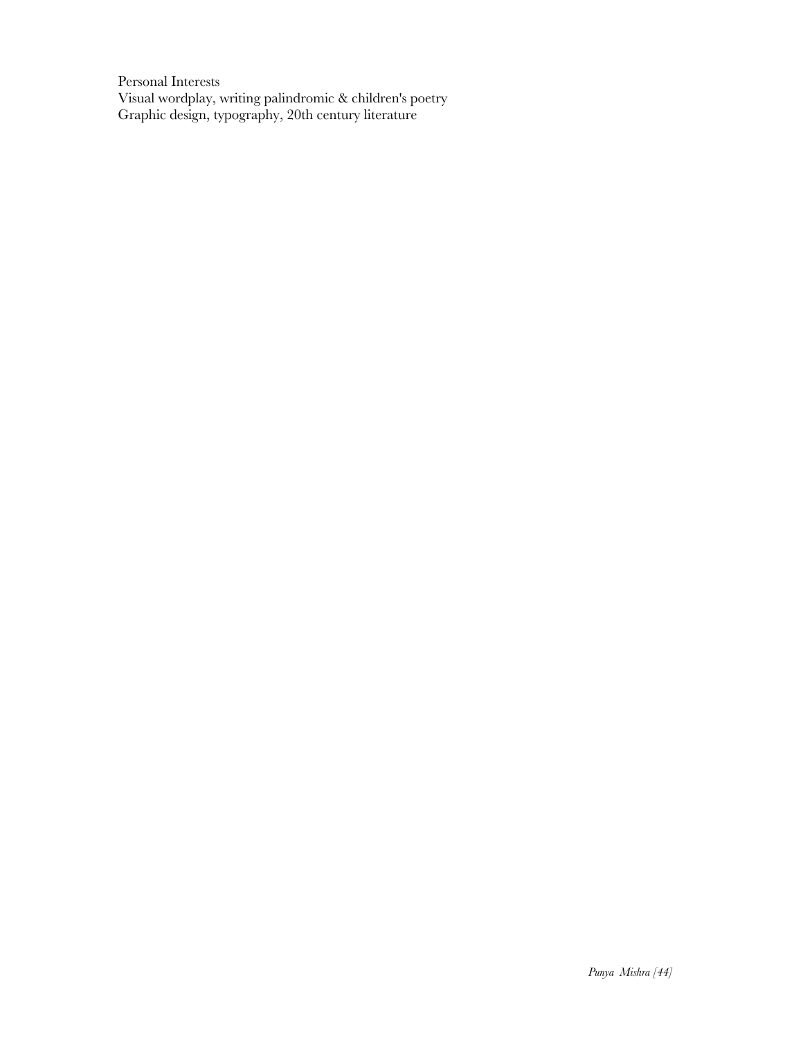Personal Interests

Visual wordplay, writing palindromic & children's poetry

Graphic design, typography, 20th century literature